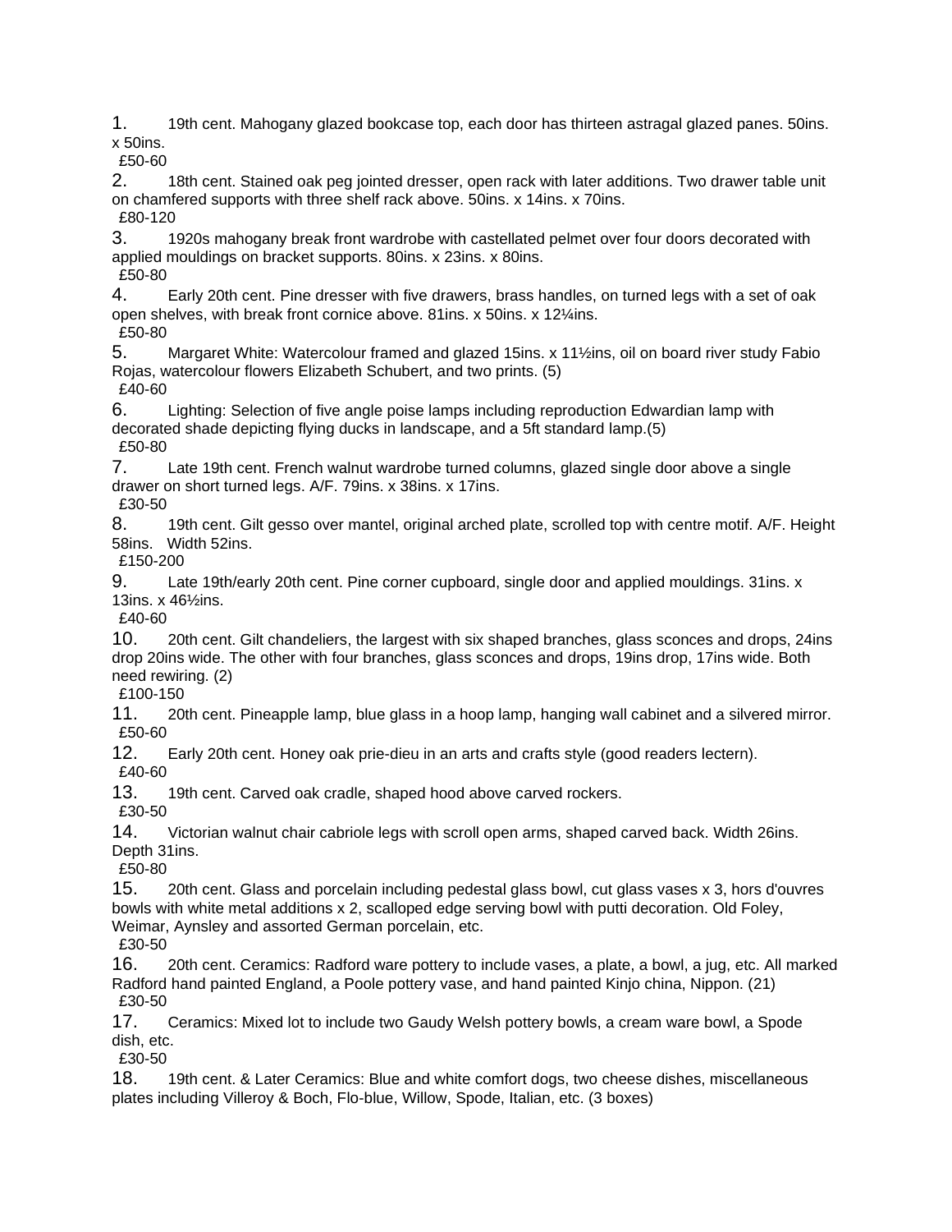1. 19th cent. Mahogany glazed bookcase top, each door has thirteen astragal glazed panes. 50ins. x 50ins.
£50-60

2. 18th cent. Stained oak peg jointed dresser, open rack with later additions. Two drawer table unit on chamfered supports with three shelf rack above. 50ins. x 14ins. x 70ins.
£80-120

3. 1920s mahogany break front wardrobe with castellated pelmet over four doors decorated with applied mouldings on bracket supports. 80ins. x 23ins. x 80ins.
£50-80

4. Early 20th cent. Pine dresser with five drawers, brass handles, on turned legs with a set of oak open shelves, with break front cornice above. 81ins. x 50ins. x 12¼ins.
£50-80

5. Margaret White: Watercolour framed and glazed 15ins. x 11½ins, oil on board river study Fabio Rojas, watercolour flowers Elizabeth Schubert, and two prints. (5)
£40-60

6. Lighting: Selection of five angle poise lamps including reproduction Edwardian lamp with decorated shade depicting flying ducks in landscape, and a 5ft standard lamp.(5)
£50-80

7. Late 19th cent. French walnut wardrobe turned columns, glazed single door above a single drawer on short turned legs. A/F. 79ins. x 38ins. x 17ins.
£30-50

8. 19th cent. Gilt gesso over mantel, original arched plate, scrolled top with centre motif. A/F. Height 58ins. Width 52ins.
£150-200

9. Late 19th/early 20th cent. Pine corner cupboard, single door and applied mouldings. 31ins. x 13ins. x 46½ins.
£40-60

10. 20th cent. Gilt chandeliers, the largest with six shaped branches, glass sconces and drops, 24ins drop 20ins wide. The other with four branches, glass sconces and drops, 19ins drop, 17ins wide. Both need rewiring. (2)
£100-150

11. 20th cent. Pineapple lamp, blue glass in a hoop lamp, hanging wall cabinet and a silvered mirror.
£50-60

12. Early 20th cent. Honey oak prie-dieu in an arts and crafts style (good readers lectern).
£40-60

13. 19th cent. Carved oak cradle, shaped hood above carved rockers.
£30-50

14. Victorian walnut chair cabriole legs with scroll open arms, shaped carved back. Width 26ins. Depth 31ins.
£50-80

15. 20th cent. Glass and porcelain including pedestal glass bowl, cut glass vases x 3, hors d'ouvres bowls with white metal additions x 2, scalloped edge serving bowl with putti decoration. Old Foley, Weimar, Aynsley and assorted German porcelain, etc.
£30-50

16. 20th cent. Ceramics: Radford ware pottery to include vases, a plate, a bowl, a jug, etc. All marked Radford hand painted England, a Poole pottery vase, and hand painted Kinjo china, Nippon. (21)
£30-50

17. Ceramics: Mixed lot to include two Gaudy Welsh pottery bowls, a cream ware bowl, a Spode dish, etc.
£30-50

18. 19th cent. & Later Ceramics: Blue and white comfort dogs, two cheese dishes, miscellaneous plates including Villeroy & Boch, Flo-blue, Willow, Spode, Italian, etc. (3 boxes)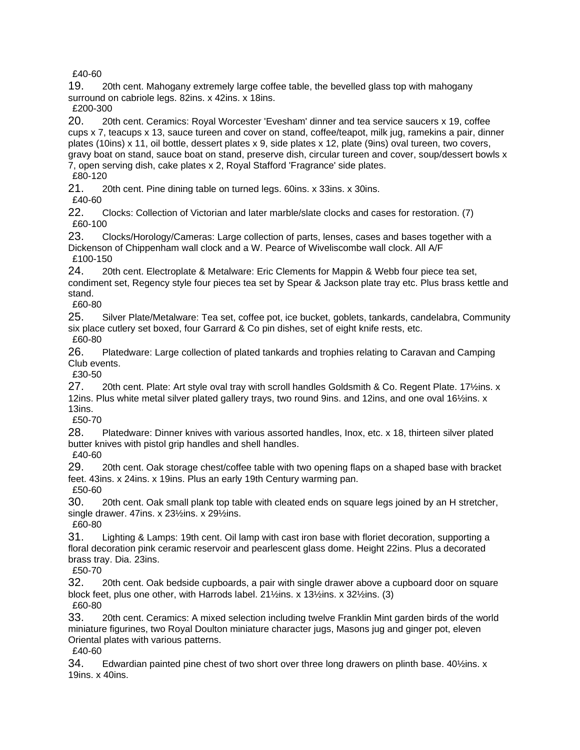£40-60

19. 20th cent. Mahogany extremely large coffee table, the bevelled glass top with mahogany surround on cabriole legs. 82ins. x 42ins. x 18ins.
£200-300

20. 20th cent. Ceramics: Royal Worcester 'Evesham' dinner and tea service saucers x 19, coffee cups x 7, teacups x 13, sauce tureen and cover on stand, coffee/teapot, milk jug, ramekins a pair, dinner plates (10ins) x 11, oil bottle, dessert plates x 9, side plates x 12, plate (9ins) oval tureen, two covers, gravy boat on stand, sauce boat on stand, preserve dish, circular tureen and cover, soup/dessert bowls x 7, open serving dish, cake plates x 2, Royal Stafford 'Fragrance' side plates.
£80-120

21. 20th cent. Pine dining table on turned legs. 60ins. x 33ins. x 30ins.
£40-60

22. Clocks: Collection of Victorian and later marble/slate clocks and cases for restoration. (7)
£60-100

23. Clocks/Horology/Cameras: Large collection of parts, lenses, cases and bases together with a Dickenson of Chippenham wall clock and a W. Pearce of Wiveliscombe wall clock. All A/F
£100-150

24. 20th cent. Electroplate & Metalware: Eric Clements for Mappin & Webb four piece tea set, condiment set, Regency style four pieces tea set by Spear & Jackson plate tray etc. Plus brass kettle and stand.
£60-80

25. Silver Plate/Metalware: Tea set, coffee pot, ice bucket, goblets, tankards, candelabra, Community six place cutlery set boxed, four Garrard & Co pin dishes, set of eight knife rests, etc.
£60-80

26. Platedware: Large collection of plated tankards and trophies relating to Caravan and Camping Club events.
£30-50

27. 20th cent. Plate: Art style oval tray with scroll handles Goldsmith & Co. Regent Plate. 17½ins. x 12ins. Plus white metal silver plated gallery trays, two round 9ins. and 12ins, and one oval 16½ins. x 13ins.
£50-70

28. Platedware: Dinner knives with various assorted handles, Inox, etc. x 18, thirteen silver plated butter knives with pistol grip handles and shell handles.
£40-60

29. 20th cent. Oak storage chest/coffee table with two opening flaps on a shaped base with bracket feet. 43ins. x 24ins. x 19ins. Plus an early 19th Century warming pan.
£50-60

30. 20th cent. Oak small plank top table with cleated ends on square legs joined by an H stretcher, single drawer. 47ins. x 23½ins. x 29½ins.
£60-80

31. Lighting & Lamps: 19th cent. Oil lamp with cast iron base with floriet decoration, supporting a floral decoration pink ceramic reservoir and pearlescent glass dome. Height 22ins. Plus a decorated brass tray. Dia. 23ins.
£50-70

32. 20th cent. Oak bedside cupboards, a pair with single drawer above a cupboard door on square block feet, plus one other, with Harrods label. 21½ins. x 13½ins. x 32½ins. (3)
£60-80

33. 20th cent. Ceramics: A mixed selection including twelve Franklin Mint garden birds of the world miniature figurines, two Royal Doulton miniature character jugs, Masons jug and ginger pot, eleven Oriental plates with various patterns.
£40-60

34. Edwardian painted pine chest of two short over three long drawers on plinth base. 40½ins. x 19ins. x 40ins.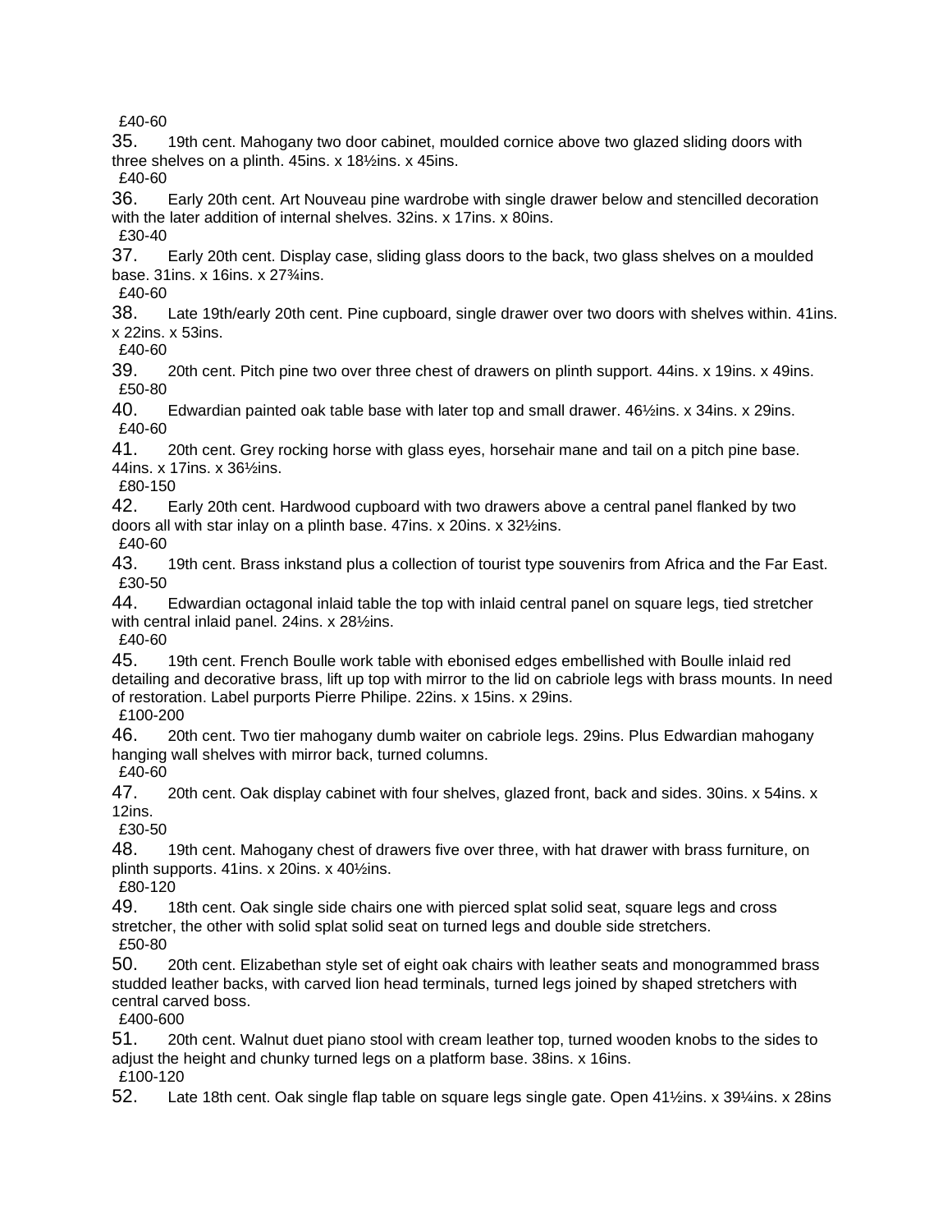£40-60

35. 19th cent. Mahogany two door cabinet, moulded cornice above two glazed sliding doors with three shelves on a plinth. 45ins. x 18½ins. x 45ins.
£40-60

36. Early 20th cent. Art Nouveau pine wardrobe with single drawer below and stencilled decoration with the later addition of internal shelves. 32ins. x 17ins. x 80ins.
£30-40

37. Early 20th cent. Display case, sliding glass doors to the back, two glass shelves on a moulded base. 31ins. x 16ins. x 27¾ins.
£40-60

38. Late 19th/early 20th cent. Pine cupboard, single drawer over two doors with shelves within. 41ins. x 22ins. x 53ins.
£40-60

39. 20th cent. Pitch pine two over three chest of drawers on plinth support. 44ins. x 19ins. x 49ins.
£50-80

40. Edwardian painted oak table base with later top and small drawer. 46½ins. x 34ins. x 29ins.
£40-60

41. 20th cent. Grey rocking horse with glass eyes, horsehair mane and tail on a pitch pine base. 44ins. x 17ins. x 36½ins.
£80-150

42. Early 20th cent. Hardwood cupboard with two drawers above a central panel flanked by two doors all with star inlay on a plinth base. 47ins. x 20ins. x 32½ins.
£40-60

43. 19th cent. Brass inkstand plus a collection of tourist type souvenirs from Africa and the Far East.
£30-50

44. Edwardian octagonal inlaid table the top with inlaid central panel on square legs, tied stretcher with central inlaid panel. 24ins. x 28½ins.
£40-60

45. 19th cent. French Boulle work table with ebonised edges embellished with Boulle inlaid red detailing and decorative brass, lift up top with mirror to the lid on cabriole legs with brass mounts. In need of restoration. Label purports Pierre Philipe. 22ins. x 15ins. x 29ins.
£100-200

46. 20th cent. Two tier mahogany dumb waiter on cabriole legs. 29ins. Plus Edwardian mahogany hanging wall shelves with mirror back, turned columns.
£40-60

47. 20th cent. Oak display cabinet with four shelves, glazed front, back and sides. 30ins. x 54ins. x 12ins.
£30-50

48. 19th cent. Mahogany chest of drawers five over three, with hat drawer with brass furniture, on plinth supports. 41ins. x 20ins. x 40½ins.
£80-120

49. 18th cent. Oak single side chairs one with pierced splat solid seat, square legs and cross stretcher, the other with solid splat solid seat on turned legs and double side stretchers.
£50-80

50. 20th cent. Elizabethan style set of eight oak chairs with leather seats and monogrammed brass studded leather backs, with carved lion head terminals, turned legs joined by shaped stretchers with central carved boss.
£400-600

51. 20th cent. Walnut duet piano stool with cream leather top, turned wooden knobs to the sides to adjust the height and chunky turned legs on a platform base. 38ins. x 16ins.
£100-120

52. Late 18th cent. Oak single flap table on square legs single gate. Open 41½ins. x 39¼ins. x 28ins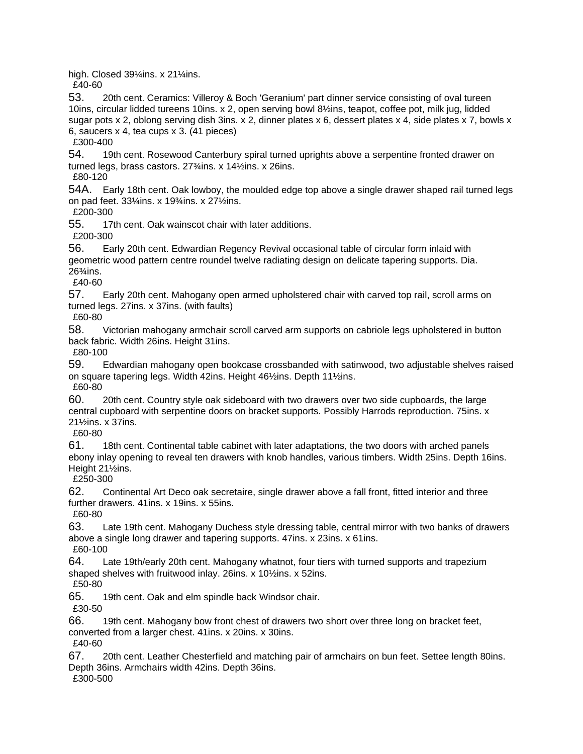high. Closed 39¼ins. x 21¼ins.
£40-60

53. 20th cent. Ceramics: Villeroy & Boch 'Geranium' part dinner service consisting of oval tureen 10ins, circular lidded tureens 10ins. x 2, open serving bowl 8½ins, teapot, coffee pot, milk jug, lidded sugar pots x 2, oblong serving dish 3ins. x 2, dinner plates x 6, dessert plates x 4, side plates x 7, bowls x 6, saucers x 4, tea cups x 3. (41 pieces)
£300-400

54. 19th cent. Rosewood Canterbury spiral turned uprights above a serpentine fronted drawer on turned legs, brass castors. 27¾ins. x 14½ins. x 26ins.
£80-120

54A. Early 18th cent. Oak lowboy, the moulded edge top above a single drawer shaped rail turned legs on pad feet. 33¼ins. x 19¾ins. x 27½ins.
£200-300

55. 17th cent. Oak wainscot chair with later additions.
£200-300

56. Early 20th cent. Edwardian Regency Revival occasional table of circular form inlaid with geometric wood pattern centre roundel twelve radiating design on delicate tapering supports. Dia. 26¾ins.
£40-60

57. Early 20th cent. Mahogany open armed upholstered chair with carved top rail, scroll arms on turned legs. 27ins. x 37ins. (with faults)
£60-80

58. Victorian mahogany armchair scroll carved arm supports on cabriole legs upholstered in button back fabric. Width 26ins. Height 31ins.
£80-100

59. Edwardian mahogany open bookcase crossbanded with satinwood, two adjustable shelves raised on square tapering legs. Width 42ins. Height 46½ins. Depth 11½ins.
£60-80

60. 20th cent. Country style oak sideboard with two drawers over two side cupboards, the large central cupboard with serpentine doors on bracket supports. Possibly Harrods reproduction. 75ins. x 21½ins. x 37ins.
£60-80

61. 18th cent. Continental table cabinet with later adaptations, the two doors with arched panels ebony inlay opening to reveal ten drawers with knob handles, various timbers. Width 25ins. Depth 16ins. Height 21½ins.
£250-300

62. Continental Art Deco oak secretaire, single drawer above a fall front, fitted interior and three further drawers. 41ins. x 19ins. x 55ins.
£60-80

63. Late 19th cent. Mahogany Duchess style dressing table, central mirror with two banks of drawers above a single long drawer and tapering supports. 47ins. x 23ins. x 61ins.
£60-100

64. Late 19th/early 20th cent. Mahogany whatnot, four tiers with turned supports and trapezium shaped shelves with fruitwood inlay. 26ins. x 10½ins. x 52ins.
£50-80

65. 19th cent. Oak and elm spindle back Windsor chair.
£30-50

66. 19th cent. Mahogany bow front chest of drawers two short over three long on bracket feet, converted from a larger chest. 41ins. x 20ins. x 30ins.
£40-60

67. 20th cent. Leather Chesterfield and matching pair of armchairs on bun feet. Settee length 80ins. Depth 36ins. Armchairs width 42ins. Depth 36ins.
£300-500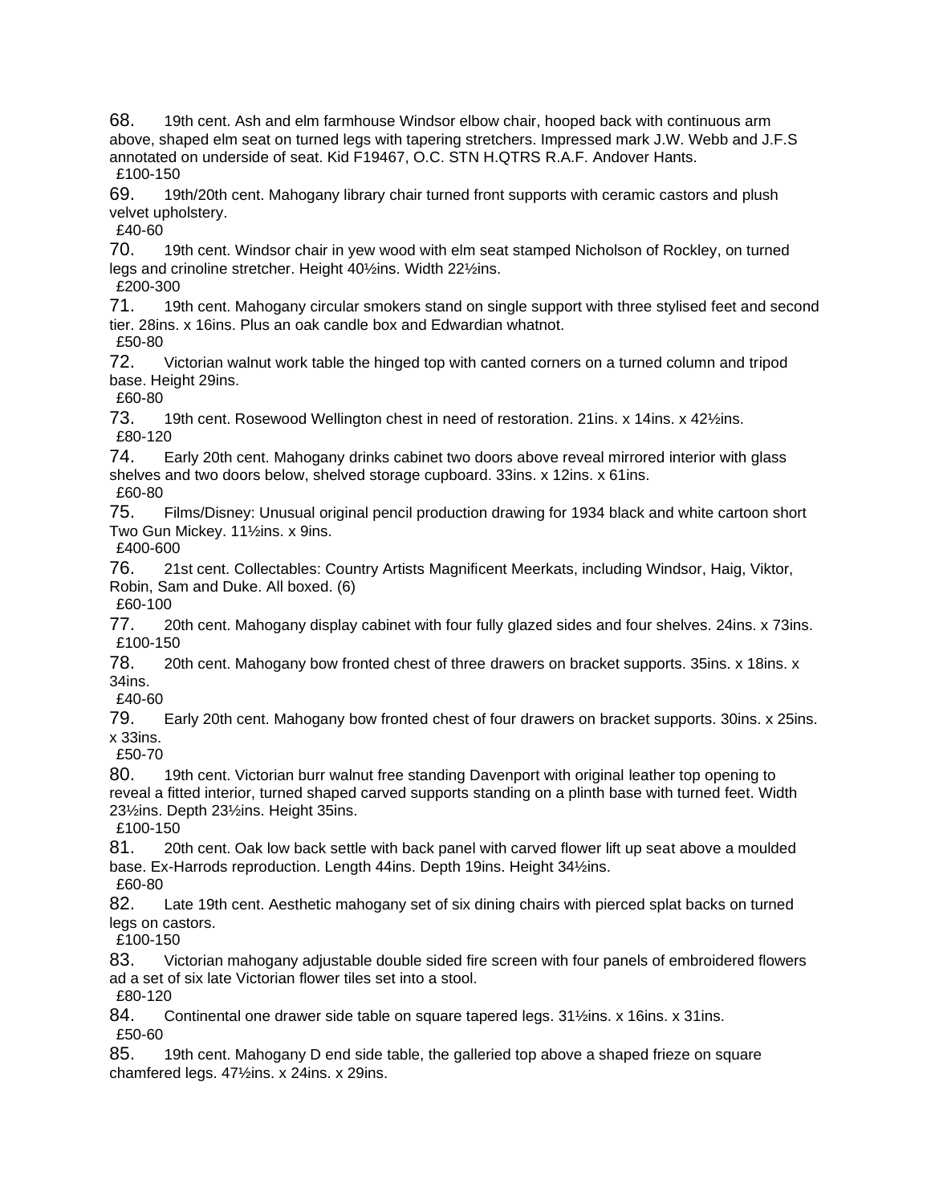68. 19th cent. Ash and elm farmhouse Windsor elbow chair, hooped back with continuous arm above, shaped elm seat on turned legs with tapering stretchers. Impressed mark J.W. Webb and J.F.S annotated on underside of seat. Kid F19467, O.C. STN H.QTRS R.A.F. Andover Hants.
£100-150

69. 19th/20th cent. Mahogany library chair turned front supports with ceramic castors and plush velvet upholstery.
£40-60

70. 19th cent. Windsor chair in yew wood with elm seat stamped Nicholson of Rockley, on turned legs and crinoline stretcher. Height 40½ins. Width 22½ins.
£200-300

71. 19th cent. Mahogany circular smokers stand on single support with three stylised feet and second tier. 28ins. x 16ins. Plus an oak candle box and Edwardian whatnot.
£50-80

72. Victorian walnut work table the hinged top with canted corners on a turned column and tripod base. Height 29ins.
£60-80

73. 19th cent. Rosewood Wellington chest in need of restoration. 21ins. x 14ins. x 42½ins.
£80-120

74. Early 20th cent. Mahogany drinks cabinet two doors above reveal mirrored interior with glass shelves and two doors below, shelved storage cupboard. 33ins. x 12ins. x 61ins.
£60-80

75. Films/Disney: Unusual original pencil production drawing for 1934 black and white cartoon short Two Gun Mickey. 11½ins. x 9ins.
£400-600

76. 21st cent. Collectables: Country Artists Magnificent Meerkats, including Windsor, Haig, Viktor, Robin, Sam and Duke. All boxed. (6)
£60-100

77. 20th cent. Mahogany display cabinet with four fully glazed sides and four shelves. 24ins. x 73ins.
£100-150

78. 20th cent. Mahogany bow fronted chest of three drawers on bracket supports. 35ins. x 18ins. x 34ins.
£40-60

79. Early 20th cent. Mahogany bow fronted chest of four drawers on bracket supports. 30ins. x 25ins. x 33ins.
£50-70

80. 19th cent. Victorian burr walnut free standing Davenport with original leather top opening to reveal a fitted interior, turned shaped carved supports standing on a plinth base with turned feet. Width 23½ins. Depth 23½ins. Height 35ins.
£100-150

81. 20th cent. Oak low back settle with back panel with carved flower lift up seat above a moulded base. Ex-Harrods reproduction. Length 44ins. Depth 19ins. Height 34½ins.
£60-80

82. Late 19th cent. Aesthetic mahogany set of six dining chairs with pierced splat backs on turned legs on castors.
£100-150

83. Victorian mahogany adjustable double sided fire screen with four panels of embroidered flowers ad a set of six late Victorian flower tiles set into a stool.
£80-120

84. Continental one drawer side table on square tapered legs. 31½ins. x 16ins. x 31ins.
£50-60

85. 19th cent. Mahogany D end side table, the galleried top above a shaped frieze on square chamfered legs. 47½ins. x 24ins. x 29ins.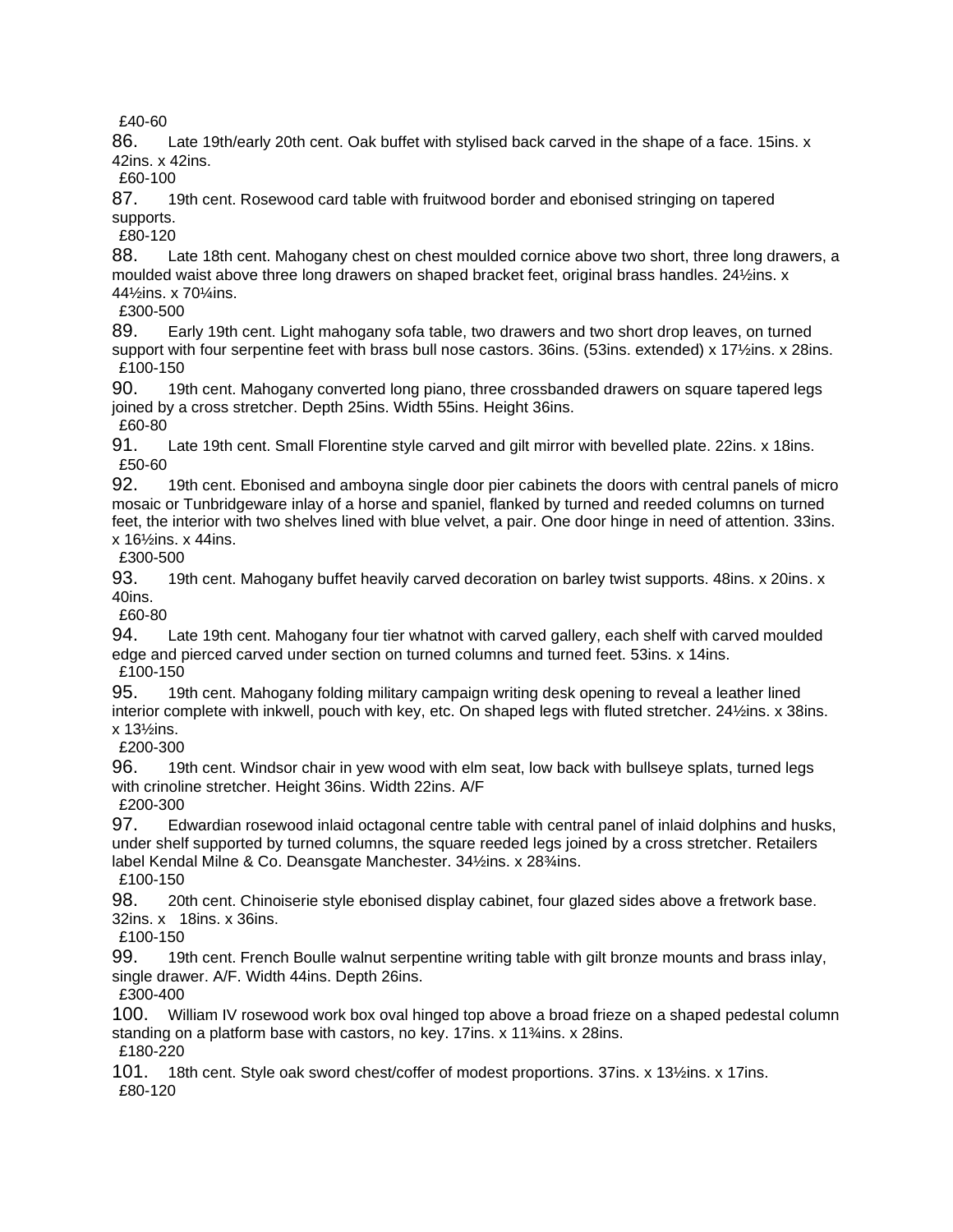£40-60

86. Late 19th/early 20th cent. Oak buffet with stylised back carved in the shape of a face. 15ins. x 42ins. x 42ins.

£60-100

87. 19th cent. Rosewood card table with fruitwood border and ebonised stringing on tapered supports.

£80-120

88. Late 18th cent. Mahogany chest on chest moulded cornice above two short, three long drawers, a moulded waist above three long drawers on shaped bracket feet, original brass handles. 24½ins. x 44½ins. x 70¼ins.

£300-500

89. Early 19th cent. Light mahogany sofa table, two drawers and two short drop leaves, on turned support with four serpentine feet with brass bull nose castors. 36ins. (53ins. extended) x 17½ins. x 28ins.

£100-150

90. 19th cent. Mahogany converted long piano, three crossbanded drawers on square tapered legs joined by a cross stretcher. Depth 25ins. Width 55ins. Height 36ins.

£60-80

91. Late 19th cent. Small Florentine style carved and gilt mirror with bevelled plate. 22ins. x 18ins.

£50-60

92. 19th cent. Ebonised and amboyna single door pier cabinets the doors with central panels of micro mosaic or Tunbridgeware inlay of a horse and spaniel, flanked by turned and reeded columns on turned feet, the interior with two shelves lined with blue velvet, a pair. One door hinge in need of attention. 33ins. x 16½ins. x 44ins.

£300-500

93. 19th cent. Mahogany buffet heavily carved decoration on barley twist supports. 48ins. x 20ins. x 40ins.

£60-80

94. Late 19th cent. Mahogany four tier whatnot with carved gallery, each shelf with carved moulded edge and pierced carved under section on turned columns and turned feet. 53ins. x 14ins.

£100-150

95. 19th cent. Mahogany folding military campaign writing desk opening to reveal a leather lined interior complete with inkwell, pouch with key, etc. On shaped legs with fluted stretcher. 24½ins. x 38ins. x 13½ins.

£200-300

96. 19th cent. Windsor chair in yew wood with elm seat, low back with bullseye splats, turned legs with crinoline stretcher. Height 36ins. Width 22ins. A/F

£200-300

97. Edwardian rosewood inlaid octagonal centre table with central panel of inlaid dolphins and husks, under shelf supported by turned columns, the square reeded legs joined by a cross stretcher. Retailers label Kendal Milne & Co. Deansgate Manchester. 34½ins. x 28¾ins.

£100-150

98. 20th cent. Chinoiserie style ebonised display cabinet, four glazed sides above a fretwork base. 32ins. x 18ins. x 36ins.

£100-150

99. 19th cent. French Boulle walnut serpentine writing table with gilt bronze mounts and brass inlay, single drawer. A/F. Width 44ins. Depth 26ins.

£300-400

100. William IV rosewood work box oval hinged top above a broad frieze on a shaped pedestal column standing on a platform base with castors, no key. 17ins. x 11¾ins. x 28ins.

£180-220

101. 18th cent. Style oak sword chest/coffer of modest proportions. 37ins. x 13½ins. x 17ins.

£80-120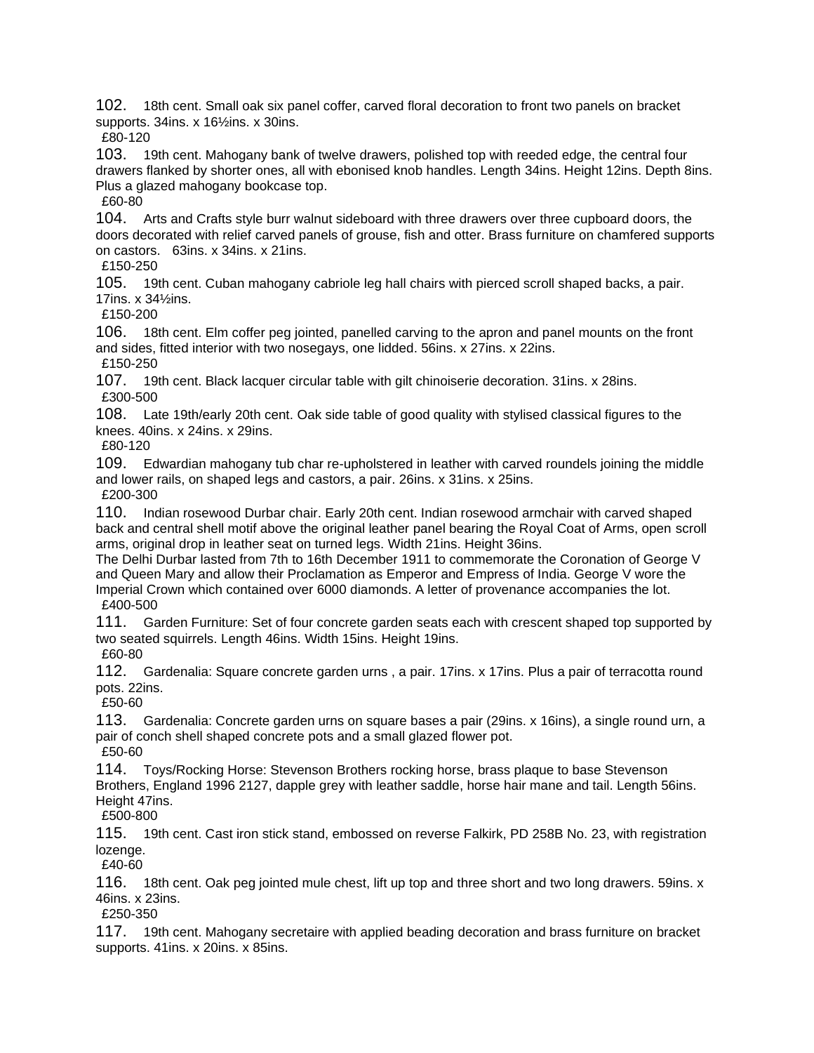102. 18th cent. Small oak six panel coffer, carved floral decoration to front two panels on bracket supports. 34ins. x 16½ins. x 30ins.
£80-120

103. 19th cent. Mahogany bank of twelve drawers, polished top with reeded edge, the central four drawers flanked by shorter ones, all with ebonised knob handles. Length 34ins. Height 12ins. Depth 8ins. Plus a glazed mahogany bookcase top.
£60-80

104. Arts and Crafts style burr walnut sideboard with three drawers over three cupboard doors, the doors decorated with relief carved panels of grouse, fish and otter. Brass furniture on chamfered supports on castors. 63ins. x 34ins. x 21ins.
£150-250

105. 19th cent. Cuban mahogany cabriole leg hall chairs with pierced scroll shaped backs, a pair. 17ins. x 34½ins.
£150-200

106. 18th cent. Elm coffer peg jointed, panelled carving to the apron and panel mounts on the front and sides, fitted interior with two nosegays, one lidded. 56ins. x 27ins. x 22ins.
£150-250

107. 19th cent. Black lacquer circular table with gilt chinoiserie decoration. 31ins. x 28ins.
£300-500

108. Late 19th/early 20th cent. Oak side table of good quality with stylised classical figures to the knees. 40ins. x 24ins. x 29ins.
£80-120

109. Edwardian mahogany tub char re-upholstered in leather with carved roundels joining the middle and lower rails, on shaped legs and castors, a pair. 26ins. x 31ins. x 25ins.
£200-300

110. Indian rosewood Durbar chair. Early 20th cent. Indian rosewood armchair with carved shaped back and central shell motif above the original leather panel bearing the Royal Coat of Arms, open scroll arms, original drop in leather seat on turned legs. Width 21ins. Height 36ins.
The Delhi Durbar lasted from 7th to 16th December 1911 to commemorate the Coronation of George V and Queen Mary and allow their Proclamation as Emperor and Empress of India. George V wore the Imperial Crown which contained over 6000 diamonds. A letter of provenance accompanies the lot.
£400-500

111. Garden Furniture: Set of four concrete garden seats each with crescent shaped top supported by two seated squirrels. Length 46ins. Width 15ins. Height 19ins.
£60-80

112. Gardenalia: Square concrete garden urns , a pair. 17ins. x 17ins. Plus a pair of terracotta round pots. 22ins.
£50-60

113. Gardenalia: Concrete garden urns on square bases a pair (29ins. x 16ins), a single round urn, a pair of conch shell shaped concrete pots and a small glazed flower pot.
£50-60

114. Toys/Rocking Horse: Stevenson Brothers rocking horse, brass plaque to base Stevenson Brothers, England 1996 2127, dapple grey with leather saddle, horse hair mane and tail. Length 56ins. Height 47ins.
£500-800

115. 19th cent. Cast iron stick stand, embossed on reverse Falkirk, PD 258B No. 23, with registration lozenge.
£40-60

116. 18th cent. Oak peg jointed mule chest, lift up top and three short and two long drawers. 59ins. x 46ins. x 23ins.
£250-350

117. 19th cent. Mahogany secretaire with applied beading decoration and brass furniture on bracket supports. 41ins. x 20ins. x 85ins.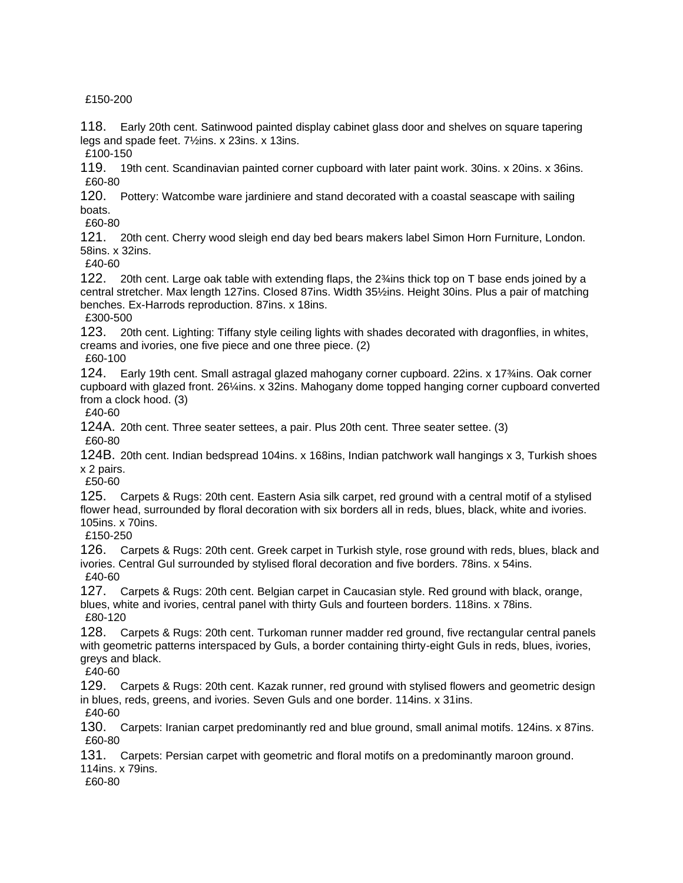£150-200

118. Early 20th cent. Satinwood painted display cabinet glass door and shelves on square tapering legs and spade feet. 7½ins. x 23ins. x 13ins.
£100-150

119. 19th cent. Scandinavian painted corner cupboard with later paint work. 30ins. x 20ins. x 36ins.
£60-80

120. Pottery: Watcombe ware jardiniere and stand decorated with a coastal seascape with sailing boats.
£60-80

121. 20th cent. Cherry wood sleigh end day bed bears makers label Simon Horn Furniture, London. 58ins. x 32ins.
£40-60

122. 20th cent. Large oak table with extending flaps, the 2¾ins thick top on T base ends joined by a central stretcher. Max length 127ins. Closed 87ins. Width 35½ins. Height 30ins. Plus a pair of matching benches. Ex-Harrods reproduction. 87ins. x 18ins.
£300-500

123. 20th cent. Lighting: Tiffany style ceiling lights with shades decorated with dragonflies, in whites, creams and ivories, one five piece and one three piece. (2)
£60-100

124. Early 19th cent. Small astragal glazed mahogany corner cupboard. 22ins. x 17¾ins. Oak corner cupboard with glazed front. 26¼ins. x 32ins. Mahogany dome topped hanging corner cupboard converted from a clock hood. (3)
£40-60

124A. 20th cent. Three seater settees, a pair. Plus 20th cent. Three seater settee. (3)
£60-80

124B. 20th cent. Indian bedspread 104ins. x 168ins, Indian patchwork wall hangings x 3, Turkish shoes x 2 pairs.
£50-60

125. Carpets & Rugs: 20th cent. Eastern Asia silk carpet, red ground with a central motif of a stylised flower head, surrounded by floral decoration with six borders all in reds, blues, black, white and ivories. 105ins. x 70ins.
£150-250

126. Carpets & Rugs: 20th cent. Greek carpet in Turkish style, rose ground with reds, blues, black and ivories. Central Gul surrounded by stylised floral decoration and five borders. 78ins. x 54ins.
£40-60

127. Carpets & Rugs: 20th cent. Belgian carpet in Caucasian style. Red ground with black, orange, blues, white and ivories, central panel with thirty Guls and fourteen borders. 118ins. x 78ins.
£80-120

128. Carpets & Rugs: 20th cent. Turkoman runner madder red ground, five rectangular central panels with geometric patterns interspaced by Guls, a border containing thirty-eight Guls in reds, blues, ivories, greys and black.
£40-60

129. Carpets & Rugs: 20th cent. Kazak runner, red ground with stylised flowers and geometric design in blues, reds, greens, and ivories. Seven Guls and one border. 114ins. x 31ins.
£40-60

130. Carpets: Iranian carpet predominantly red and blue ground, small animal motifs. 124ins. x 87ins.
£60-80

131. Carpets: Persian carpet with geometric and floral motifs on a predominantly maroon ground. 114ins. x 79ins.
£60-80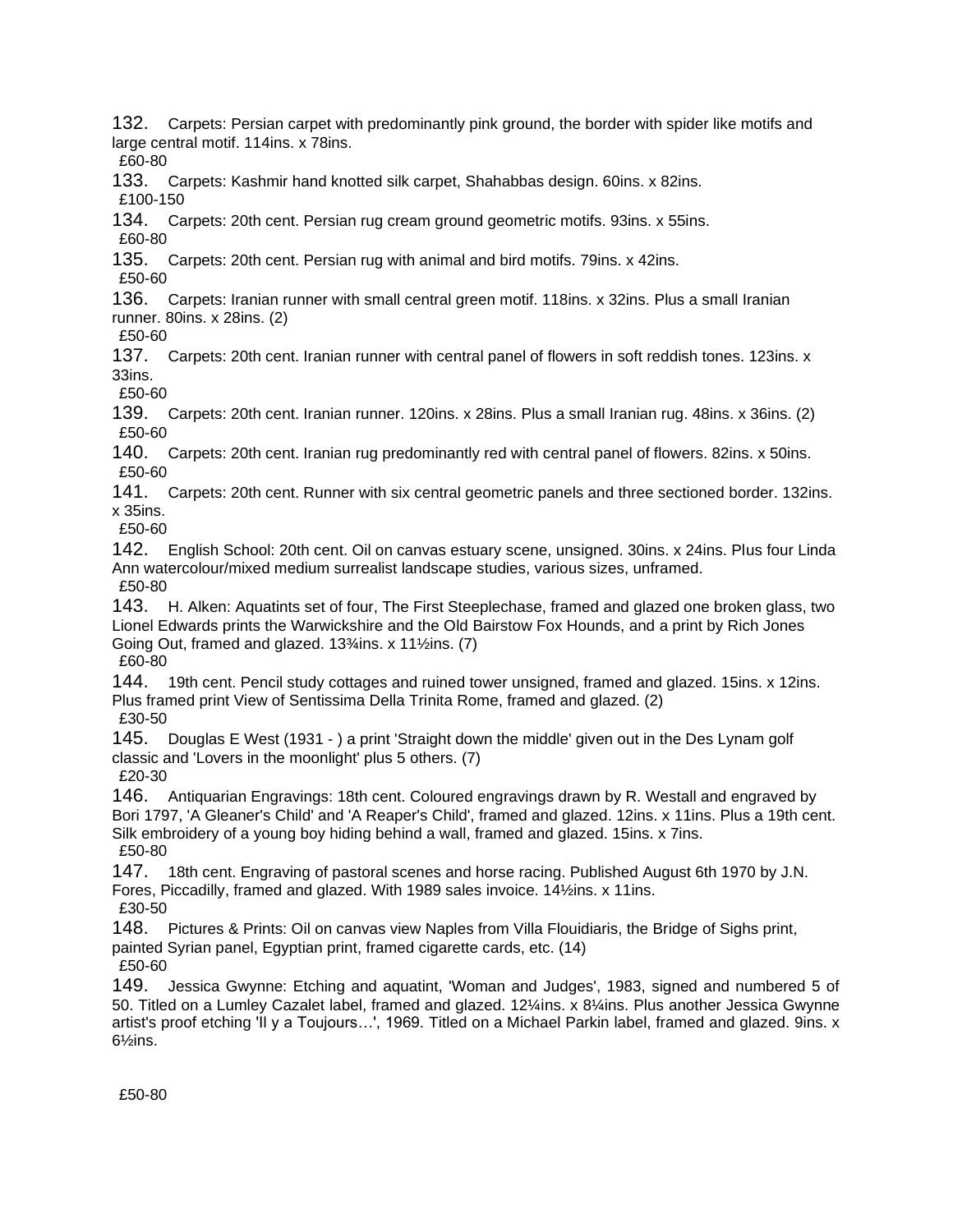132. Carpets: Persian carpet with predominantly pink ground, the border with spider like motifs and large central motif. 114ins. x 78ins.
£60-80

133. Carpets: Kashmir hand knotted silk carpet, Shahabbas design. 60ins. x 82ins.
£100-150

134. Carpets: 20th cent. Persian rug cream ground geometric motifs. 93ins. x 55ins.
£60-80

135. Carpets: 20th cent. Persian rug with animal and bird motifs. 79ins. x 42ins.
£50-60

136. Carpets: Iranian runner with small central green motif. 118ins. x 32ins. Plus a small Iranian runner. 80ins. x 28ins. (2)
£50-60

137. Carpets: 20th cent. Iranian runner with central panel of flowers in soft reddish tones. 123ins. x 33ins.
£50-60

139. Carpets: 20th cent. Iranian runner. 120ins. x 28ins. Plus a small Iranian rug. 48ins. x 36ins. (2)
£50-60

140. Carpets: 20th cent. Iranian rug predominantly red with central panel of flowers. 82ins. x 50ins.
£50-60

141. Carpets: 20th cent. Runner with six central geometric panels and three sectioned border. 132ins. x 35ins.
£50-60

142. English School: 20th cent. Oil on canvas estuary scene, unsigned. 30ins. x 24ins. Plus four Linda Ann watercolour/mixed medium surrealist landscape studies, various sizes, unframed.
£50-80

143. H. Alken: Aquatints set of four, The First Steeplechase, framed and glazed one broken glass, two Lionel Edwards prints the Warwickshire and the Old Bairstow Fox Hounds, and a print by Rich Jones Going Out, framed and glazed. 13¾ins. x 11½ins. (7)
£60-80

144. 19th cent. Pencil study cottages and ruined tower unsigned, framed and glazed. 15ins. x 12ins. Plus framed print View of Sentissima Della Trinita Rome, framed and glazed. (2)
£30-50

145. Douglas E West (1931 - ) a print 'Straight down the middle' given out in the Des Lynam golf classic and 'Lovers in the moonlight' plus 5 others. (7)
£20-30

146. Antiquarian Engravings: 18th cent. Coloured engravings drawn by R. Westall and engraved by Bori 1797, 'A Gleaner's Child' and 'A Reaper's Child', framed and glazed. 12ins. x 11ins. Plus a 19th cent. Silk embroidery of a young boy hiding behind a wall, framed and glazed. 15ins. x 7ins.
£50-80

147. 18th cent. Engraving of pastoral scenes and horse racing. Published August 6th 1970 by J.N. Fores, Piccadilly, framed and glazed. With 1989 sales invoice. 14½ins. x 11ins.
£30-50

148. Pictures & Prints: Oil on canvas view Naples from Villa Flouidiaris, the Bridge of Sighs print, painted Syrian panel, Egyptian print, framed cigarette cards, etc. (14)
£50-60

149. Jessica Gwynne: Etching and aquatint, 'Woman and Judges', 1983, signed and numbered 5 of 50. Titled on a Lumley Cazalet label, framed and glazed. 12¼ins. x 8¼ins. Plus another Jessica Gwynne artist's proof etching 'Il y a Toujours…', 1969. Titled on a Michael Parkin label, framed and glazed. 9ins. x 6½ins.

£50-80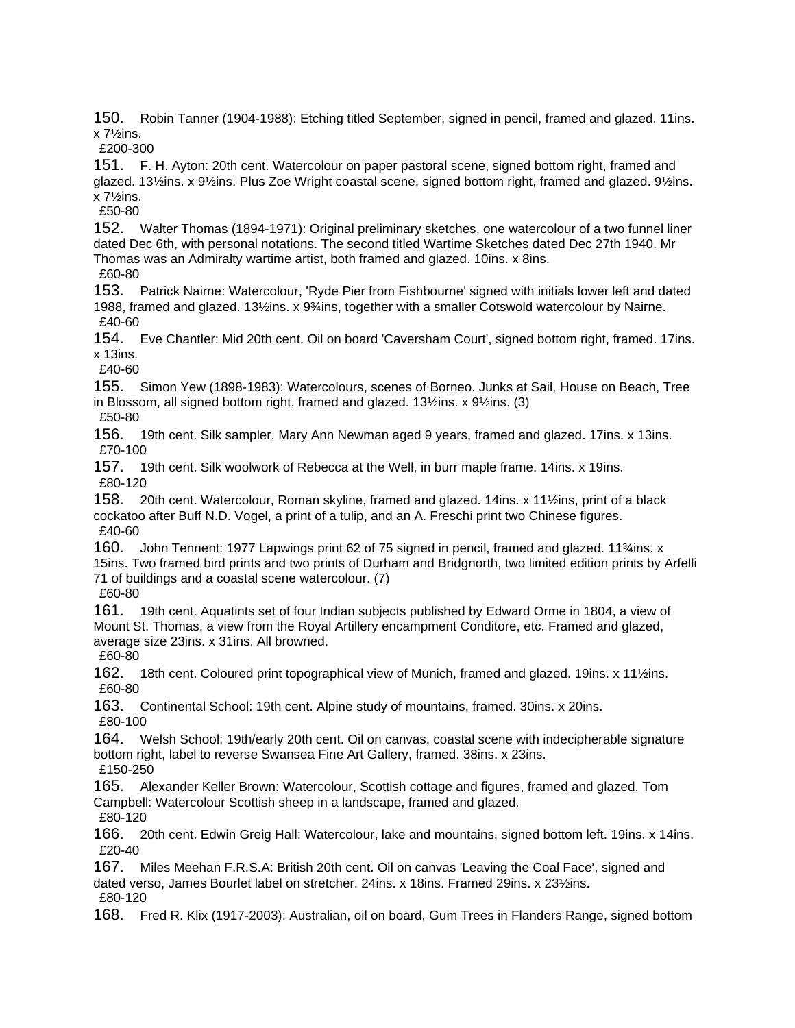150. Robin Tanner (1904-1988): Etching titled September, signed in pencil, framed and glazed. 11ins. x 7½ins.
£200-300

151. F. H. Ayton: 20th cent. Watercolour on paper pastoral scene, signed bottom right, framed and glazed. 13½ins. x 9½ins. Plus Zoe Wright coastal scene, signed bottom right, framed and glazed. 9½ins. x 7½ins.
£50-80

152. Walter Thomas (1894-1971): Original preliminary sketches, one watercolour of a two funnel liner dated Dec 6th, with personal notations. The second titled Wartime Sketches dated Dec 27th 1940. Mr Thomas was an Admiralty wartime artist, both framed and glazed. 10ins. x 8ins.
£60-80

153. Patrick Nairne: Watercolour, 'Ryde Pier from Fishbourne' signed with initials lower left and dated 1988, framed and glazed. 13½ins. x 9¾ins, together with a smaller Cotswold watercolour by Nairne.
£40-60

154. Eve Chantler: Mid 20th cent. Oil on board 'Caversham Court', signed bottom right, framed. 17ins. x 13ins.
£40-60

155. Simon Yew (1898-1983): Watercolours, scenes of Borneo. Junks at Sail, House on Beach, Tree in Blossom, all signed bottom right, framed and glazed. 13½ins. x 9½ins. (3)
£50-80

156. 19th cent. Silk sampler, Mary Ann Newman aged 9 years, framed and glazed. 17ins. x 13ins.
£70-100

157. 19th cent. Silk woolwork of Rebecca at the Well, in burr maple frame. 14ins. x 19ins.
£80-120

158. 20th cent. Watercolour, Roman skyline, framed and glazed. 14ins. x 11½ins, print of a black cockatoo after Buff N.D. Vogel, a print of a tulip, and an A. Freschi print two Chinese figures.
£40-60

160. John Tennent: 1977 Lapwings print 62 of 75 signed in pencil, framed and glazed. 11¾ins. x 15ins. Two framed bird prints and two prints of Durham and Bridgnorth, two limited edition prints by Arfelli 71 of buildings and a coastal scene watercolour. (7)
£60-80

161. 19th cent. Aquatints set of four Indian subjects published by Edward Orme in 1804, a view of Mount St. Thomas, a view from the Royal Artillery encampment Conditore, etc. Framed and glazed, average size 23ins. x 31ins. All browned.
£60-80

162. 18th cent. Coloured print topographical view of Munich, framed and glazed. 19ins. x 11½ins.
£60-80

163. Continental School: 19th cent. Alpine study of mountains, framed. 30ins. x 20ins.
£80-100

164. Welsh School: 19th/early 20th cent. Oil on canvas, coastal scene with indecipherable signature bottom right, label to reverse Swansea Fine Art Gallery, framed. 38ins. x 23ins.
£150-250

165. Alexander Keller Brown: Watercolour, Scottish cottage and figures, framed and glazed. Tom Campbell: Watercolour Scottish sheep in a landscape, framed and glazed.
£80-120

166. 20th cent. Edwin Greig Hall: Watercolour, lake and mountains, signed bottom left. 19ins. x 14ins.
£20-40

167. Miles Meehan F.R.S.A: British 20th cent. Oil on canvas 'Leaving the Coal Face', signed and dated verso, James Bourlet label on stretcher. 24ins. x 18ins. Framed 29ins. x 23½ins.
£80-120

168. Fred R. Klix (1917-2003): Australian, oil on board, Gum Trees in Flanders Range, signed bottom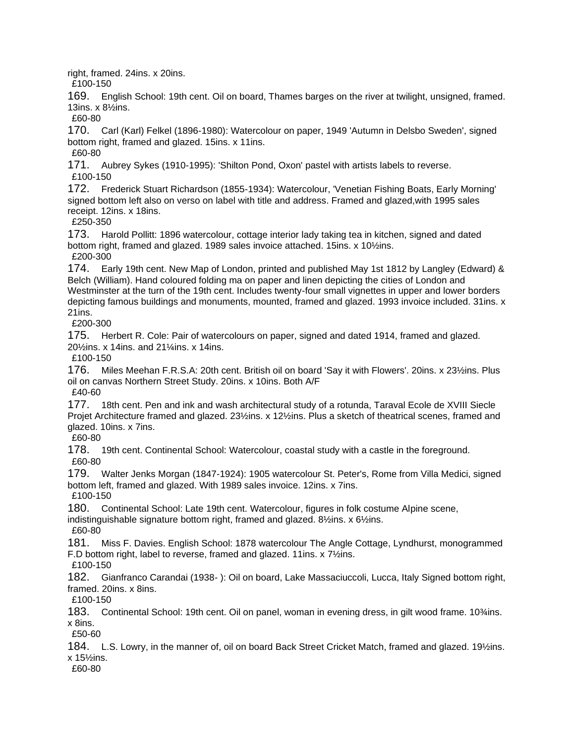right, framed. 24ins. x 20ins.
£100-150

169. English School: 19th cent. Oil on board, Thames barges on the river at twilight, unsigned, framed. 13ins. x 8½ins.
£60-80

170. Carl (Karl) Felkel (1896-1980): Watercolour on paper, 1949 'Autumn in Delsbo Sweden', signed bottom right, framed and glazed. 15ins. x 11ins.
£60-80

171. Aubrey Sykes (1910-1995): 'Shilton Pond, Oxon' pastel with artists labels to reverse.
£100-150

172. Frederick Stuart Richardson (1855-1934): Watercolour, 'Venetian Fishing Boats, Early Morning' signed bottom left also on verso on label with title and address. Framed and glazed,with 1995 sales receipt. 12ins. x 18ins.
£250-350

173. Harold Pollitt: 1896 watercolour, cottage interior lady taking tea in kitchen, signed and dated bottom right, framed and glazed. 1989 sales invoice attached. 15ins. x 10½ins.
£200-300

174. Early 19th cent. New Map of London, printed and published May 1st 1812 by Langley (Edward) & Belch (William). Hand coloured folding ma on paper and linen depicting the cities of London and Westminster at the turn of the 19th cent. Includes twenty-four small vignettes in upper and lower borders depicting famous buildings and monuments, mounted, framed and glazed. 1993 invoice included. 31ins. x 21ins.
£200-300

175. Herbert R. Cole: Pair of watercolours on paper, signed and dated 1914, framed and glazed. 20½ins. x 14ins. and 21¼ins. x 14ins.
£100-150

176. Miles Meehan F.R.S.A: 20th cent. British oil on board 'Say it with Flowers'. 20ins. x 23½ins. Plus oil on canvas Northern Street Study. 20ins. x 10ins. Both A/F
£40-60

177. 18th cent. Pen and ink and wash architectural study of a rotunda, Taraval Ecole de XVIII Siecle Projet Architecture framed and glazed. 23½ins. x 12½ins. Plus a sketch of theatrical scenes, framed and glazed. 10ins. x 7ins.
£60-80

178. 19th cent. Continental School: Watercolour, coastal study with a castle in the foreground.
£60-80

179. Walter Jenks Morgan (1847-1924): 1905 watercolour St. Peter's, Rome from Villa Medici, signed bottom left, framed and glazed. With 1989 sales invoice. 12ins. x 7ins.
£100-150

180. Continental School: Late 19th cent. Watercolour, figures in folk costume Alpine scene, indistinguishable signature bottom right, framed and glazed. 8½ins. x 6½ins.
£60-80

181. Miss F. Davies. English School: 1878 watercolour The Angle Cottage, Lyndhurst, monogrammed F.D bottom right, label to reverse, framed and glazed. 11ins. x 7½ins.
£100-150

182. Gianfranco Carandai (1938- ): Oil on board, Lake Massaciuccoli, Lucca, Italy Signed bottom right, framed. 20ins. x 8ins.
£100-150

183. Continental School: 19th cent. Oil on panel, woman in evening dress, in gilt wood frame. 10¾ins. x 8ins.
£50-60

184. L.S. Lowry, in the manner of, oil on board Back Street Cricket Match, framed and glazed. 19½ins. x 15½ins.
£60-80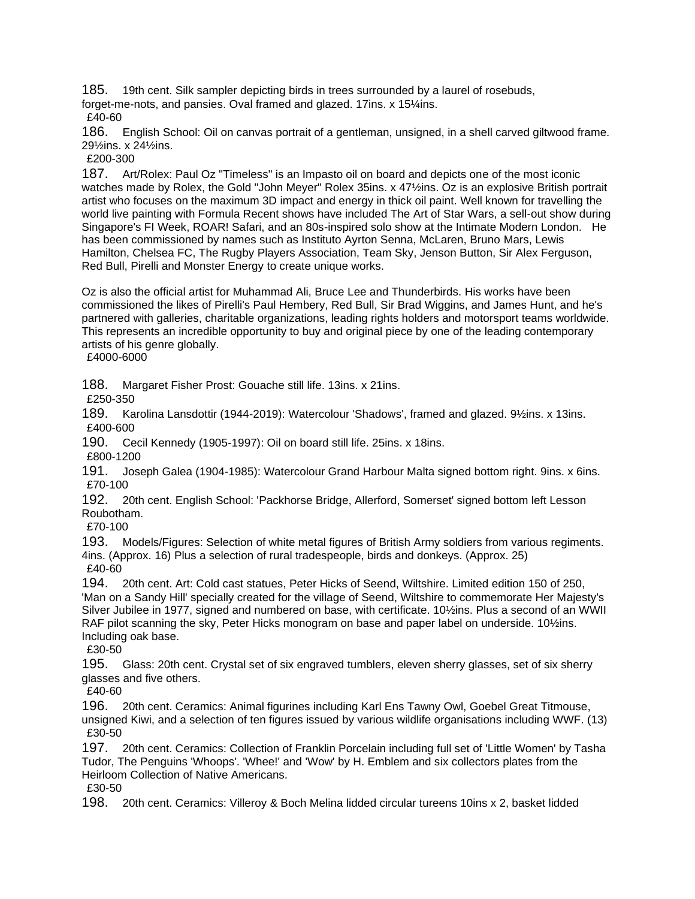185. 19th cent. Silk sampler depicting birds in trees surrounded by a laurel of rosebuds, forget-me-nots, and pansies. Oval framed and glazed. 17ins. x 15¼ins.
£40-60

186. English School: Oil on canvas portrait of a gentleman, unsigned, in a shell carved giltwood frame. 29½ins. x 24½ins.
£200-300

187. Art/Rolex: Paul Oz "Timeless" is an Impasto oil on board and depicts one of the most iconic watches made by Rolex, the Gold "John Meyer" Rolex 35ins. x 47½ins. Oz is an explosive British portrait artist who focuses on the maximum 3D impact and energy in thick oil paint. Well known for travelling the world live painting with Formula Recent shows have included The Art of Star Wars, a sell-out show during Singapore's FI Week, ROAR! Safari, and an 80s-inspired solo show at the Intimate Modern London. He has been commissioned by names such as Instituto Ayrton Senna, McLaren, Bruno Mars, Lewis Hamilton, Chelsea FC, The Rugby Players Association, Team Sky, Jenson Button, Sir Alex Ferguson, Red Bull, Pirelli and Monster Energy to create unique works.

Oz is also the official artist for Muhammad Ali, Bruce Lee and Thunderbirds. His works have been commissioned the likes of Pirelli's Paul Hembery, Red Bull, Sir Brad Wiggins, and James Hunt, and he's partnered with galleries, charitable organizations, leading rights holders and motorsport teams worldwide. This represents an incredible opportunity to buy and original piece by one of the leading contemporary artists of his genre globally.
£4000-6000

188. Margaret Fisher Prost: Gouache still life. 13ins. x 21ins.
£250-350

189. Karolina Lansdottir (1944-2019): Watercolour 'Shadows', framed and glazed. 9½ins. x 13ins.
£400-600

190. Cecil Kennedy (1905-1997): Oil on board still life. 25ins. x 18ins.
£800-1200

191. Joseph Galea (1904-1985): Watercolour Grand Harbour Malta signed bottom right. 9ins. x 6ins.
£70-100

192. 20th cent. English School: 'Packhorse Bridge, Allerford, Somerset' signed bottom left Lesson Roubotham.
£70-100

193. Models/Figures: Selection of white metal figures of British Army soldiers from various regiments. 4ins. (Approx. 16) Plus a selection of rural tradespeople, birds and donkeys. (Approx. 25)
£40-60

194. 20th cent. Art: Cold cast statues, Peter Hicks of Seend, Wiltshire. Limited edition 150 of 250, 'Man on a Sandy Hill' specially created for the village of Seend, Wiltshire to commemorate Her Majesty's Silver Jubilee in 1977, signed and numbered on base, with certificate. 10½ins. Plus a second of an WWII RAF pilot scanning the sky, Peter Hicks monogram on base and paper label on underside. 10½ins. Including oak base.
£30-50

195. Glass: 20th cent. Crystal set of six engraved tumblers, eleven sherry glasses, set of six sherry glasses and five others.
£40-60

196. 20th cent. Ceramics: Animal figurines including Karl Ens Tawny Owl, Goebel Great Titmouse, unsigned Kiwi, and a selection of ten figures issued by various wildlife organisations including WWF. (13)
£30-50

197. 20th cent. Ceramics: Collection of Franklin Porcelain including full set of 'Little Women' by Tasha Tudor, The Penguins 'Whoops'. 'Whee!' and 'Wow' by H. Emblem and six collectors plates from the Heirloom Collection of Native Americans.
£30-50

198. 20th cent. Ceramics: Villeroy & Boch Melina lidded circular tureens 10ins x 2, basket lidded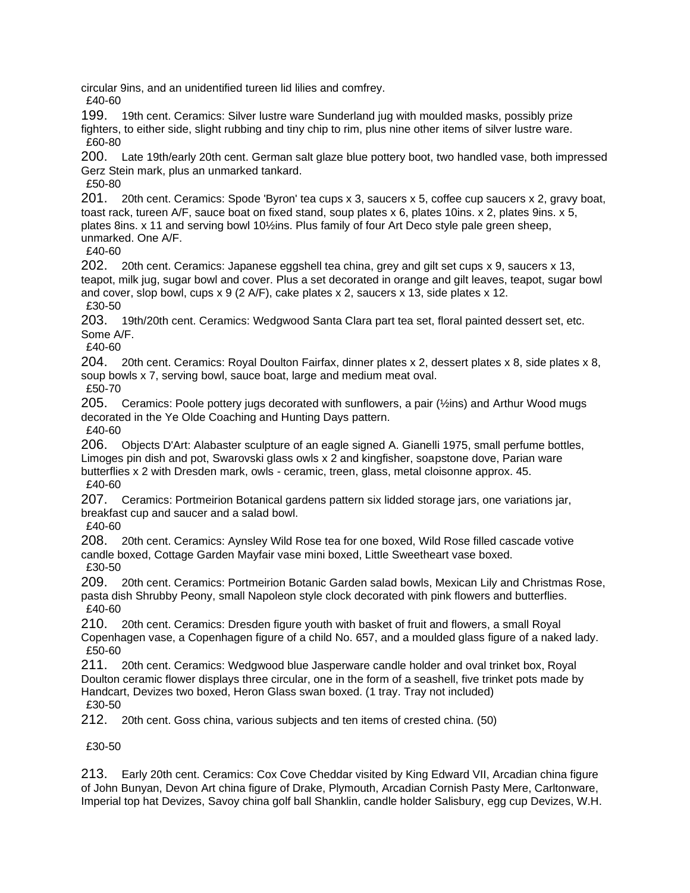circular 9ins, and an unidentified tureen lid lilies and comfrey.
£40-60

199. 19th cent. Ceramics: Silver lustre ware Sunderland jug with moulded masks, possibly prize fighters, to either side, slight rubbing and tiny chip to rim, plus nine other items of silver lustre ware.
£60-80

200. Late 19th/early 20th cent. German salt glaze blue pottery boot, two handled vase, both impressed Gerz Stein mark, plus an unmarked tankard.
£50-80

201. 20th cent. Ceramics: Spode 'Byron' tea cups x 3, saucers x 5, coffee cup saucers x 2, gravy boat, toast rack, tureen A/F, sauce boat on fixed stand, soup plates x 6, plates 10ins. x 2, plates 9ins. x 5, plates 8ins. x 11 and serving bowl 10½ins. Plus family of four Art Deco style pale green sheep, unmarked. One A/F.
£40-60

202. 20th cent. Ceramics: Japanese eggshell tea china, grey and gilt set cups x 9, saucers x 13, teapot, milk jug, sugar bowl and cover. Plus a set decorated in orange and gilt leaves, teapot, sugar bowl and cover, slop bowl, cups x 9 (2 A/F), cake plates x 2, saucers x 13, side plates x 12.
£30-50

203. 19th/20th cent. Ceramics: Wedgwood Santa Clara part tea set, floral painted dessert set, etc. Some A/F.
£40-60

204. 20th cent. Ceramics: Royal Doulton Fairfax, dinner plates x 2, dessert plates x 8, side plates x 8, soup bowls x 7, serving bowl, sauce boat, large and medium meat oval.
£50-70

205. Ceramics: Poole pottery jugs decorated with sunflowers, a pair (½ins) and Arthur Wood mugs decorated in the Ye Olde Coaching and Hunting Days pattern.
£40-60

206. Objects D'Art: Alabaster sculpture of an eagle signed A. Gianelli 1975, small perfume bottles, Limoges pin dish and pot, Swarovski glass owls x 2 and kingfisher, soapstone dove, Parian ware butterflies x 2 with Dresden mark, owls - ceramic, treen, glass, metal cloisonne approx. 45.
£40-60

207. Ceramics: Portmeirion Botanical gardens pattern six lidded storage jars, one variations jar, breakfast cup and saucer and a salad bowl.
£40-60

208. 20th cent. Ceramics: Aynsley Wild Rose tea for one boxed, Wild Rose filled cascade votive candle boxed, Cottage Garden Mayfair vase mini boxed, Little Sweetheart vase boxed.
£30-50

209. 20th cent. Ceramics: Portmeirion Botanic Garden salad bowls, Mexican Lily and Christmas Rose, pasta dish Shrubby Peony, small Napoleon style clock decorated with pink flowers and butterflies.
£40-60

210. 20th cent. Ceramics: Dresden figure youth with basket of fruit and flowers, a small Royal Copenhagen vase, a Copenhagen figure of a child No. 657, and a moulded glass figure of a naked lady.
£50-60

211. 20th cent. Ceramics: Wedgwood blue Jasperware candle holder and oval trinket box, Royal Doulton ceramic flower displays three circular, one in the form of a seashell, five trinket pots made by Handcart, Devizes two boxed, Heron Glass swan boxed. (1 tray. Tray not included)
£30-50

212. 20th cent. Goss china, various subjects and ten items of crested china. (50)

£30-50

213. Early 20th cent. Ceramics: Cox Cove Cheddar visited by King Edward VII, Arcadian china figure of John Bunyan, Devon Art china figure of Drake, Plymouth, Arcadian Cornish Pasty Mere, Carltonware, Imperial top hat Devizes, Savoy china golf ball Shanklin, candle holder Salisbury, egg cup Devizes, W.H.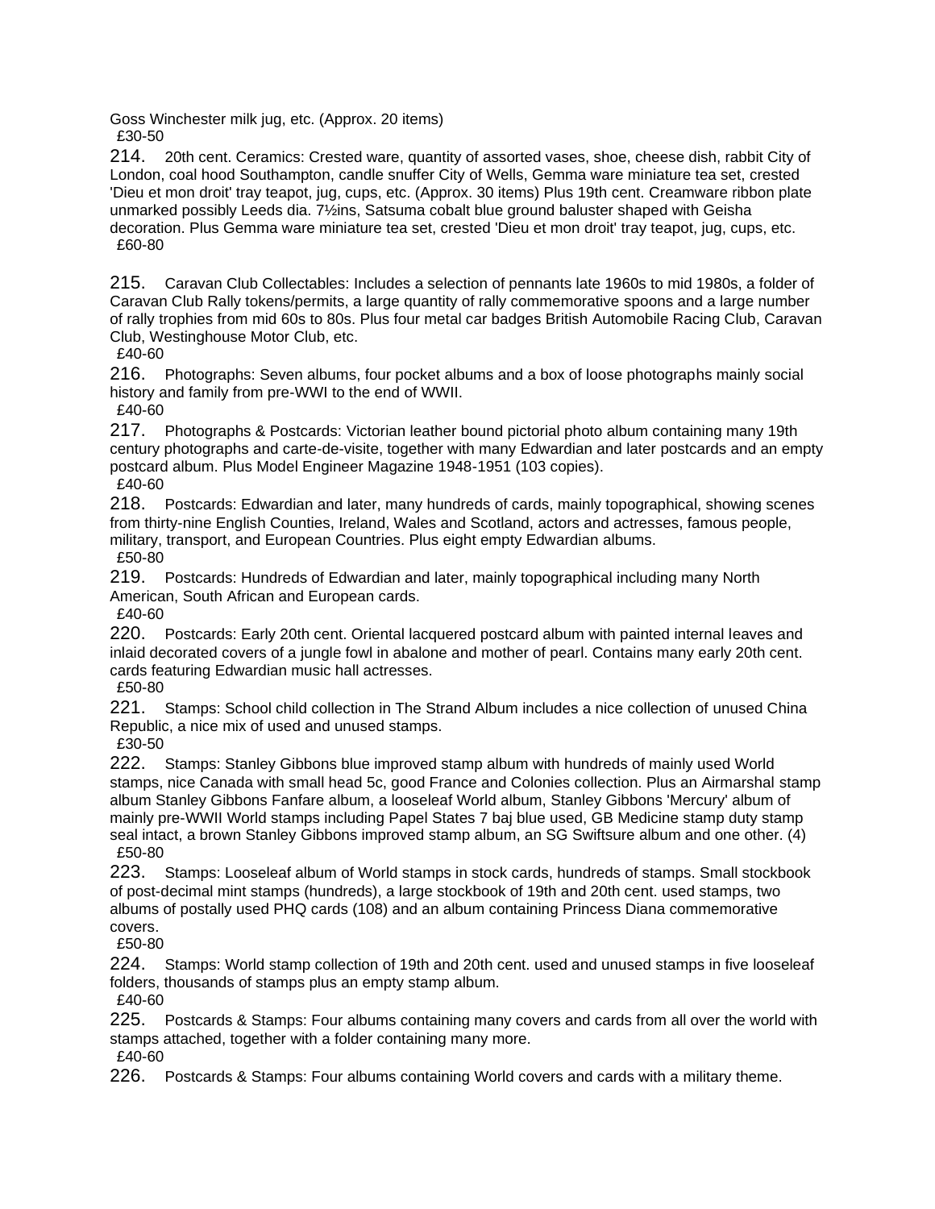Goss Winchester milk jug, etc. (Approx. 20 items)
£30-50

214. 20th cent. Ceramics: Crested ware, quantity of assorted vases, shoe, cheese dish, rabbit City of London, coal hood Southampton, candle snuffer City of Wells, Gemma ware miniature tea set, crested 'Dieu et mon droit' tray teapot, jug, cups, etc. (Approx. 30 items) Plus 19th cent. Creamware ribbon plate unmarked possibly Leeds dia. 7½ins, Satsuma cobalt blue ground baluster shaped with Geisha decoration. Plus Gemma ware miniature tea set, crested 'Dieu et mon droit' tray teapot, jug, cups, etc.
£60-80

215. Caravan Club Collectables: Includes a selection of pennants late 1960s to mid 1980s, a folder of Caravan Club Rally tokens/permits, a large quantity of rally commemorative spoons and a large number of rally trophies from mid 60s to 80s. Plus four metal car badges British Automobile Racing Club, Caravan Club, Westinghouse Motor Club, etc.
£40-60

216. Photographs: Seven albums, four pocket albums and a box of loose photographs mainly social history and family from pre-WWI to the end of WWII.
£40-60

217. Photographs & Postcards: Victorian leather bound pictorial photo album containing many 19th century photographs and carte-de-visite, together with many Edwardian and later postcards and an empty postcard album. Plus Model Engineer Magazine 1948-1951 (103 copies).
£40-60

218. Postcards: Edwardian and later, many hundreds of cards, mainly topographical, showing scenes from thirty-nine English Counties, Ireland, Wales and Scotland, actors and actresses, famous people, military, transport, and European Countries. Plus eight empty Edwardian albums.
£50-80

219. Postcards: Hundreds of Edwardian and later, mainly topographical including many North American, South African and European cards.
£40-60

220. Postcards: Early 20th cent. Oriental lacquered postcard album with painted internal leaves and inlaid decorated covers of a jungle fowl in abalone and mother of pearl. Contains many early 20th cent. cards featuring Edwardian music hall actresses.
£50-80

221. Stamps: School child collection in The Strand Album includes a nice collection of unused China Republic, a nice mix of used and unused stamps.
£30-50

222. Stamps: Stanley Gibbons blue improved stamp album with hundreds of mainly used World stamps, nice Canada with small head 5c, good France and Colonies collection. Plus an Airmarshal stamp album Stanley Gibbons Fanfare album, a looseleaf World album, Stanley Gibbons 'Mercury' album of mainly pre-WWII World stamps including Papel States 7 baj blue used, GB Medicine stamp duty stamp seal intact, a brown Stanley Gibbons improved stamp album, an SG Swiftsure album and one other. (4)
£50-80

223. Stamps: Looseleaf album of World stamps in stock cards, hundreds of stamps. Small stockbook of post-decimal mint stamps (hundreds), a large stockbook of 19th and 20th cent. used stamps, two albums of postally used PHQ cards (108) and an album containing Princess Diana commemorative covers.
£50-80

224. Stamps: World stamp collection of 19th and 20th cent. used and unused stamps in five looseleaf folders, thousands of stamps plus an empty stamp album.
£40-60

225. Postcards & Stamps: Four albums containing many covers and cards from all over the world with stamps attached, together with a folder containing many more.
£40-60

226. Postcards & Stamps: Four albums containing World covers and cards with a military theme.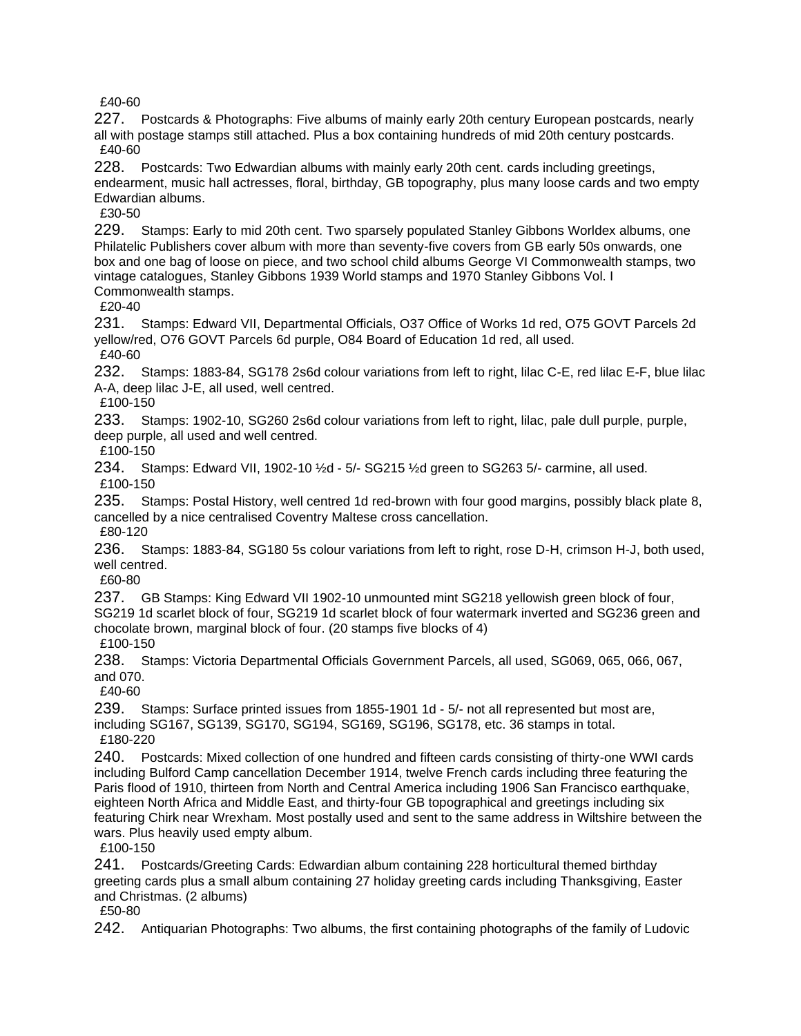£40-60

227. Postcards & Photographs: Five albums of mainly early 20th century European postcards, nearly all with postage stamps still attached. Plus a box containing hundreds of mid 20th century postcards.
£40-60

228. Postcards: Two Edwardian albums with mainly early 20th cent. cards including greetings, endearment, music hall actresses, floral, birthday, GB topography, plus many loose cards and two empty Edwardian albums.
£30-50

229. Stamps: Early to mid 20th cent. Two sparsely populated Stanley Gibbons Worldex albums, one Philatelic Publishers cover album with more than seventy-five covers from GB early 50s onwards, one box and one bag of loose on piece, and two school child albums George VI Commonwealth stamps, two vintage catalogues, Stanley Gibbons 1939 World stamps and 1970 Stanley Gibbons Vol. I Commonwealth stamps.
£20-40

231. Stamps: Edward VII, Departmental Officials, O37 Office of Works 1d red, O75 GOVT Parcels 2d yellow/red, O76 GOVT Parcels 6d purple, O84 Board of Education 1d red, all used.
£40-60

232. Stamps: 1883-84, SG178 2s6d colour variations from left to right, lilac C-E, red lilac E-F, blue lilac A-A, deep lilac J-E, all used, well centred.
£100-150

233. Stamps: 1902-10, SG260 2s6d colour variations from left to right, lilac, pale dull purple, purple, deep purple, all used and well centred.
£100-150

234. Stamps: Edward VII, 1902-10 ½d - 5/- SG215 ½d green to SG263 5/- carmine, all used.
£100-150

235. Stamps: Postal History, well centred 1d red-brown with four good margins, possibly black plate 8, cancelled by a nice centralised Coventry Maltese cross cancellation.
£80-120

236. Stamps: 1883-84, SG180 5s colour variations from left to right, rose D-H, crimson H-J, both used, well centred.
£60-80

237. GB Stamps: King Edward VII 1902-10 unmounted mint SG218 yellowish green block of four, SG219 1d scarlet block of four, SG219 1d scarlet block of four watermark inverted and SG236 green and chocolate brown, marginal block of four. (20 stamps five blocks of 4)
£100-150

238. Stamps: Victoria Departmental Officials Government Parcels, all used, SG069, 065, 066, 067, and 070.
£40-60

239. Stamps: Surface printed issues from 1855-1901 1d - 5/- not all represented but most are, including SG167, SG139, SG170, SG194, SG169, SG196, SG178, etc. 36 stamps in total.
£180-220

240. Postcards: Mixed collection of one hundred and fifteen cards consisting of thirty-one WWI cards including Bulford Camp cancellation December 1914, twelve French cards including three featuring the Paris flood of 1910, thirteen from North and Central America including 1906 San Francisco earthquake, eighteen North Africa and Middle East, and thirty-four GB topographical and greetings including six featuring Chirk near Wrexham. Most postally used and sent to the same address in Wiltshire between the wars. Plus heavily used empty album.
£100-150

241. Postcards/Greeting Cards: Edwardian album containing 228 horticultural themed birthday greeting cards plus a small album containing 27 holiday greeting cards including Thanksgiving, Easter and Christmas. (2 albums)
£50-80

242. Antiquarian Photographs: Two albums, the first containing photographs of the family of Ludovic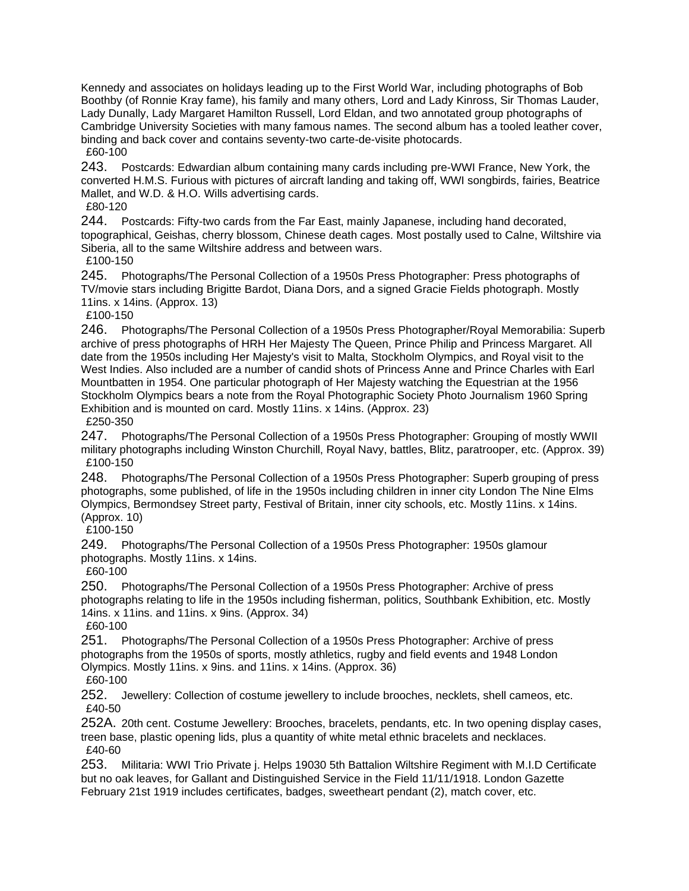Kennedy and associates on holidays leading up to the First World War, including photographs of Bob Boothby (of Ronnie Kray fame), his family and many others, Lord and Lady Kinross, Sir Thomas Lauder, Lady Dunally, Lady Margaret Hamilton Russell, Lord Eldan, and two annotated group photographs of Cambridge University Societies with many famous names. The second album has a tooled leather cover, binding and back cover and contains seventy-two carte-de-visite photocards.
£60-100

243. Postcards: Edwardian album containing many cards including pre-WWI France, New York, the converted H.M.S. Furious with pictures of aircraft landing and taking off, WWI songbirds, fairies, Beatrice Mallet, and W.D. & H.O. Wills advertising cards.
£80-120

244. Postcards: Fifty-two cards from the Far East, mainly Japanese, including hand decorated, topographical, Geishas, cherry blossom, Chinese death cages. Most postally used to Calne, Wiltshire via Siberia, all to the same Wiltshire address and between wars.
£100-150

245. Photographs/The Personal Collection of a 1950s Press Photographer: Press photographs of TV/movie stars including Brigitte Bardot, Diana Dors, and a signed Gracie Fields photograph. Mostly 11ins. x 14ins. (Approx. 13)
£100-150

246. Photographs/The Personal Collection of a 1950s Press Photographer/Royal Memorabilia: Superb archive of press photographs of HRH Her Majesty The Queen, Prince Philip and Princess Margaret. All date from the 1950s including Her Majesty's visit to Malta, Stockholm Olympics, and Royal visit to the West Indies. Also included are a number of candid shots of Princess Anne and Prince Charles with Earl Mountbatten in 1954. One particular photograph of Her Majesty watching the Equestrian at the 1956 Stockholm Olympics bears a note from the Royal Photographic Society Photo Journalism 1960 Spring Exhibition and is mounted on card. Mostly 11ins. x 14ins. (Approx. 23)
£250-350

247. Photographs/The Personal Collection of a 1950s Press Photographer: Grouping of mostly WWII military photographs including Winston Churchill, Royal Navy, battles, Blitz, paratrooper, etc. (Approx. 39)
£100-150

248. Photographs/The Personal Collection of a 1950s Press Photographer: Superb grouping of press photographs, some published, of life in the 1950s including children in inner city London The Nine Elms Olympics, Bermondsey Street party, Festival of Britain, inner city schools, etc. Mostly 11ins. x 14ins. (Approx. 10)
£100-150

249. Photographs/The Personal Collection of a 1950s Press Photographer: 1950s glamour photographs. Mostly 11ins. x 14ins.
£60-100

250. Photographs/The Personal Collection of a 1950s Press Photographer: Archive of press photographs relating to life in the 1950s including fisherman, politics, Southbank Exhibition, etc. Mostly 14ins. x 11ins. and 11ins. x 9ins. (Approx. 34)
£60-100

251. Photographs/The Personal Collection of a 1950s Press Photographer: Archive of press photographs from the 1950s of sports, mostly athletics, rugby and field events and 1948 London Olympics. Mostly 11ins. x 9ins. and 11ins. x 14ins. (Approx. 36)
£60-100

252. Jewellery: Collection of costume jewellery to include brooches, necklets, shell cameos, etc.
£40-50

252A. 20th cent. Costume Jewellery: Brooches, bracelets, pendants, etc. In two opening display cases, treen base, plastic opening lids, plus a quantity of white metal ethnic bracelets and necklaces.
£40-60

253. Militaria: WWI Trio Private j. Helps 19030 5th Battalion Wiltshire Regiment with M.I.D Certificate but no oak leaves, for Gallant and Distinguished Service in the Field 11/11/1918. London Gazette February 21st 1919 includes certificates, badges, sweetheart pendant (2), match cover, etc.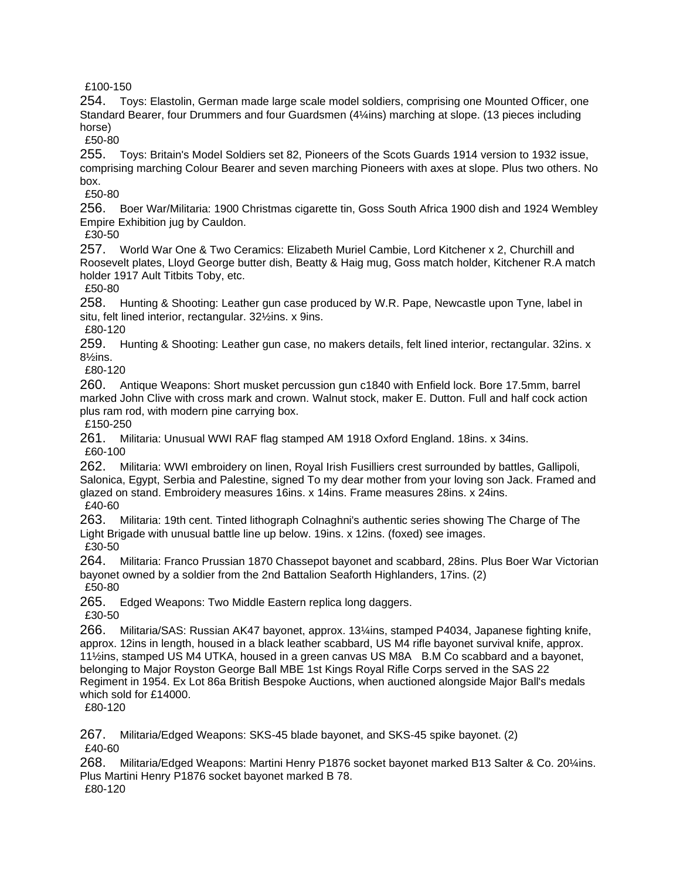£100-150

254. Toys: Elastolin, German made large scale model soldiers, comprising one Mounted Officer, one Standard Bearer, four Drummers and four Guardsmen (4¼ins) marching at slope. (13 pieces including horse)
£50-80

255. Toys: Britain's Model Soldiers set 82, Pioneers of the Scots Guards 1914 version to 1932 issue, comprising marching Colour Bearer and seven marching Pioneers with axes at slope. Plus two others. No box.
£50-80

256. Boer War/Militaria: 1900 Christmas cigarette tin, Goss South Africa 1900 dish and 1924 Wembley Empire Exhibition jug by Cauldon.
£30-50

257. World War One & Two Ceramics: Elizabeth Muriel Cambie, Lord Kitchener x 2, Churchill and Roosevelt plates, Lloyd George butter dish, Beatty & Haig mug, Goss match holder, Kitchener R.A match holder 1917 Ault Titbits Toby, etc.
£50-80

258. Hunting & Shooting: Leather gun case produced by W.R. Pape, Newcastle upon Tyne, label in situ, felt lined interior, rectangular. 32½ins. x 9ins.
£80-120

259. Hunting & Shooting: Leather gun case, no makers details, felt lined interior, rectangular. 32ins. x 8½ins.
£80-120

260. Antique Weapons: Short musket percussion gun c1840 with Enfield lock. Bore 17.5mm, barrel marked John Clive with cross mark and crown. Walnut stock, maker E. Dutton. Full and half cock action plus ram rod, with modern pine carrying box.
£150-250

261. Militaria: Unusual WWI RAF flag stamped AM 1918 Oxford England. 18ins. x 34ins.
£60-100

262. Militaria: WWI embroidery on linen, Royal Irish Fusilliers crest surrounded by battles, Gallipoli, Salonica, Egypt, Serbia and Palestine, signed To my dear mother from your loving son Jack. Framed and glazed on stand. Embroidery measures 16ins. x 14ins. Frame measures 28ins. x 24ins.
£40-60

263. Militaria: 19th cent. Tinted lithograph Colnaghni's authentic series showing The Charge of The Light Brigade with unusual battle line up below. 19ins. x 12ins. (foxed) see images.
£30-50

264. Militaria: Franco Prussian 1870 Chassepot bayonet and scabbard, 28ins. Plus Boer War Victorian bayonet owned by a soldier from the 2nd Battalion Seaforth Highlanders, 17ins. (2)
£50-80

265. Edged Weapons: Two Middle Eastern replica long daggers.
£30-50

266. Militaria/SAS: Russian AK47 bayonet, approx. 13¼ins, stamped P4034, Japanese fighting knife, approx. 12ins in length, housed in a black leather scabbard, US M4 rifle bayonet survival knife, approx. 11½ins, stamped US M4 UTKA, housed in a green canvas US M8A B.M Co scabbard and a bayonet, belonging to Major Royston George Ball MBE 1st Kings Royal Rifle Corps served in the SAS 22 Regiment in 1954. Ex Lot 86a British Bespoke Auctions, when auctioned alongside Major Ball's medals which sold for £14000.
£80-120

267. Militaria/Edged Weapons: SKS-45 blade bayonet, and SKS-45 spike bayonet. (2)
£40-60

268. Militaria/Edged Weapons: Martini Henry P1876 socket bayonet marked B13 Salter & Co. 20¼ins. Plus Martini Henry P1876 socket bayonet marked B 78.
£80-120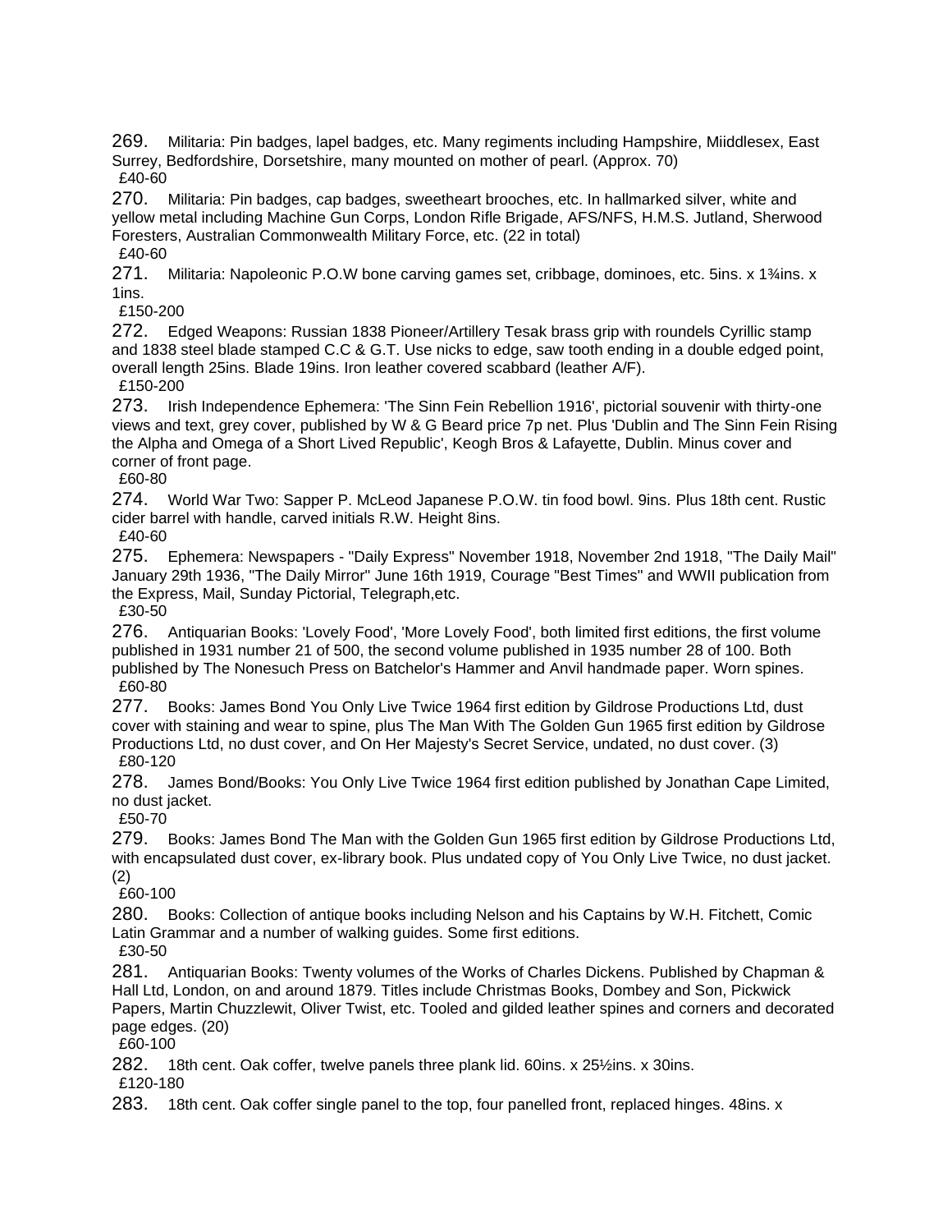269. Militaria: Pin badges, lapel badges, etc. Many regiments including Hampshire, Miiddlesex, East Surrey, Bedfordshire, Dorsetshire, many mounted on mother of pearl. (Approx. 70)
£40-60

270. Militaria: Pin badges, cap badges, sweetheart brooches, etc. In hallmarked silver, white and yellow metal including Machine Gun Corps, London Rifle Brigade, AFS/NFS, H.M.S. Jutland, Sherwood Foresters, Australian Commonwealth Military Force, etc. (22 in total)
£40-60

271. Militaria: Napoleonic P.O.W bone carving games set, cribbage, dominoes, etc. 5ins. x 1¾ins. x 1ins.
£150-200

272. Edged Weapons: Russian 1838 Pioneer/Artillery Tesak brass grip with roundels Cyrillic stamp and 1838 steel blade stamped C.C & G.T. Use nicks to edge, saw tooth ending in a double edged point, overall length 25ins. Blade 19ins. Iron leather covered scabbard (leather A/F).
£150-200

273. Irish Independence Ephemera: 'The Sinn Fein Rebellion 1916', pictorial souvenir with thirty-one views and text, grey cover, published by W & G Beard price 7p net. Plus 'Dublin and The Sinn Fein Rising the Alpha and Omega of a Short Lived Republic', Keogh Bros & Lafayette, Dublin. Minus cover and corner of front page.
£60-80

274. World War Two: Sapper P. McLeod Japanese P.O.W. tin food bowl. 9ins. Plus 18th cent. Rustic cider barrel with handle, carved initials R.W. Height 8ins.
£40-60

275. Ephemera: Newspapers - "Daily Express" November 1918, November 2nd 1918, "The Daily Mail" January 29th 1936, "The Daily Mirror" June 16th 1919, Courage "Best Times" and WWII publication from the Express, Mail, Sunday Pictorial, Telegraph,etc.
£30-50

276. Antiquarian Books: 'Lovely Food', 'More Lovely Food', both limited first editions, the first volume published in 1931 number 21 of 500, the second volume published in 1935 number 28 of 100. Both published by The Nonesuch Press on Batchelor's Hammer and Anvil handmade paper. Worn spines.
£60-80

277. Books: James Bond You Only Live Twice 1964 first edition by Gildrose Productions Ltd, dust cover with staining and wear to spine, plus The Man With The Golden Gun 1965 first edition by Gildrose Productions Ltd, no dust cover, and On Her Majesty's Secret Service, undated, no dust cover. (3)
£80-120

278. James Bond/Books: You Only Live Twice 1964 first edition published by Jonathan Cape Limited, no dust jacket.
£50-70

279. Books: James Bond The Man with the Golden Gun 1965 first edition by Gildrose Productions Ltd, with encapsulated dust cover, ex-library book. Plus undated copy of You Only Live Twice, no dust jacket. (2)
£60-100

280. Books: Collection of antique books including Nelson and his Captains by W.H. Fitchett, Comic Latin Grammar and a number of walking guides. Some first editions.
£30-50

281. Antiquarian Books: Twenty volumes of the Works of Charles Dickens. Published by Chapman & Hall Ltd, London, on and around 1879. Titles include Christmas Books, Dombey and Son, Pickwick Papers, Martin Chuzzlewit, Oliver Twist, etc. Tooled and gilded leather spines and corners and decorated page edges. (20)
£60-100

282. 18th cent. Oak coffer, twelve panels three plank lid. 60ins. x 25½ins. x 30ins.
£120-180

283. 18th cent. Oak coffer single panel to the top, four panelled front, replaced hinges. 48ins. x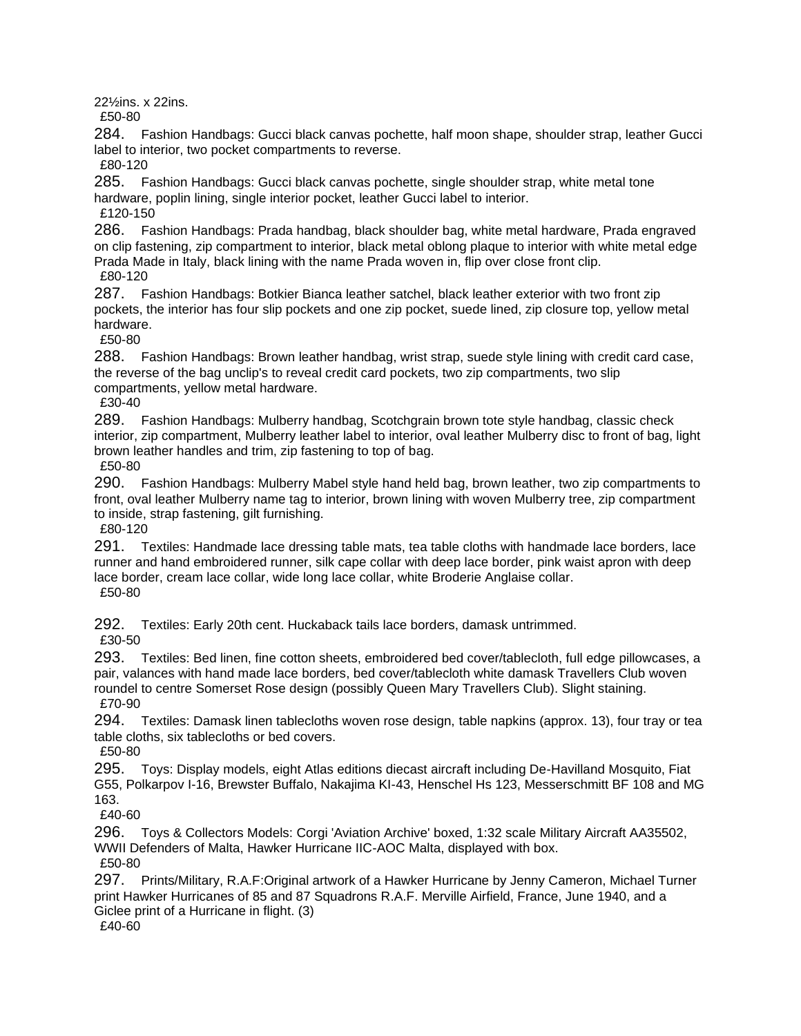22½ins. x 22ins.

£50-80

284. Fashion Handbags: Gucci black canvas pochette, half moon shape, shoulder strap, leather Gucci label to interior, two pocket compartments to reverse.

£80-120

285. Fashion Handbags: Gucci black canvas pochette, single shoulder strap, white metal tone hardware, poplin lining, single interior pocket, leather Gucci label to interior.

£120-150

286. Fashion Handbags: Prada handbag, black shoulder bag, white metal hardware, Prada engraved on clip fastening, zip compartment to interior, black metal oblong plaque to interior with white metal edge Prada Made in Italy, black lining with the name Prada woven in, flip over close front clip.

£80-120

287. Fashion Handbags: Botkier Bianca leather satchel, black leather exterior with two front zip pockets, the interior has four slip pockets and one zip pocket, suede lined, zip closure top, yellow metal hardware.

£50-80

288. Fashion Handbags: Brown leather handbag, wrist strap, suede style lining with credit card case, the reverse of the bag unclip's to reveal credit card pockets, two zip compartments, two slip compartments, yellow metal hardware.

£30-40

289. Fashion Handbags: Mulberry handbag, Scotchgrain brown tote style handbag, classic check interior, zip compartment, Mulberry leather label to interior, oval leather Mulberry disc to front of bag, light brown leather handles and trim, zip fastening to top of bag.

£50-80

290. Fashion Handbags: Mulberry Mabel style hand held bag, brown leather, two zip compartments to front, oval leather Mulberry name tag to interior, brown lining with woven Mulberry tree, zip compartment to inside, strap fastening, gilt furnishing.

£80-120

291. Textiles: Handmade lace dressing table mats, tea table cloths with handmade lace borders, lace runner and hand embroidered runner, silk cape collar with deep lace border, pink waist apron with deep lace border, cream lace collar, wide long lace collar, white Broderie Anglaise collar.

£50-80

292. Textiles: Early 20th cent. Huckaback tails lace borders, damask untrimmed.

£30-50

293. Textiles: Bed linen, fine cotton sheets, embroidered bed cover/tablecloth, full edge pillowcases, a pair, valances with hand made lace borders, bed cover/tablecloth white damask Travellers Club woven roundel to centre Somerset Rose design (possibly Queen Mary Travellers Club). Slight staining.

£70-90

294. Textiles: Damask linen tablecloths woven rose design, table napkins (approx. 13), four tray or tea table cloths, six tablecloths or bed covers.

£50-80

295. Toys: Display models, eight Atlas editions diecast aircraft including De-Havilland Mosquito, Fiat G55, Polkarpov I-16, Brewster Buffalo, Nakajima KI-43, Henschel Hs 123, Messerschmitt BF 108 and MG 163.

£40-60

296. Toys & Collectors Models: Corgi 'Aviation Archive' boxed, 1:32 scale Military Aircraft AA35502, WWII Defenders of Malta, Hawker Hurricane IIC-AOC Malta, displayed with box.

£50-80

297. Prints/Military, R.A.F:Original artwork of a Hawker Hurricane by Jenny Cameron, Michael Turner print Hawker Hurricanes of 85 and 87 Squadrons R.A.F. Merville Airfield, France, June 1940, and a Giclee print of a Hurricane in flight. (3)

£40-60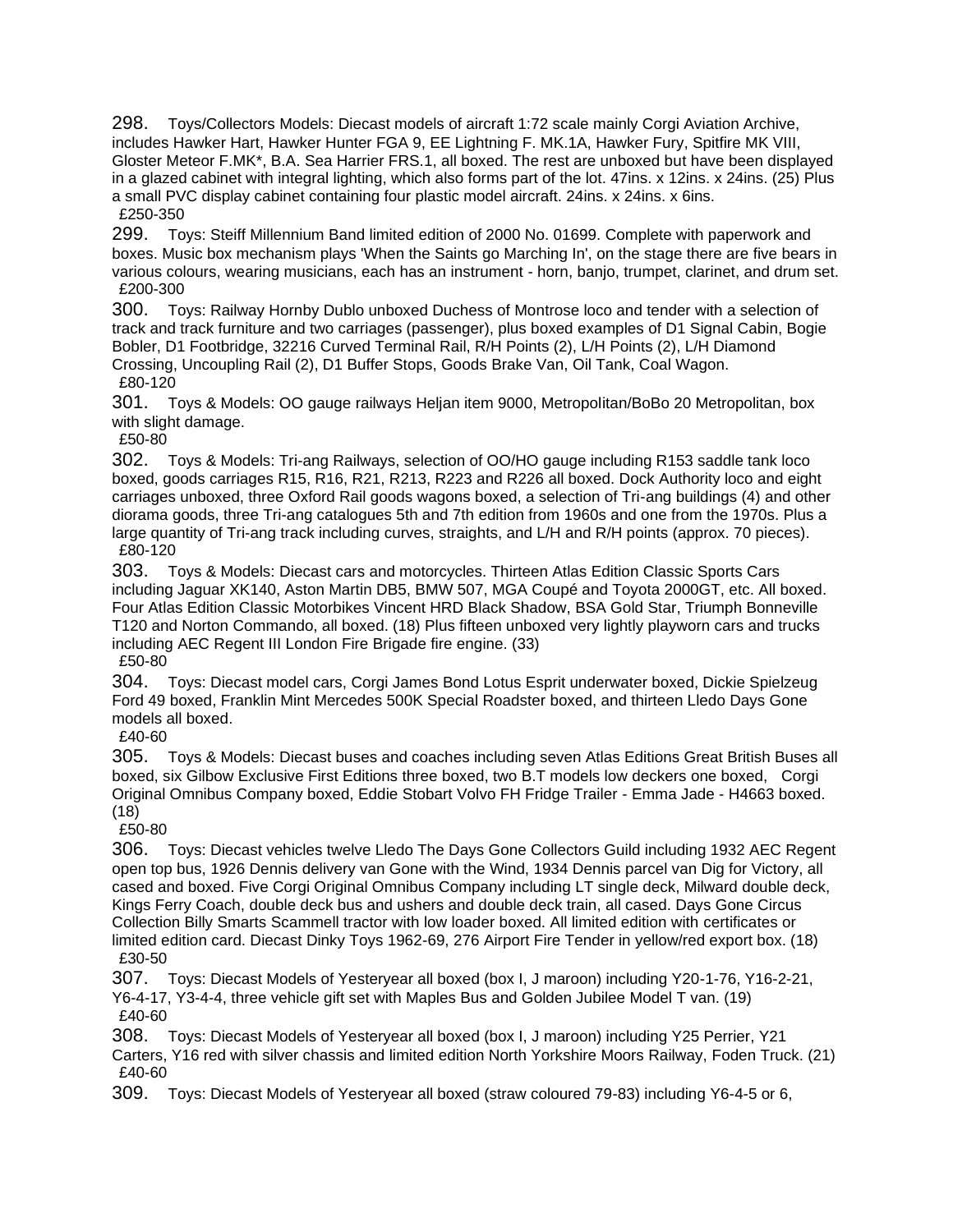298. Toys/Collectors Models: Diecast models of aircraft 1:72 scale mainly Corgi Aviation Archive, includes Hawker Hart, Hawker Hunter FGA 9, EE Lightning F. MK.1A, Hawker Fury, Spitfire MK VIII, Gloster Meteor F.MK*, B.A. Sea Harrier FRS.1, all boxed. The rest are unboxed but have been displayed in a glazed cabinet with integral lighting, which also forms part of the lot. 47ins. x 12ins. x 24ins. (25) Plus a small PVC display cabinet containing four plastic model aircraft. 24ins. x 24ins. x 6ins.
£250-350

299. Toys: Steiff Millennium Band limited edition of 2000 No. 01699. Complete with paperwork and boxes. Music box mechanism plays 'When the Saints go Marching In', on the stage there are five bears in various colours, wearing musicians, each has an instrument - horn, banjo, trumpet, clarinet, and drum set.
£200-300

300. Toys: Railway Hornby Dublo unboxed Duchess of Montrose loco and tender with a selection of track and track furniture and two carriages (passenger), plus boxed examples of D1 Signal Cabin, Bogie Bobler, D1 Footbridge, 32216 Curved Terminal Rail, R/H Points (2), L/H Points (2), L/H Diamond Crossing, Uncoupling Rail (2), D1 Buffer Stops, Goods Brake Van, Oil Tank, Coal Wagon.
£80-120

301. Toys & Models: OO gauge railways Heljan item 9000, Metropolitan/BoBo 20 Metropolitan, box with slight damage.
£50-80

302. Toys & Models: Tri-ang Railways, selection of OO/HO gauge including R153 saddle tank loco boxed, goods carriages R15, R16, R21, R213, R223 and R226 all boxed. Dock Authority loco and eight carriages unboxed, three Oxford Rail goods wagons boxed, a selection of Tri-ang buildings (4) and other diorama goods, three Tri-ang catalogues 5th and 7th edition from 1960s and one from the 1970s. Plus a large quantity of Tri-ang track including curves, straights, and L/H and R/H points (approx. 70 pieces).
£80-120

303. Toys & Models: Diecast cars and motorcycles. Thirteen Atlas Edition Classic Sports Cars including Jaguar XK140, Aston Martin DB5, BMW 507, MGA Coupé and Toyota 2000GT, etc. All boxed. Four Atlas Edition Classic Motorbikes Vincent HRD Black Shadow, BSA Gold Star, Triumph Bonneville T120 and Norton Commando, all boxed. (18) Plus fifteen unboxed very lightly playworn cars and trucks including AEC Regent III London Fire Brigade fire engine. (33)
£50-80

304. Toys: Diecast model cars, Corgi James Bond Lotus Esprit underwater boxed, Dickie Spielzeug Ford 49 boxed, Franklin Mint Mercedes 500K Special Roadster boxed, and thirteen Lledo Days Gone models all boxed.
£40-60

305. Toys & Models: Diecast buses and coaches including seven Atlas Editions Great British Buses all boxed, six Gilbow Exclusive First Editions three boxed, two B.T models low deckers one boxed, Corgi Original Omnibus Company boxed, Eddie Stobart Volvo FH Fridge Trailer - Emma Jade - H4663 boxed. (18)
£50-80

306. Toys: Diecast vehicles twelve Lledo The Days Gone Collectors Guild including 1932 AEC Regent open top bus, 1926 Dennis delivery van Gone with the Wind, 1934 Dennis parcel van Dig for Victory, all cased and boxed. Five Corgi Original Omnibus Company including LT single deck, Milward double deck, Kings Ferry Coach, double deck bus and ushers and double deck train, all cased. Days Gone Circus Collection Billy Smarts Scammell tractor with low loader boxed. All limited edition with certificates or limited edition card. Diecast Dinky Toys 1962-69, 276 Airport Fire Tender in yellow/red export box. (18)
£30-50

307. Toys: Diecast Models of Yesteryear all boxed (box I, J maroon) including Y20-1-76, Y16-2-21, Y6-4-17, Y3-4-4, three vehicle gift set with Maples Bus and Golden Jubilee Model T van. (19)
£40-60

308. Toys: Diecast Models of Yesteryear all boxed (box I, J maroon) including Y25 Perrier, Y21 Carters, Y16 red with silver chassis and limited edition North Yorkshire Moors Railway, Foden Truck. (21)
£40-60

309. Toys: Diecast Models of Yesteryear all boxed (straw coloured 79-83) including Y6-4-5 or 6,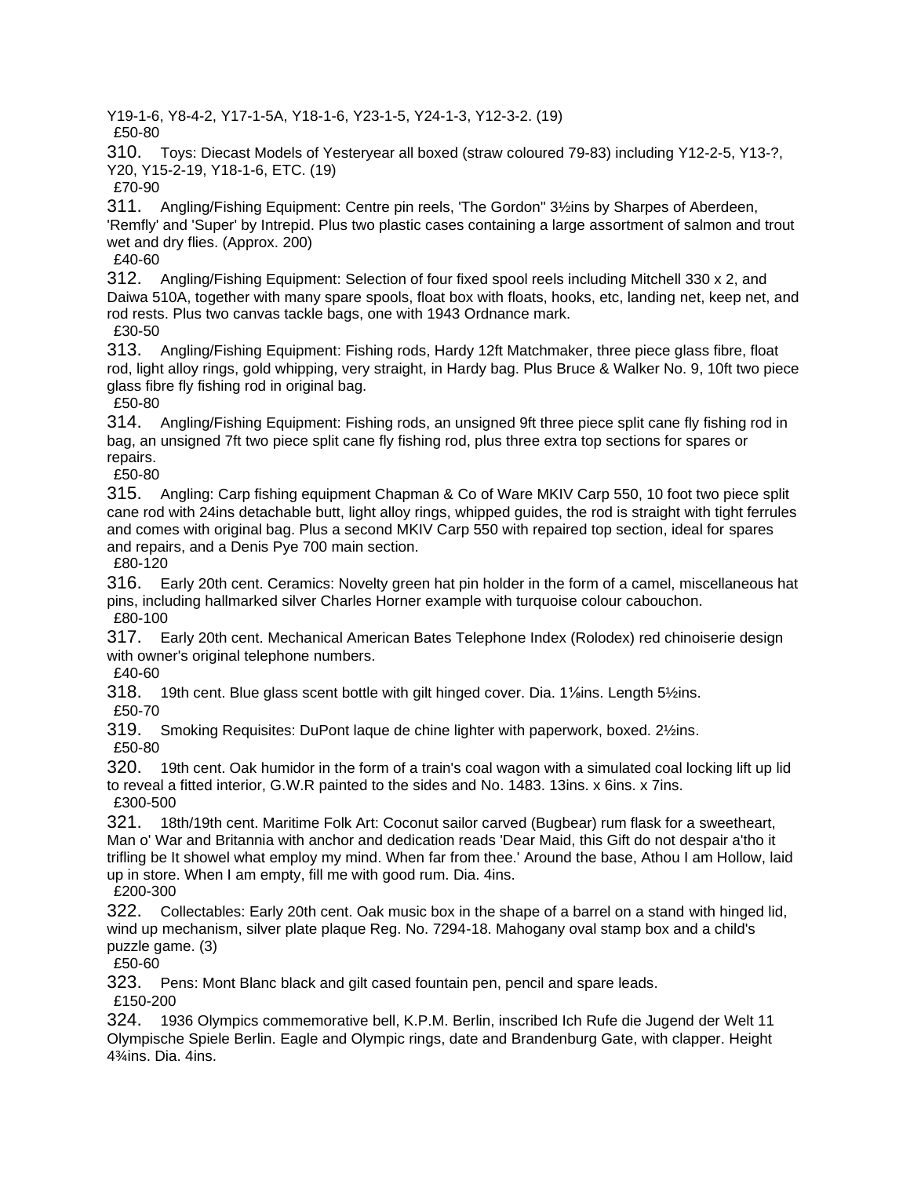Y19-1-6, Y8-4-2, Y17-1-5A, Y18-1-6, Y23-1-5, Y24-1-3, Y12-3-2. (19)
£50-80

310. Toys: Diecast Models of Yesteryear all boxed (straw coloured 79-83) including Y12-2-5, Y13-?, Y20, Y15-2-19, Y18-1-6, ETC. (19)
£70-90

311. Angling/Fishing Equipment: Centre pin reels, 'The Gordon" 3½ins by Sharpes of Aberdeen, 'Remfly' and 'Super' by Intrepid. Plus two plastic cases containing a large assortment of salmon and trout wet and dry flies. (Approx. 200)
£40-60

312. Angling/Fishing Equipment: Selection of four fixed spool reels including Mitchell 330 x 2, and Daiwa 510A, together with many spare spools, float box with floats, hooks, etc, landing net, keep net, and rod rests. Plus two canvas tackle bags, one with 1943 Ordnance mark.
£30-50

313. Angling/Fishing Equipment: Fishing rods, Hardy 12ft Matchmaker, three piece glass fibre, float rod, light alloy rings, gold whipping, very straight, in Hardy bag. Plus Bruce & Walker No. 9, 10ft two piece glass fibre fly fishing rod in original bag.
£50-80

314. Angling/Fishing Equipment: Fishing rods, an unsigned 9ft three piece split cane fly fishing rod in bag, an unsigned 7ft two piece split cane fly fishing rod, plus three extra top sections for spares or repairs.
£50-80

315. Angling: Carp fishing equipment Chapman & Co of Ware MKIV Carp 550, 10 foot two piece split cane rod with 24ins detachable butt, light alloy rings, whipped guides, the rod is straight with tight ferrules and comes with original bag. Plus a second MKIV Carp 550 with repaired top section, ideal for spares and repairs, and a Denis Pye 700 main section.
£80-120

316. Early 20th cent. Ceramics: Novelty green hat pin holder in the form of a camel, miscellaneous hat pins, including hallmarked silver Charles Horner example with turquoise colour cabouchon.
£80-100

317. Early 20th cent. Mechanical American Bates Telephone Index (Rolodex) red chinoiserie design with owner's original telephone numbers.
£40-60

318. 19th cent. Blue glass scent bottle with gilt hinged cover. Dia. 1⅛ins. Length 5½ins.
£50-70

319. Smoking Requisites: DuPont laque de chine lighter with paperwork, boxed. 2½ins.
£50-80

320. 19th cent. Oak humidor in the form of a train's coal wagon with a simulated coal locking lift up lid to reveal a fitted interior, G.W.R painted to the sides and No. 1483. 13ins. x 6ins. x 7ins.
£300-500

321. 18th/19th cent. Maritime Folk Art: Coconut sailor carved (Bugbear) rum flask for a sweetheart, Man o' War and Britannia with anchor and dedication reads 'Dear Maid, this Gift do not despair a'tho it trifling be It showel what employ my mind. When far from thee.' Around the base, Athou I am Hollow, laid up in store. When I am empty, fill me with good rum. Dia. 4ins.
£200-300

322. Collectables: Early 20th cent. Oak music box in the shape of a barrel on a stand with hinged lid, wind up mechanism, silver plate plaque Reg. No. 7294-18. Mahogany oval stamp box and a child's puzzle game. (3)
£50-60

323. Pens: Mont Blanc black and gilt cased fountain pen, pencil and spare leads.
£150-200

324. 1936 Olympics commemorative bell, K.P.M. Berlin, inscribed Ich Rufe die Jugend der Welt 11 Olympische Spiele Berlin. Eagle and Olympic rings, date and Brandenburg Gate, with clapper. Height 4¾ins. Dia. 4ins.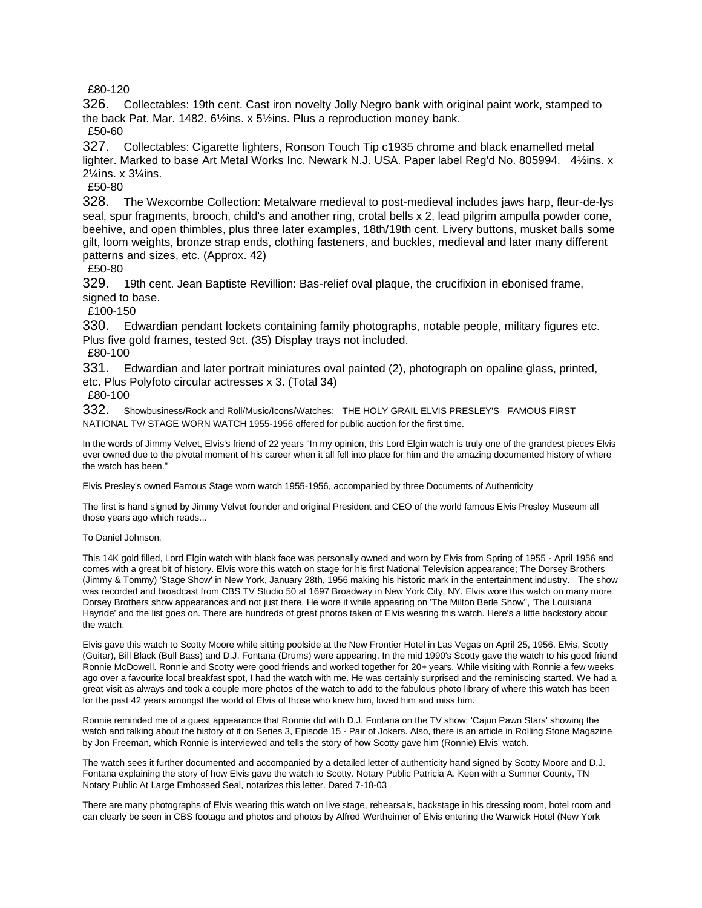£80-120

326. Collectables: 19th cent. Cast iron novelty Jolly Negro bank with original paint work, stamped to the back Pat. Mar. 1482. 6½ins. x 5½ins. Plus a reproduction money bank.

£50-60

327. Collectables: Cigarette lighters, Ronson Touch Tip c1935 chrome and black enamelled metal lighter. Marked to base Art Metal Works Inc. Newark N.J. USA. Paper label Reg'd No. 805994. 4½ins. x 2¼ins. x 3¼ins.

£50-80

328. The Wexcombe Collection: Metalware medieval to post-medieval includes jaws harp, fleur-de-lys seal, spur fragments, brooch, child's and another ring, crotal bells x 2, lead pilgrim ampulla powder cone, beehive, and open thimbles, plus three later examples, 18th/19th cent. Livery buttons, musket balls some gilt, loom weights, bronze strap ends, clothing fasteners, and buckles, medieval and later many different patterns and sizes, etc. (Approx. 42)

£50-80

329. 19th cent. Jean Baptiste Revillion: Bas-relief oval plaque, the crucifixion in ebonised frame, signed to base.

£100-150

330. Edwardian pendant lockets containing family photographs, notable people, military figures etc. Plus five gold frames, tested 9ct. (35) Display trays not included.

£80-100

331. Edwardian and later portrait miniatures oval painted (2), photograph on opaline glass, printed, etc. Plus Polyfoto circular actresses x 3. (Total 34)

£80-100

332. Showbusiness/Rock and Roll/Music/Icons/Watches: THE HOLY GRAIL ELVIS PRESLEY'S FAMOUS FIRST NATIONAL TV/ STAGE WORN WATCH 1955-1956 offered for public auction for the first time.

In the words of Jimmy Velvet, Elvis's friend of 22 years "In my opinion, this Lord Elgin watch is truly one of the grandest pieces Elvis ever owned due to the pivotal moment of his career when it all fell into place for him and the amazing documented history of where the watch has been."

Elvis Presley's owned Famous Stage worn watch 1955-1956, accompanied by three Documents of Authenticity

The first is hand signed by Jimmy Velvet founder and original President and CEO of the world famous Elvis Presley Museum all those years ago which reads...

To Daniel Johnson,

This 14K gold filled, Lord Elgin watch with black face was personally owned and worn by Elvis from Spring of 1955 - April 1956 and comes with a great bit of history. Elvis wore this watch on stage for his first National Television appearance; The Dorsey Brothers (Jimmy & Tommy) 'Stage Show' in New York, January 28th, 1956 making his historic mark in the entertainment industry. The show was recorded and broadcast from CBS TV Studio 50 at 1697 Broadway in New York City, NY. Elvis wore this watch on many more Dorsey Brothers show appearances and not just there. He wore it while appearing on 'The Milton Berle Show', 'The Louisiana Hayride' and the list goes on. There are hundreds of great photos taken of Elvis wearing this watch. Here's a little backstory about the watch.

Elvis gave this watch to Scotty Moore while sitting poolside at the New Frontier Hotel in Las Vegas on April 25, 1956. Elvis, Scotty (Guitar), Bill Black (Bull Bass) and D.J. Fontana (Drums) were appearing. In the mid 1990's Scotty gave the watch to his good friend Ronnie McDowell. Ronnie and Scotty were good friends and worked together for 20+ years. While visiting with Ronnie a few weeks ago over a favourite local breakfast spot, I had the watch with me. He was certainly surprised and the reminiscing started. We had a great visit as always and took a couple more photos of the watch to add to the fabulous photo library of where this watch has been for the past 42 years amongst the world of Elvis of those who knew him, loved him and miss him.

Ronnie reminded me of a guest appearance that Ronnie did with D.J. Fontana on the TV show: 'Cajun Pawn Stars' showing the watch and talking about the history of it on Series 3, Episode 15 - Pair of Jokers. Also, there is an article in Rolling Stone Magazine by Jon Freeman, which Ronnie is interviewed and tells the story of how Scotty gave him (Ronnie) Elvis' watch.

The watch sees it further documented and accompanied by a detailed letter of authenticity hand signed by Scotty Moore and D.J. Fontana explaining the story of how Elvis gave the watch to Scotty. Notary Public Patricia A. Keen with a Sumner County, TN Notary Public At Large Embossed Seal, notarizes this letter. Dated 7-18-03

There are many photographs of Elvis wearing this watch on live stage, rehearsals, backstage in his dressing room, hotel room and can clearly be seen in CBS footage and photos and photos by Alfred Wertheimer of Elvis entering the Warwick Hotel (New York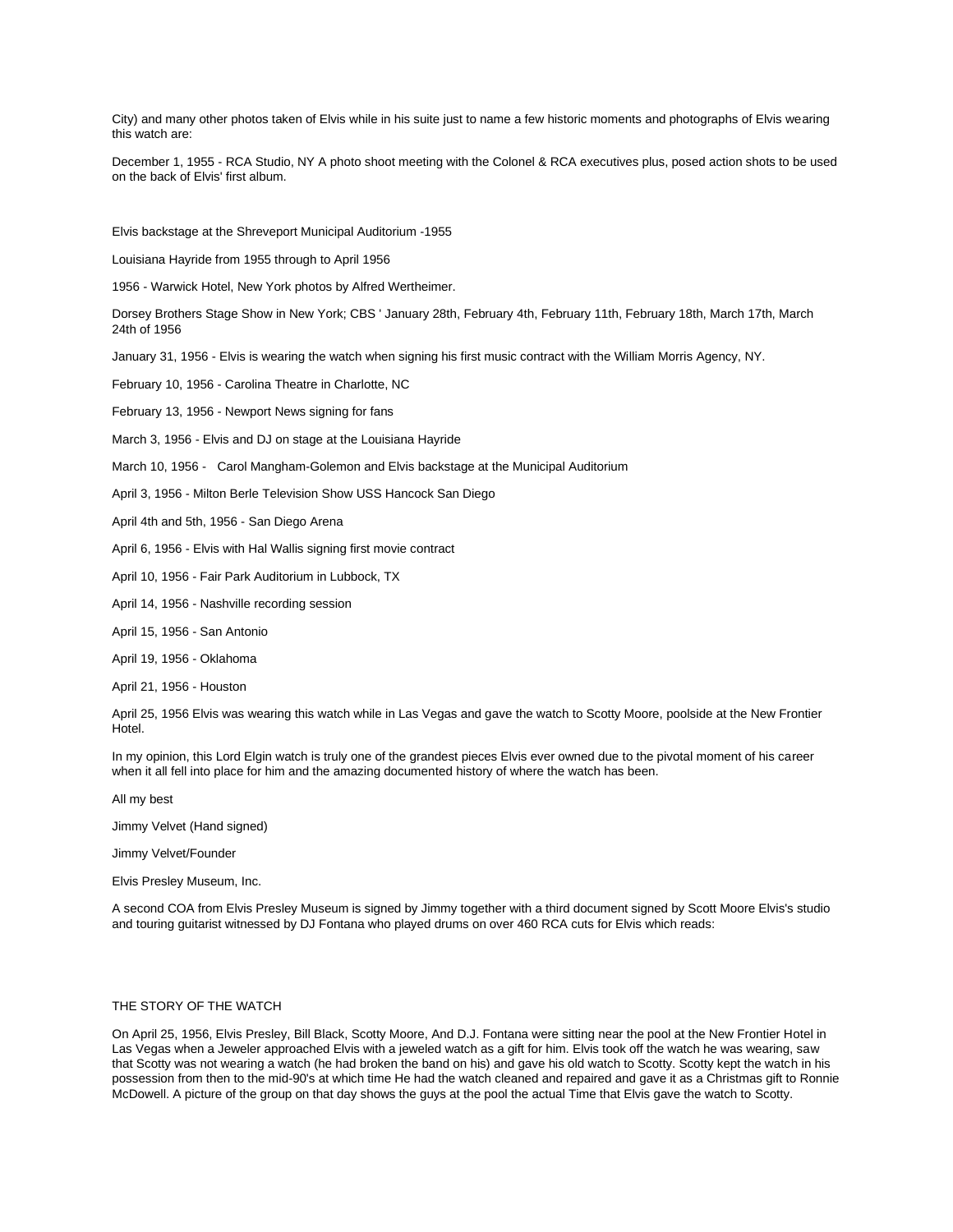City) and many other photos taken of Elvis while in his suite just to name a few historic moments and photographs of Elvis wearing this watch are:

December 1, 1955 - RCA Studio, NY A photo shoot meeting with the Colonel & RCA executives plus, posed action shots to be used on the back of Elvis' first album.

Elvis backstage at the Shreveport Municipal Auditorium -1955

Louisiana Hayride from 1955 through to April 1956

1956 - Warwick Hotel, New York photos by Alfred Wertheimer.

Dorsey Brothers Stage Show in New York; CBS ' January 28th, February 4th, February 11th, February 18th, March 17th, March 24th of 1956

January 31, 1956 - Elvis is wearing the watch when signing his first music contract with the William Morris Agency, NY.

February 10, 1956 - Carolina Theatre in Charlotte, NC

February 13, 1956 - Newport News signing for fans

March 3, 1956 - Elvis and DJ on stage at the Louisiana Hayride

March 10, 1956 - Carol Mangham-Golemon and Elvis backstage at the Municipal Auditorium

April 3, 1956 - Milton Berle Television Show USS Hancock San Diego

April 4th and 5th, 1956 - San Diego Arena

April 6, 1956 - Elvis with Hal Wallis signing first movie contract

April 10, 1956 - Fair Park Auditorium in Lubbock, TX

April 14, 1956 - Nashville recording session

April 15, 1956 - San Antonio

April 19, 1956 - Oklahoma

April 21, 1956 - Houston

April 25, 1956 Elvis was wearing this watch while in Las Vegas and gave the watch to Scotty Moore, poolside at the New Frontier Hotel.

In my opinion, this Lord Elgin watch is truly one of the grandest pieces Elvis ever owned due to the pivotal moment of his career when it all fell into place for him and the amazing documented history of where the watch has been.

All my best

Jimmy Velvet (Hand signed)

Jimmy Velvet/Founder

Elvis Presley Museum, Inc.

A second COA from Elvis Presley Museum is signed by Jimmy together with a third document signed by Scott Moore Elvis's studio and touring guitarist witnessed by DJ Fontana who played drums on over 460 RCA cuts for Elvis which reads:

THE STORY OF THE WATCH

On April 25, 1956, Elvis Presley, Bill Black, Scotty Moore, And D.J. Fontana were sitting near the pool at the New Frontier Hotel in Las Vegas when a Jeweler approached Elvis with a jeweled watch as a gift for him. Elvis took off the watch he was wearing, saw that Scotty was not wearing a watch (he had broken the band on his) and gave his old watch to Scotty. Scotty kept the watch in his possession from then to the mid-90's at which time He had the watch cleaned and repaired and gave it as a Christmas gift to Ronnie McDowell. A picture of the group on that day shows the guys at the pool the actual Time that Elvis gave the watch to Scotty.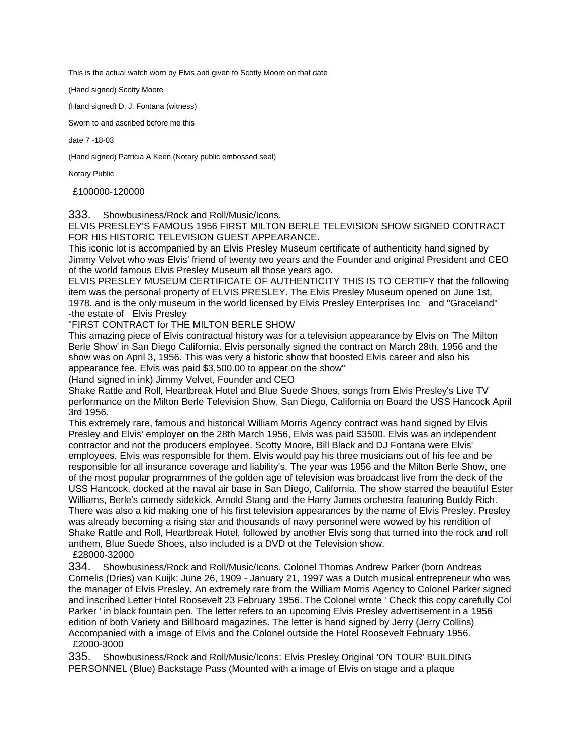This is the actual watch worn by Elvis and given to Scotty Moore on that date

(Hand signed) Scotty Moore

(Hand signed) D. J. Fontana (witness)

Sworn to and ascribed before me this

date 7 -18-03

(Hand signed) Patricia A Keen (Notary public embossed seal)

Notary Public

£100000-120000

333. Showbusiness/Rock and Roll/Music/Icons.
ELVIS PRESLEY'S FAMOUS 1956 FIRST MILTON BERLE TELEVISION SHOW SIGNED CONTRACT FOR HIS HISTORIC TELEVISION GUEST APPEARANCE.
This iconic lot is accompanied by an Elvis Presley Museum certificate of authenticity hand signed by Jimmy Velvet who was Elvis' friend of twenty two years and the Founder and original President and CEO of the world famous Elvis Presley Museum all those years ago.
ELVIS PRESLEY MUSEUM CERTIFICATE OF AUTHENTICITY THIS IS TO CERTIFY that the following item was the personal property of ELVIS PRESLEY. The Elvis Presley Museum opened on June 1st, 1978. and is the only museum in the world licensed by Elvis Presley Enterprises Inc and "Graceland" -the estate of Elvis Presley
"FIRST CONTRACT for THE MILTON BERLE SHOW
This amazing piece of Elvis contractual history was for a television appearance by Elvis on 'The Milton Berle Show' in San Diego California. Elvis personally signed the contract on March 28th, 1956 and the show was on April 3, 1956. This was very a historic show that boosted Elvis career and also his appearance fee. Elvis was paid $3,500.00 to appear on the show"
(Hand signed in ink) Jimmy Velvet, Founder and CEO
Shake Rattle and Roll, Heartbreak Hotel and Blue Suede Shoes, songs from Elvis Presley's Live TV performance on the Milton Berle Television Show, San Diego, California on Board the USS Hancock April 3rd 1956.
This extremely rare, famous and historical William Morris Agency contract was hand signed by Elvis Presley and Elvis' employer on the 28th March 1956, Elvis was paid $3500. Elvis was an independent contractor and not the producers employee. Scotty Moore, Bill Black and DJ Fontana were Elvis' employees, Elvis was responsible for them. Elvis would pay his three musicians out of his fee and be responsible for all insurance coverage and liability's. The year was 1956 and the Milton Berle Show, one of the most popular programmes of the golden age of television was broadcast live from the deck of the USS Hancock, docked at the naval air base in San Diego, California. The show starred the beautiful Ester Williams, Berle's comedy sidekick, Arnold Stang and the Harry James orchestra featuring Buddy Rich. There was also a kid making one of his first television appearances by the name of Elvis Presley. Presley was already becoming a rising star and thousands of navy personnel were wowed by his rendition of Shake Rattle and Roll, Heartbreak Hotel, followed by another Elvis song that turned into the rock and roll anthem, Blue Suede Shoes, also included is a DVD ot the Television show.
£28000-32000

334. Showbusiness/Rock and Roll/Music/Icons. Colonel Thomas Andrew Parker (born Andreas Cornelis (Dries) van Kuijk; June 26, 1909 - January 21, 1997 was a Dutch musical entrepreneur who was the manager of Elvis Presley. An extremely rare from the William Morris Agency to Colonel Parker signed and inscribed Letter Hotel Roosevelt 23 February 1956. The Colonel wrote ' Check this copy carefully Col Parker ' in black fountain pen. The letter refers to an upcoming Elvis Presley advertisement in a 1956 edition of both Variety and Billboard magazines. The letter is hand signed by Jerry (Jerry Collins) Accompanied with a image of Elvis and the Colonel outside the Hotel Roosevelt February 1956.
£2000-3000

335. Showbusiness/Rock and Roll/Music/Icons: Elvis Presley Original 'ON TOUR' BUILDING PERSONNEL (Blue) Backstage Pass (Mounted with a image of Elvis on stage and a plaque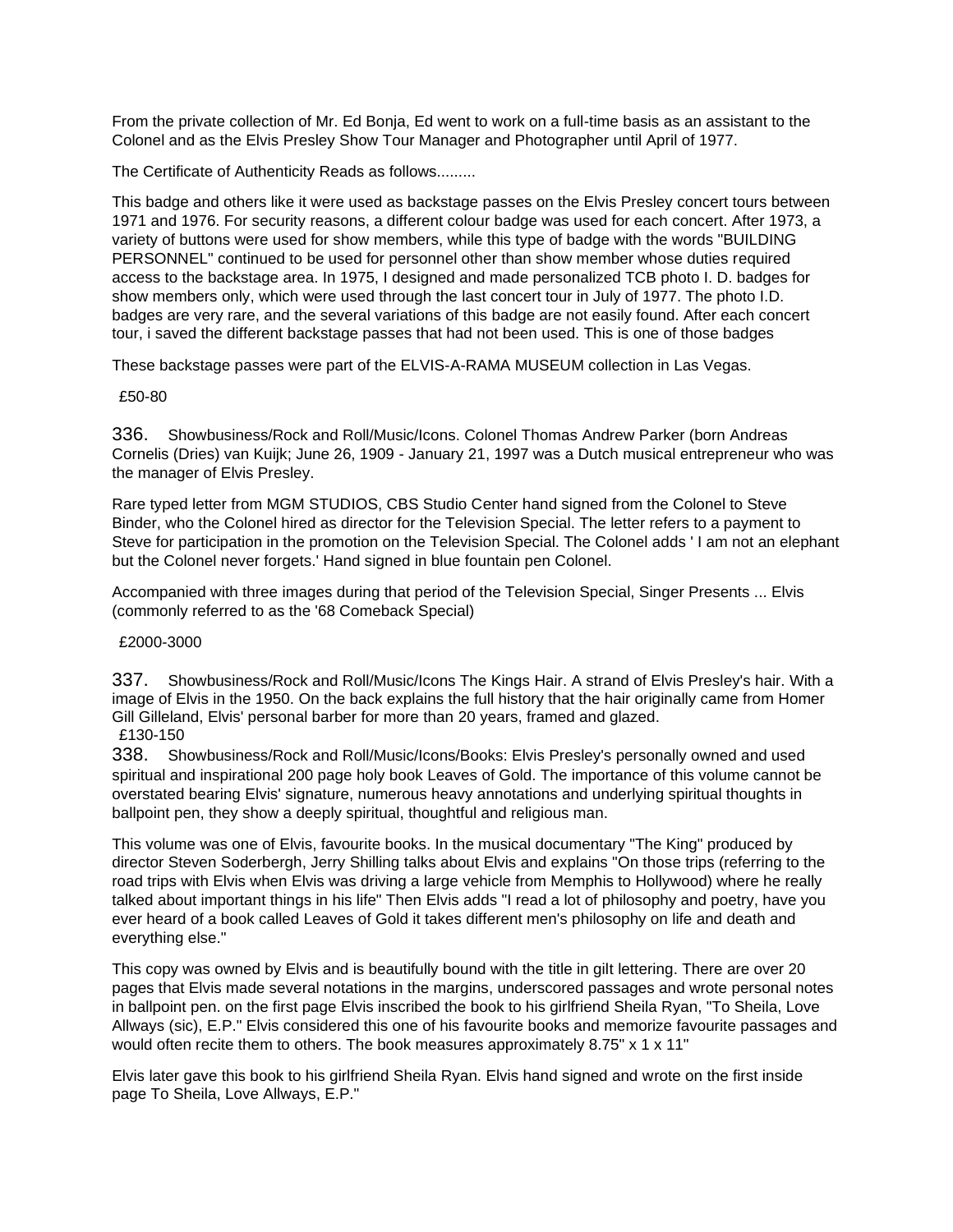From the private collection of Mr. Ed Bonja, Ed went to work on a full-time basis as an assistant to the Colonel and as the Elvis Presley Show Tour Manager and Photographer until April of 1977.

The Certificate of Authenticity Reads as follows.........

This badge and others like it were used as backstage passes on the Elvis Presley concert tours between 1971 and 1976. For security reasons, a different colour badge was used for each concert. After 1973, a variety of buttons were used for show members, while this type of badge with the words "BUILDING PERSONNEL" continued to be used for personnel other than show member whose duties required access to the backstage area. In 1975, I designed and made personalized TCB photo I. D. badges for show members only, which were used through the last concert tour in July of 1977. The photo I.D. badges are very rare, and the several variations of this badge are not easily found. After each concert tour, i saved the different backstage passes that had not been used. This is one of those badges

These backstage passes were part of the ELVIS-A-RAMA MUSEUM collection in Las Vegas.

£50-80

336. Showbusiness/Rock and Roll/Music/Icons. Colonel Thomas Andrew Parker (born Andreas Cornelis (Dries) van Kuijk; June 26, 1909 - January 21, 1997 was a Dutch musical entrepreneur who was the manager of Elvis Presley.

Rare typed letter from MGM STUDIOS, CBS Studio Center hand signed from the Colonel to Steve Binder, who the Colonel hired as director for the Television Special. The letter refers to a payment to Steve for participation in the promotion on the Television Special. The Colonel adds ' I am not an elephant but the Colonel never forgets.' Hand signed in blue fountain pen Colonel.

Accompanied with three images during that period of the Television Special, Singer Presents ... Elvis (commonly referred to as the '68 Comeback Special)

£2000-3000

337. Showbusiness/Rock and Roll/Music/Icons The Kings Hair. A strand of Elvis Presley's hair. With a image of Elvis in the 1950. On the back explains the full history that the hair originally came from Homer Gill Gilleland, Elvis' personal barber for more than 20 years, framed and glazed.
£130-150

338. Showbusiness/Rock and Roll/Music/Icons/Books: Elvis Presley's personally owned and used spiritual and inspirational 200 page holy book Leaves of Gold. The importance of this volume cannot be overstated bearing Elvis' signature, numerous heavy annotations and underlying spiritual thoughts in ballpoint pen, they show a deeply spiritual, thoughtful and religious man.

This volume was one of Elvis, favourite books. In the musical documentary "The King" produced by director Steven Soderbergh, Jerry Shilling talks about Elvis and explains "On those trips (referring to the road trips with Elvis when Elvis was driving a large vehicle from Memphis to Hollywood) where he really talked about important things in his life" Then Elvis adds "I read a lot of philosophy and poetry, have you ever heard of a book called Leaves of Gold it takes different men's philosophy on life and death and everything else."

This copy was owned by Elvis and is beautifully bound with the title in gilt lettering. There are over 20 pages that Elvis made several notations in the margins, underscored passages and wrote personal notes in ballpoint pen. on the first page Elvis inscribed the book to his girlfriend Sheila Ryan, "To Sheila, Love Allways (sic), E.P." Elvis considered this one of his favourite books and memorize favourite passages and would often recite them to others. The book measures approximately 8.75" x 1 x 11"

Elvis later gave this book to his girlfriend Sheila Ryan. Elvis hand signed and wrote on the first inside page To Sheila, Love Allways, E.P."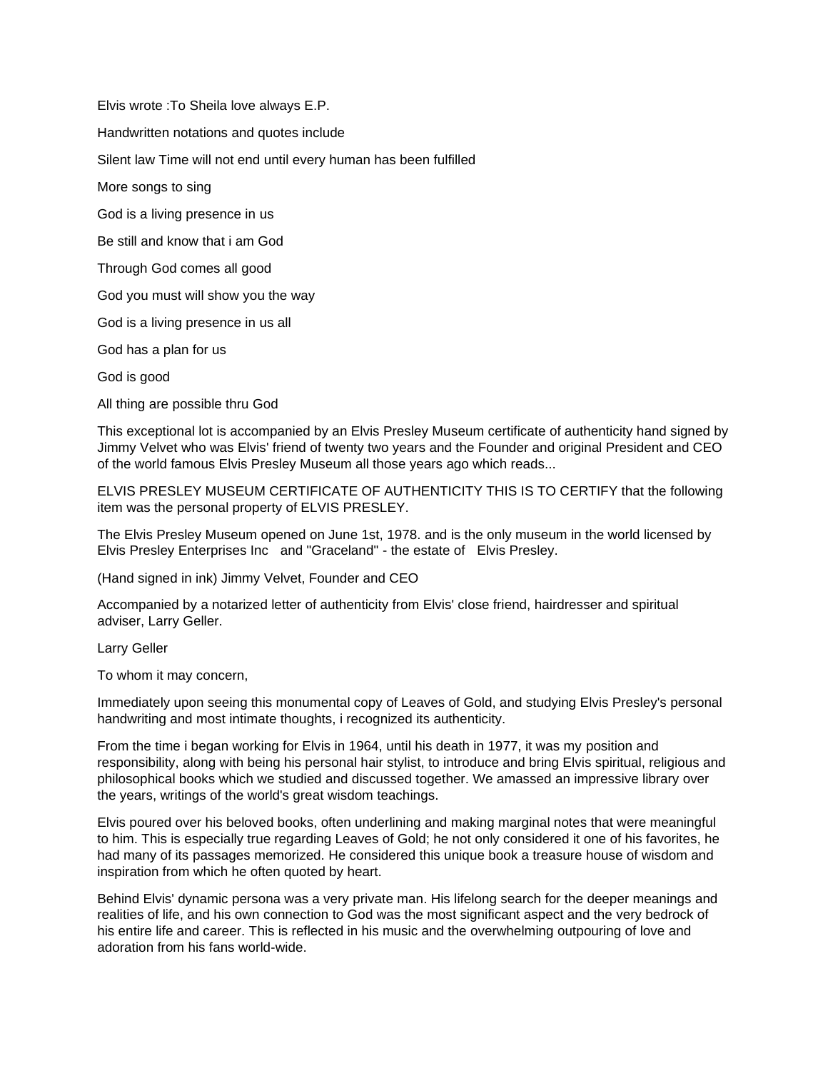Elvis wrote :To Sheila love always E.P.

Handwritten notations and quotes include

Silent law Time will not end until every human has been fulfilled

More songs to sing

God is a living presence in us

Be still and know that i am God

Through God comes all good

God you must will show you the way

God is a living presence in us all

God has a plan for us

God is good

All thing are possible thru God

This exceptional lot is accompanied by an Elvis Presley Museum certificate of authenticity hand signed by Jimmy Velvet who was Elvis' friend of twenty two years and the Founder and original President and CEO of the world famous Elvis Presley Museum all those years ago which reads...

ELVIS PRESLEY MUSEUM CERTIFICATE OF AUTHENTICITY THIS IS TO CERTIFY that the following item was the personal property of ELVIS PRESLEY.

The Elvis Presley Museum opened on June 1st, 1978. and is the only museum in the world licensed by Elvis Presley Enterprises Inc and "Graceland" - the estate of Elvis Presley.

(Hand signed in ink) Jimmy Velvet, Founder and CEO

Accompanied by a notarized letter of authenticity from Elvis' close friend, hairdresser and spiritual adviser, Larry Geller.

Larry Geller

To whom it may concern,

Immediately upon seeing this monumental copy of Leaves of Gold, and studying Elvis Presley's personal handwriting and most intimate thoughts, i recognized its authenticity.

From the time i began working for Elvis in 1964, until his death in 1977, it was my position and responsibility, along with being his personal hair stylist, to introduce and bring Elvis spiritual, religious and philosophical books which we studied and discussed together. We amassed an impressive library over the years, writings of the world's great wisdom teachings.

Elvis poured over his beloved books, often underlining and making marginal notes that were meaningful to him. This is especially true regarding Leaves of Gold; he not only considered it one of his favorites, he had many of its passages memorized. He considered this unique book a treasure house of wisdom and inspiration from which he often quoted by heart.

Behind Elvis' dynamic persona was a very private man. His lifelong search for the deeper meanings and realities of life, and his own connection to God was the most significant aspect and the very bedrock of his entire life and career. This is reflected in his music and the overwhelming outpouring of love and adoration from his fans world-wide.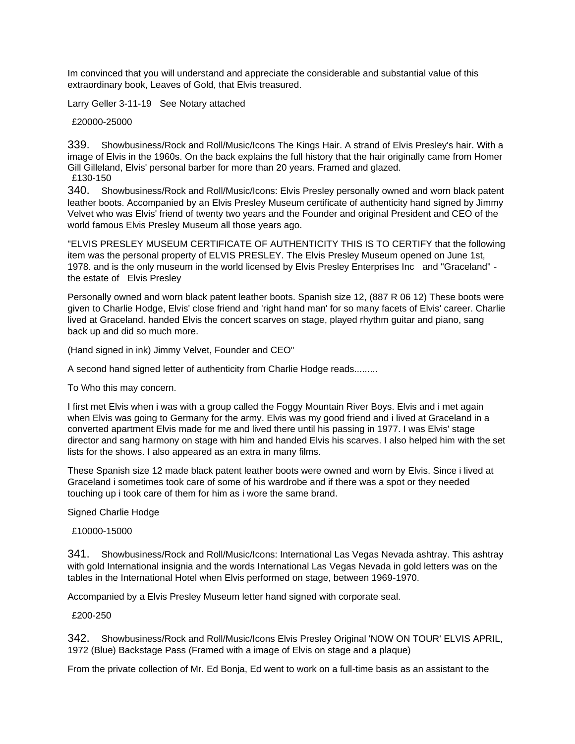Im convinced that you will understand and appreciate the considerable and substantial value of this extraordinary book, Leaves of Gold, that Elvis treasured.

Larry Geller 3-11-19 See Notary attached

£20000-25000

339. Showbusiness/Rock and Roll/Music/Icons The Kings Hair. A strand of Elvis Presley's hair. With a image of Elvis in the 1960s. On the back explains the full history that the hair originally came from Homer Gill Gilleland, Elvis' personal barber for more than 20 years. Framed and glazed.
£130-150

340. Showbusiness/Rock and Roll/Music/Icons: Elvis Presley personally owned and worn black patent leather boots. Accompanied by an Elvis Presley Museum certificate of authenticity hand signed by Jimmy Velvet who was Elvis' friend of twenty two years and the Founder and original President and CEO of the world famous Elvis Presley Museum all those years ago.

"ELVIS PRESLEY MUSEUM CERTIFICATE OF AUTHENTICITY THIS IS TO CERTIFY that the following item was the personal property of ELVIS PRESLEY. The Elvis Presley Museum opened on June 1st, 1978. and is the only museum in the world licensed by Elvis Presley Enterprises Inc and "Graceland" - the estate of Elvis Presley

Personally owned and worn black patent leather boots. Spanish size 12, (887 R 06 12) These boots were given to Charlie Hodge, Elvis' close friend and 'right hand man' for so many facets of Elvis' career. Charlie lived at Graceland. handed Elvis the concert scarves on stage, played rhythm guitar and piano, sang back up and did so much more.

(Hand signed in ink) Jimmy Velvet, Founder and CEO"

A second hand signed letter of authenticity from Charlie Hodge reads.........

To Who this may concern.

I first met Elvis when i was with a group called the Foggy Mountain River Boys. Elvis and i met again when Elvis was going to Germany for the army. Elvis was my good friend and i lived at Graceland in a converted apartment Elvis made for me and lived there until his passing in 1977. I was Elvis' stage director and sang harmony on stage with him and handed Elvis his scarves. I also helped him with the set lists for the shows. I also appeared as an extra in many films.

These Spanish size 12 made black patent leather boots were owned and worn by Elvis. Since i lived at Graceland i sometimes took care of some of his wardrobe and if there was a spot or they needed touching up i took care of them for him as i wore the same brand.

Signed Charlie Hodge

£10000-15000

341. Showbusiness/Rock and Roll/Music/Icons: International Las Vegas Nevada ashtray. This ashtray with gold International insignia and the words International Las Vegas Nevada in gold letters was on the tables in the International Hotel when Elvis performed on stage, between 1969-1970.

Accompanied by a Elvis Presley Museum letter hand signed with corporate seal.

£200-250

342. Showbusiness/Rock and Roll/Music/Icons Elvis Presley Original 'NOW ON TOUR' ELVIS APRIL, 1972 (Blue) Backstage Pass (Framed with a image of Elvis on stage and a plaque)

From the private collection of Mr. Ed Bonja, Ed went to work on a full-time basis as an assistant to the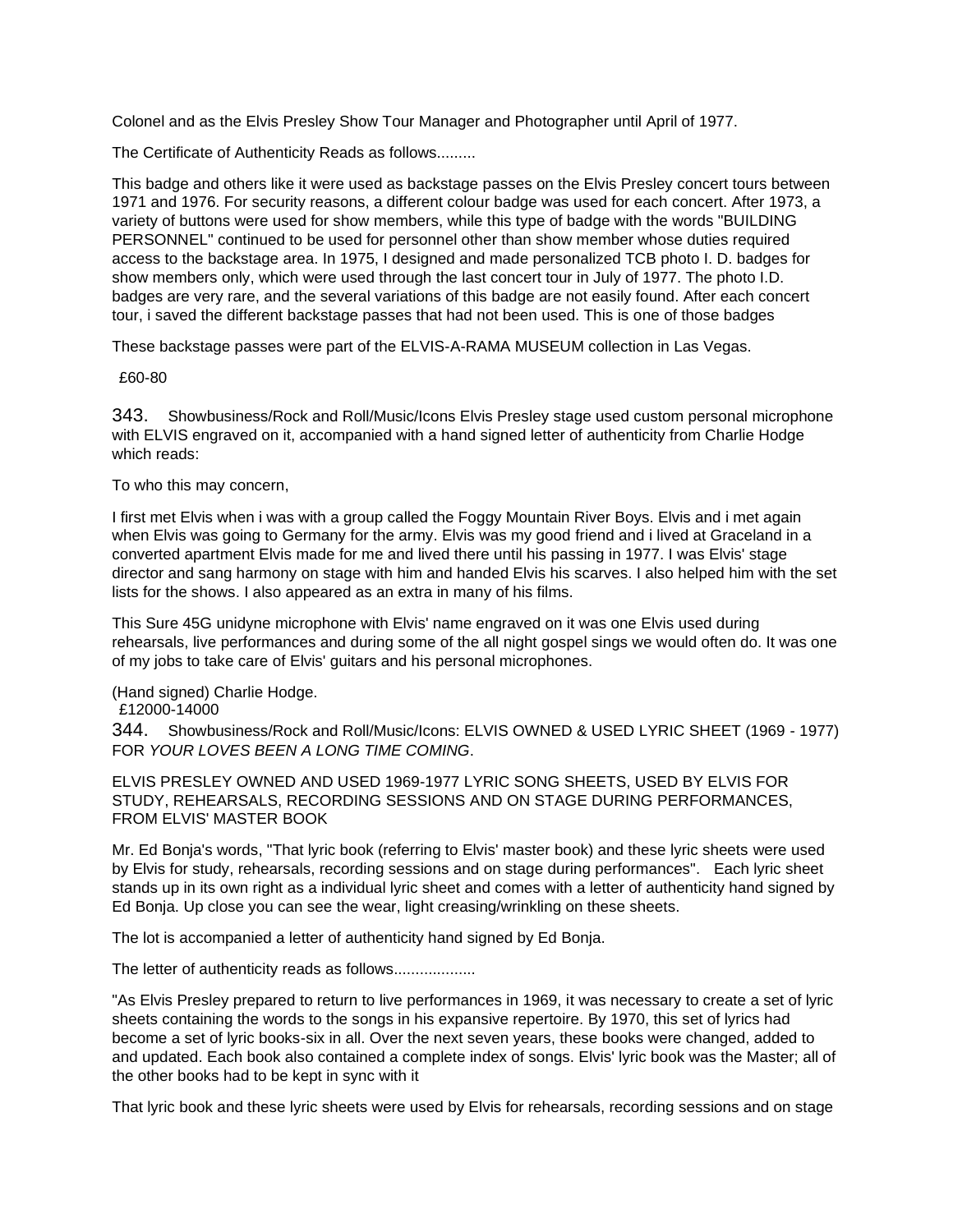Colonel and as the Elvis Presley Show Tour Manager and Photographer until April of 1977.

The Certificate of Authenticity Reads as follows.........

This badge and others like it were used as backstage passes on the Elvis Presley concert tours between 1971 and 1976. For security reasons, a different colour badge was used for each concert. After 1973, a variety of buttons were used for show members, while this type of badge with the words "BUILDING PERSONNEL" continued to be used for personnel other than show member whose duties required access to the backstage area. In 1975, I designed and made personalized TCB photo I. D. badges for show members only, which were used through the last concert tour in July of 1977. The photo I.D. badges are very rare, and the several variations of this badge are not easily found. After each concert tour, i saved the different backstage passes that had not been used. This is one of those badges

These backstage passes were part of the ELVIS-A-RAMA MUSEUM collection in Las Vegas.

£60-80

343. Showbusiness/Rock and Roll/Music/Icons Elvis Presley stage used custom personal microphone with ELVIS engraved on it, accompanied with a hand signed letter of authenticity from Charlie Hodge which reads:

To who this may concern,

I first met Elvis when i was with a group called the Foggy Mountain River Boys. Elvis and i met again when Elvis was going to Germany for the army. Elvis was my good friend and i lived at Graceland in a converted apartment Elvis made for me and lived there until his passing in 1977. I was Elvis' stage director and sang harmony on stage with him and handed Elvis his scarves. I also helped him with the set lists for the shows. I also appeared as an extra in many of his films.

This Sure 45G unidyne microphone with Elvis' name engraved on it was one Elvis used during rehearsals, live performances and during some of the all night gospel sings we would often do. It was one of my jobs to take care of Elvis' guitars and his personal microphones.

(Hand signed) Charlie Hodge.
£12000-14000

344. Showbusiness/Rock and Roll/Music/Icons: ELVIS OWNED & USED LYRIC SHEET (1969 - 1977) FOR *YOUR LOVES BEEN A LONG TIME COMING*.

ELVIS PRESLEY OWNED AND USED 1969-1977 LYRIC SONG SHEETS, USED BY ELVIS FOR STUDY, REHEARSALS, RECORDING SESSIONS AND ON STAGE DURING PERFORMANCES, FROM ELVIS' MASTER BOOK

Mr. Ed Bonja's words, "That lyric book (referring to Elvis' master book) and these lyric sheets were used by Elvis for study, rehearsals, recording sessions and on stage during performances". Each lyric sheet stands up in its own right as a individual lyric sheet and comes with a letter of authenticity hand signed by Ed Bonja. Up close you can see the wear, light creasing/wrinkling on these sheets.

The lot is accompanied a letter of authenticity hand signed by Ed Bonja.

The letter of authenticity reads as follows...................

"As Elvis Presley prepared to return to live performances in 1969, it was necessary to create a set of lyric sheets containing the words to the songs in his expansive repertoire. By 1970, this set of lyrics had become a set of lyric books-six in all. Over the next seven years, these books were changed, added to and updated. Each book also contained a complete index of songs. Elvis' lyric book was the Master; all of the other books had to be kept in sync with it

That lyric book and these lyric sheets were used by Elvis for rehearsals, recording sessions and on stage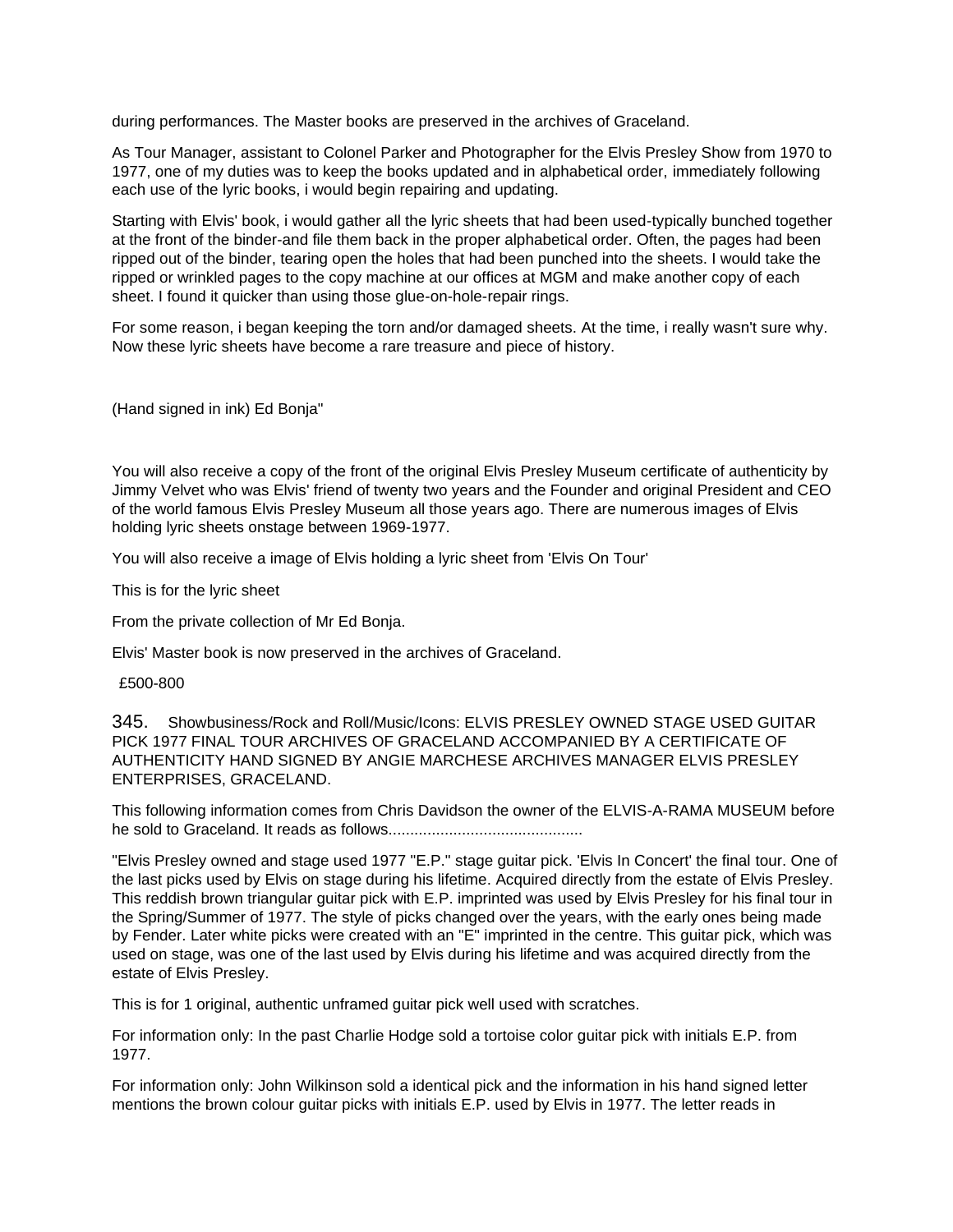during performances. The Master books are preserved in the archives of Graceland.

As Tour Manager, assistant to Colonel Parker and Photographer for the Elvis Presley Show from 1970 to 1977, one of my duties was to keep the books updated and in alphabetical order, immediately following each use of the lyric books, i would begin repairing and updating.

Starting with Elvis' book, i would gather all the lyric sheets that had been used-typically bunched together at the front of the binder-and file them back in the proper alphabetical order. Often, the pages had been ripped out of the binder, tearing open the holes that had been punched into the sheets. I would take the ripped or wrinkled pages to the copy machine at our offices at MGM and make another copy of each sheet. I found it quicker than using those glue-on-hole-repair rings.

For some reason, i began keeping the torn and/or damaged sheets. At the time, i really wasn't sure why. Now these lyric sheets have become a rare treasure and piece of history.

(Hand signed in ink) Ed Bonja"

You will also receive a copy of the front of the original Elvis Presley Museum certificate of authenticity by Jimmy Velvet who was Elvis' friend of twenty two years and the Founder and original President and CEO of the world famous Elvis Presley Museum all those years ago. There are numerous images of Elvis holding lyric sheets onstage between 1969-1977.

You will also receive a image of Elvis holding a lyric sheet from 'Elvis On Tour'

This is for the lyric sheet

From the private collection of Mr Ed Bonja.

Elvis' Master book is now preserved in the archives of Graceland.

£500-800

345. Showbusiness/Rock and Roll/Music/Icons: ELVIS PRESLEY OWNED STAGE USED GUITAR PICK 1977 FINAL TOUR ARCHIVES OF GRACELAND ACCOMPANIED BY A CERTIFICATE OF AUTHENTICITY HAND SIGNED BY ANGIE MARCHESE ARCHIVES MANAGER ELVIS PRESLEY ENTERPRISES, GRACELAND.

This following information comes from Chris Davidson the owner of the ELVIS-A-RAMA MUSEUM before he sold to Graceland. It reads as follows............................................

"Elvis Presley owned and stage used 1977 "E.P." stage guitar pick. 'Elvis In Concert' the final tour. One of the last picks used by Elvis on stage during his lifetime. Acquired directly from the estate of Elvis Presley. This reddish brown triangular guitar pick with E.P. imprinted was used by Elvis Presley for his final tour in the Spring/Summer of 1977. The style of picks changed over the years, with the early ones being made by Fender. Later white picks were created with an "E" imprinted in the centre. This guitar pick, which was used on stage, was one of the last used by Elvis during his lifetime and was acquired directly from the estate of Elvis Presley.

This is for 1 original, authentic unframed guitar pick well used with scratches.

For information only: In the past Charlie Hodge sold a tortoise color guitar pick with initials E.P. from 1977.

For information only: John Wilkinson sold a identical pick and the information in his hand signed letter mentions the brown colour guitar picks with initials E.P. used by Elvis in 1977. The letter reads in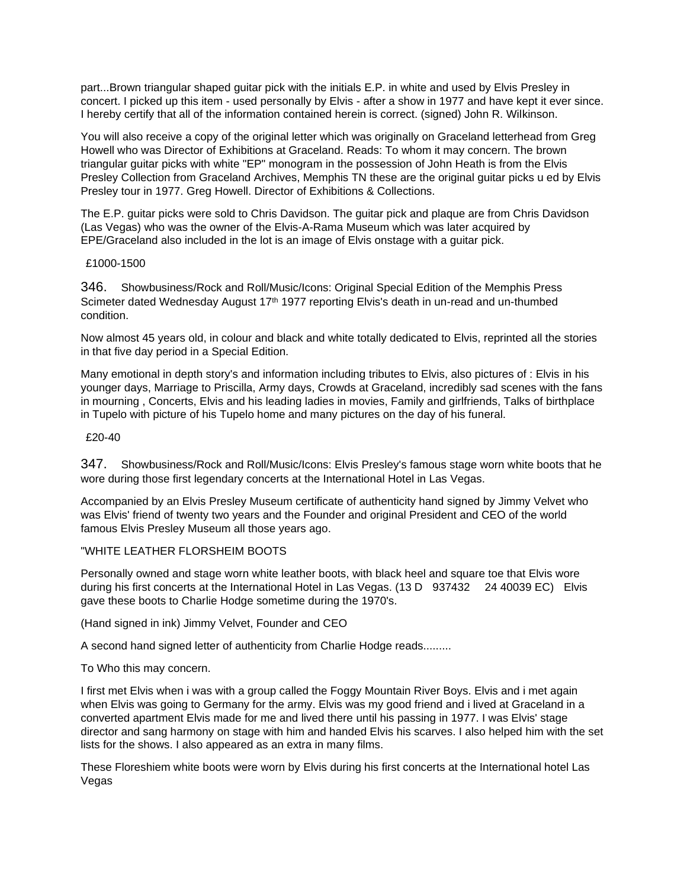part...Brown triangular shaped guitar pick with the initials E.P. in white and used by Elvis Presley in concert. I picked up this item - used personally by Elvis - after a show in 1977 and have kept it ever since. I hereby certify that all of the information contained herein is correct. (signed) John R. Wilkinson.

You will also receive a copy of the original letter which was originally on Graceland letterhead from Greg Howell who was Director of Exhibitions at Graceland. Reads: To whom it may concern. The brown triangular guitar picks with white "EP" monogram in the possession of John Heath is from the Elvis Presley Collection from Graceland Archives, Memphis TN these are the original guitar picks u ed by Elvis Presley tour in 1977. Greg Howell. Director of Exhibitions & Collections.

The E.P. guitar picks were sold to Chris Davidson. The guitar pick and plaque are from Chris Davidson (Las Vegas) who was the owner of the Elvis-A-Rama Museum which was later acquired by EPE/Graceland also included in the lot is an image of Elvis onstage with a guitar pick.

£1000-1500

346. Showbusiness/Rock and Roll/Music/Icons: Original Special Edition of the Memphis Press Scimeter dated Wednesday August 17th 1977 reporting Elvis's death in un-read and un-thumbed condition.

Now almost 45 years old, in colour and black and white totally dedicated to Elvis, reprinted all the stories in that five day period in a Special Edition.

Many emotional in depth story's and information including tributes to Elvis, also pictures of : Elvis in his younger days, Marriage to Priscilla, Army days, Crowds at Graceland, incredibly sad scenes with the fans in mourning , Concerts, Elvis and his leading ladies in movies, Family and girlfriends, Talks of birthplace in Tupelo with picture of his Tupelo home and many pictures on the day of his funeral.

£20-40

347. Showbusiness/Rock and Roll/Music/Icons: Elvis Presley's famous stage worn white boots that he wore during those first legendary concerts at the International Hotel in Las Vegas.

Accompanied by an Elvis Presley Museum certificate of authenticity hand signed by Jimmy Velvet who was Elvis' friend of twenty two years and the Founder and original President and CEO of the world famous Elvis Presley Museum all those years ago.

"WHITE LEATHER FLORSHEIM BOOTS

Personally owned and stage worn white leather boots, with black heel and square toe that Elvis wore during his first concerts at the International Hotel in Las Vegas. (13 D 937432 24 40039 EC) Elvis gave these boots to Charlie Hodge sometime during the 1970's.

(Hand signed in ink) Jimmy Velvet, Founder and CEO

A second hand signed letter of authenticity from Charlie Hodge reads.........

To Who this may concern.

I first met Elvis when i was with a group called the Foggy Mountain River Boys. Elvis and i met again when Elvis was going to Germany for the army. Elvis was my good friend and i lived at Graceland in a converted apartment Elvis made for me and lived there until his passing in 1977. I was Elvis' stage director and sang harmony on stage with him and handed Elvis his scarves. I also helped him with the set lists for the shows. I also appeared as an extra in many films.

These Floreshiem white boots were worn by Elvis during his first concerts at the International hotel Las Vegas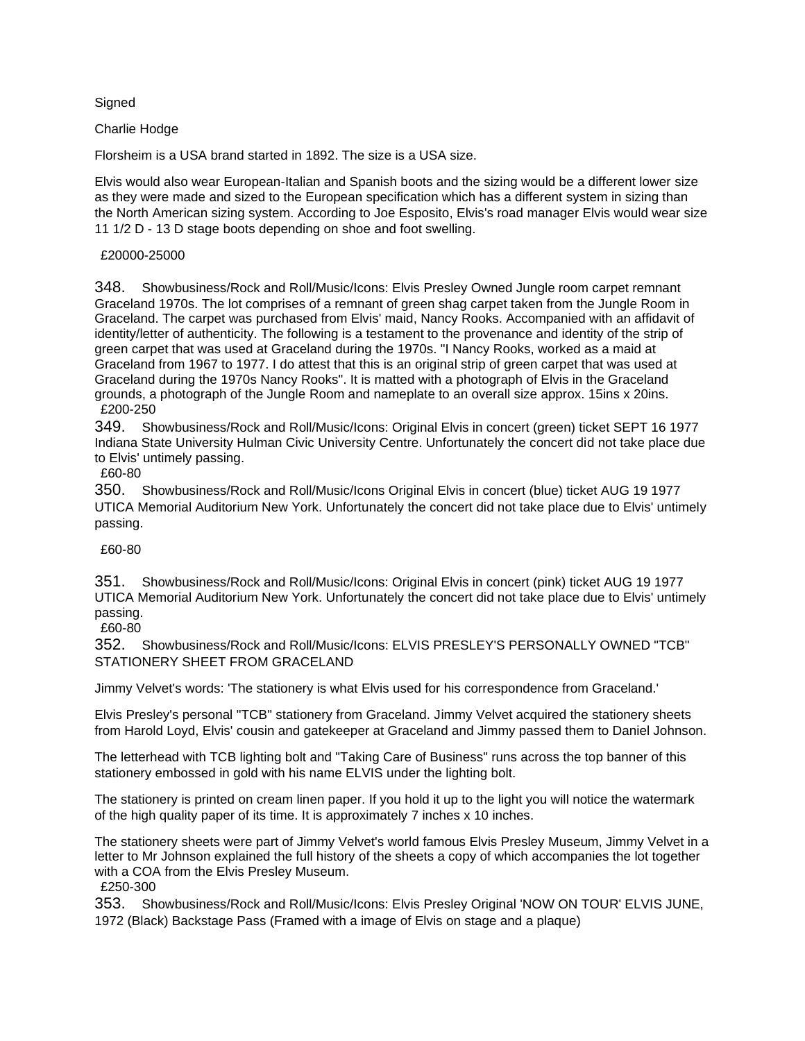Signed

Charlie Hodge

Florsheim is a USA brand started in 1892. The size is a USA size.

Elvis would also wear European-Italian and Spanish boots and the sizing would be a different lower size as they were made and sized to the European specification which has a different system in sizing than the North American sizing system. According to Joe Esposito, Elvis's road manager Elvis would wear size 11 1/2 D - 13 D stage boots depending on shoe and foot swelling.

£20000-25000

348. Showbusiness/Rock and Roll/Music/Icons: Elvis Presley Owned Jungle room carpet remnant Graceland 1970s. The lot comprises of a remnant of green shag carpet taken from the Jungle Room in Graceland. The carpet was purchased from Elvis' maid, Nancy Rooks. Accompanied with an affidavit of identity/letter of authenticity. The following is a testament to the provenance and identity of the strip of green carpet that was used at Graceland during the 1970s. "I Nancy Rooks, worked as a maid at Graceland from 1967 to 1977. I do attest that this is an original strip of green carpet that was used at Graceland during the 1970s Nancy Rooks". It is matted with a photograph of Elvis in the Graceland grounds, a photograph of the Jungle Room and nameplate to an overall size approx. 15ins x 20ins.
£200-250

349. Showbusiness/Rock and Roll/Music/Icons: Original Elvis in concert (green) ticket SEPT 16 1977 Indiana State University Hulman Civic University Centre. Unfortunately the concert did not take place due to Elvis' untimely passing.
£60-80

350. Showbusiness/Rock and Roll/Music/Icons Original Elvis in concert (blue) ticket AUG 19 1977 UTICA Memorial Auditorium New York. Unfortunately the concert did not take place due to Elvis' untimely passing.

£60-80

351. Showbusiness/Rock and Roll/Music/Icons: Original Elvis in concert (pink) ticket AUG 19 1977 UTICA Memorial Auditorium New York. Unfortunately the concert did not take place due to Elvis' untimely passing.
£60-80

352. Showbusiness/Rock and Roll/Music/Icons: ELVIS PRESLEY'S PERSONALLY OWNED "TCB" STATIONERY SHEET FROM GRACELAND

Jimmy Velvet's words: 'The stationery is what Elvis used for his correspondence from Graceland.'

Elvis Presley's personal "TCB" stationery from Graceland. Jimmy Velvet acquired the stationery sheets from Harold Loyd, Elvis' cousin and gatekeeper at Graceland and Jimmy passed them to Daniel Johnson.

The letterhead with TCB lighting bolt and "Taking Care of Business" runs across the top banner of this stationery embossed in gold with his name ELVIS under the lighting bolt.

The stationery is printed on cream linen paper. If you hold it up to the light you will notice the watermark of the high quality paper of its time. It is approximately 7 inches x 10 inches.

The stationery sheets were part of Jimmy Velvet's world famous Elvis Presley Museum, Jimmy Velvet in a letter to Mr Johnson explained the full history of the sheets a copy of which accompanies the lot together with a COA from the Elvis Presley Museum.
£250-300

353. Showbusiness/Rock and Roll/Music/Icons: Elvis Presley Original 'NOW ON TOUR' ELVIS JUNE, 1972 (Black) Backstage Pass (Framed with a image of Elvis on stage and a plaque)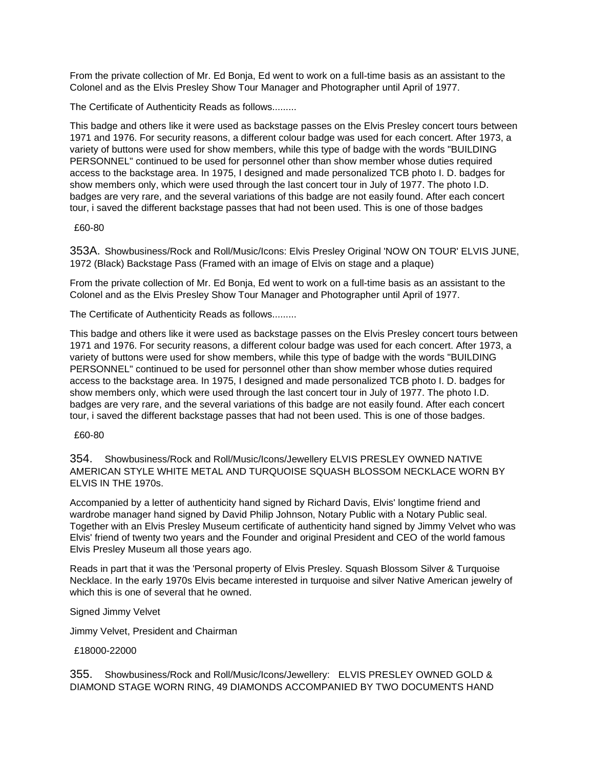From the private collection of Mr. Ed Bonja, Ed went to work on a full-time basis as an assistant to the Colonel and as the Elvis Presley Show Tour Manager and Photographer until April of 1977.

The Certificate of Authenticity Reads as follows.........

This badge and others like it were used as backstage passes on the Elvis Presley concert tours between 1971 and 1976. For security reasons, a different colour badge was used for each concert. After 1973, a variety of buttons were used for show members, while this type of badge with the words "BUILDING PERSONNEL" continued to be used for personnel other than show member whose duties required access to the backstage area. In 1975, I designed and made personalized TCB photo I. D. badges for show members only, which were used through the last concert tour in July of 1977. The photo I.D. badges are very rare, and the several variations of this badge are not easily found. After each concert tour, i saved the different backstage passes that had not been used. This is one of those badges

£60-80

353A. Showbusiness/Rock and Roll/Music/Icons: Elvis Presley Original 'NOW ON TOUR' ELVIS JUNE, 1972 (Black) Backstage Pass (Framed with an image of Elvis on stage and a plaque)

From the private collection of Mr. Ed Bonja, Ed went to work on a full-time basis as an assistant to the Colonel and as the Elvis Presley Show Tour Manager and Photographer until April of 1977.

The Certificate of Authenticity Reads as follows.........

This badge and others like it were used as backstage passes on the Elvis Presley concert tours between 1971 and 1976. For security reasons, a different colour badge was used for each concert. After 1973, a variety of buttons were used for show members, while this type of badge with the words "BUILDING PERSONNEL" continued to be used for personnel other than show member whose duties required access to the backstage area. In 1975, I designed and made personalized TCB photo I. D. badges for show members only, which were used through the last concert tour in July of 1977. The photo I.D. badges are very rare, and the several variations of this badge are not easily found. After each concert tour, i saved the different backstage passes that had not been used. This is one of those badges.

£60-80

354. Showbusiness/Rock and Roll/Music/Icons/Jewellery ELVIS PRESLEY OWNED NATIVE AMERICAN STYLE WHITE METAL AND TURQUOISE SQUASH BLOSSOM NECKLACE WORN BY ELVIS IN THE 1970s.

Accompanied by a letter of authenticity hand signed by Richard Davis, Elvis' longtime friend and wardrobe manager hand signed by David Philip Johnson, Notary Public with a Notary Public seal. Together with an Elvis Presley Museum certificate of authenticity hand signed by Jimmy Velvet who was Elvis' friend of twenty two years and the Founder and original President and CEO of the world famous Elvis Presley Museum all those years ago.

Reads in part that it was the 'Personal property of Elvis Presley. Squash Blossom Silver & Turquoise Necklace. In the early 1970s Elvis became interested in turquoise and silver Native American jewelry of which this is one of several that he owned.

Signed Jimmy Velvet

Jimmy Velvet, President and Chairman

£18000-22000

355. Showbusiness/Rock and Roll/Music/Icons/Jewellery: ELVIS PRESLEY OWNED GOLD & DIAMOND STAGE WORN RING, 49 DIAMONDS ACCOMPANIED BY TWO DOCUMENTS HAND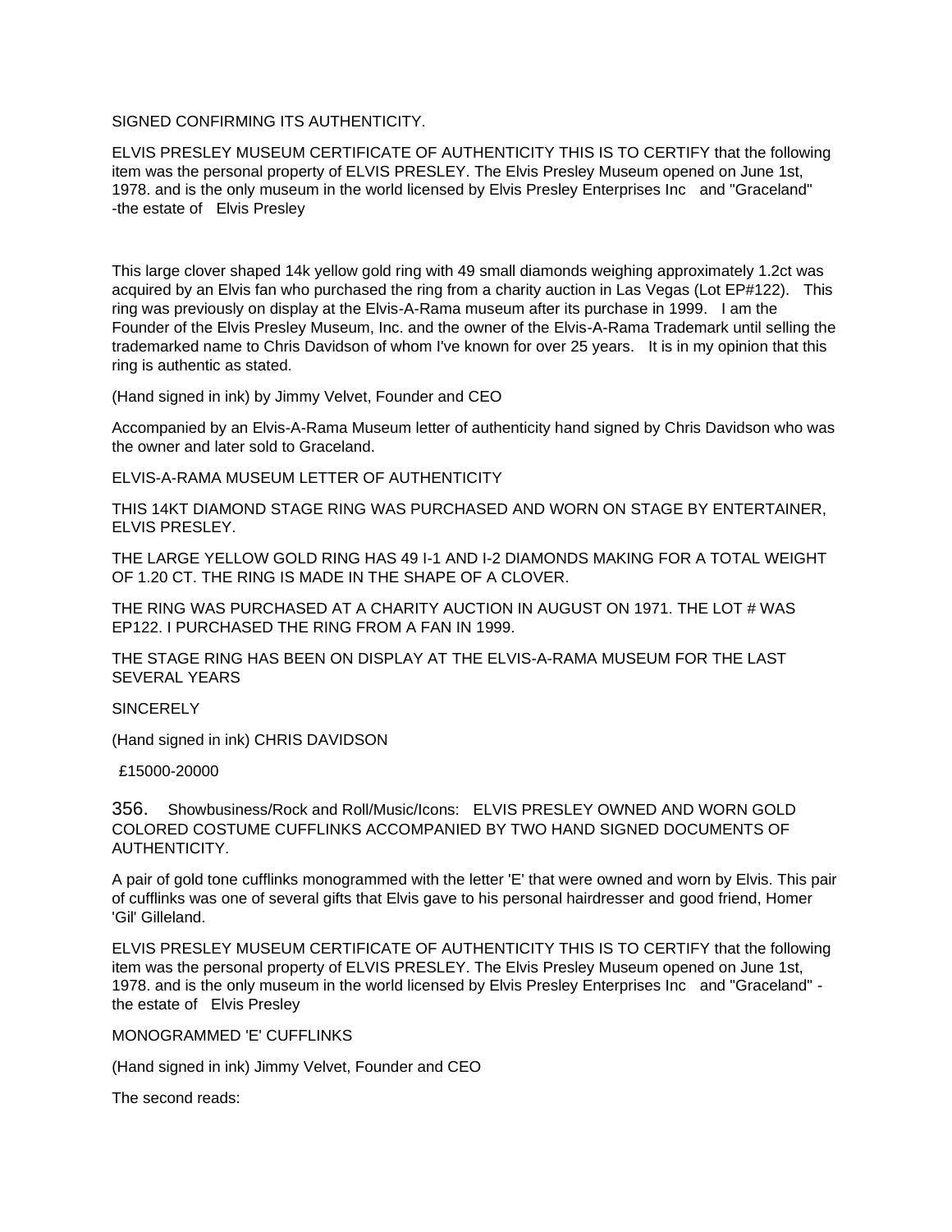SIGNED CONFIRMING ITS AUTHENTICITY.

ELVIS PRESLEY MUSEUM CERTIFICATE OF AUTHENTICITY THIS IS TO CERTIFY that the following item was the personal property of ELVIS PRESLEY. The Elvis Presley Museum opened on June 1st, 1978. and is the only museum in the world licensed by Elvis Presley Enterprises Inc and "Graceland" -the estate of Elvis Presley

This large clover shaped 14k yellow gold ring with 49 small diamonds weighing approximately 1.2ct was acquired by an Elvis fan who purchased the ring from a charity auction in Las Vegas (Lot EP#122). This ring was previously on display at the Elvis-A-Rama museum after its purchase in 1999. I am the Founder of the Elvis Presley Museum, Inc. and the owner of the Elvis-A-Rama Trademark until selling the trademarked name to Chris Davidson of whom I've known for over 25 years. It is in my opinion that this ring is authentic as stated.

(Hand signed in ink) by Jimmy Velvet, Founder and CEO

Accompanied by an Elvis-A-Rama Museum letter of authenticity hand signed by Chris Davidson who was the owner and later sold to Graceland.

ELVIS-A-RAMA MUSEUM LETTER OF AUTHENTICITY

THIS 14KT DIAMOND STAGE RING WAS PURCHASED AND WORN ON STAGE BY ENTERTAINER, ELVIS PRESLEY.

THE LARGE YELLOW GOLD RING HAS 49 I-1 AND I-2 DIAMONDS MAKING FOR A TOTAL WEIGHT OF 1.20 CT. THE RING IS MADE IN THE SHAPE OF A CLOVER.

THE RING WAS PURCHASED AT A CHARITY AUCTION IN AUGUST ON 1971. THE LOT # WAS EP122. I PURCHASED THE RING FROM A FAN IN 1999.

THE STAGE RING HAS BEEN ON DISPLAY AT THE ELVIS-A-RAMA MUSEUM FOR THE LAST SEVERAL YEARS

SINCERELY

(Hand signed in ink) CHRIS DAVIDSON

£15000-20000

356. Showbusiness/Rock and Roll/Music/Icons: ELVIS PRESLEY OWNED AND WORN GOLD COLORED COSTUME CUFFLINKS ACCOMPANIED BY TWO HAND SIGNED DOCUMENTS OF AUTHENTICITY.

A pair of gold tone cufflinks monogrammed with the letter 'E' that were owned and worn by Elvis. This pair of cufflinks was one of several gifts that Elvis gave to his personal hairdresser and good friend, Homer 'Gil' Gilleland.

ELVIS PRESLEY MUSEUM CERTIFICATE OF AUTHENTICITY THIS IS TO CERTIFY that the following item was the personal property of ELVIS PRESLEY. The Elvis Presley Museum opened on June 1st, 1978. and is the only museum in the world licensed by Elvis Presley Enterprises Inc and "Graceland" - the estate of Elvis Presley

MONOGRAMMED 'E' CUFFLINKS

(Hand signed in ink) Jimmy Velvet, Founder and CEO

The second reads: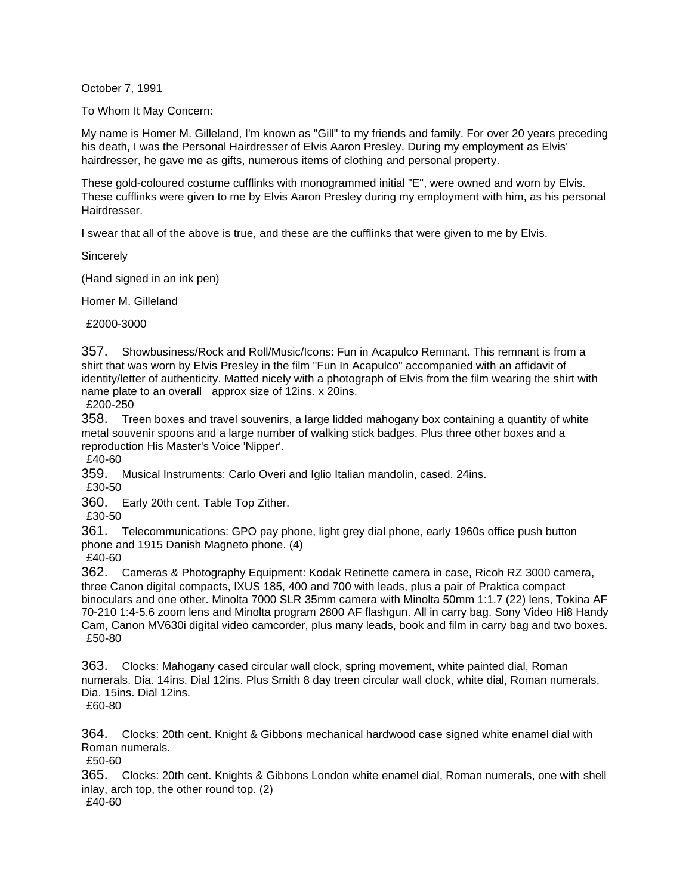October 7, 1991

To Whom It May Concern:

My name is Homer M. Gilleland, I'm known as "Gill" to my friends and family. For over 20 years preceding his death, I was the Personal Hairdresser of Elvis Aaron Presley. During my employment as Elvis' hairdresser, he gave me as gifts, numerous items of clothing and personal property.

These gold-coloured costume cufflinks with monogrammed initial "E", were owned and worn by Elvis. These cufflinks were given to me by Elvis Aaron Presley during my employment with him, as his personal Hairdresser.

I swear that all of the above is true, and these are the cufflinks that were given to me by Elvis.

Sincerely

(Hand signed in an ink pen)

Homer M. Gilleland

£2000-3000

357. Showbusiness/Rock and Roll/Music/Icons: Fun in Acapulco Remnant. This remnant is from a shirt that was worn by Elvis Presley in the film "Fun In Acapulco" accompanied with an affidavit of identity/letter of authenticity. Matted nicely with a photograph of Elvis from the film wearing the shirt with name plate to an overall approx size of 12ins. x 20ins.
£200-250

358. Treen boxes and travel souvenirs, a large lidded mahogany box containing a quantity of white metal souvenir spoons and a large number of walking stick badges. Plus three other boxes and a reproduction His Master's Voice 'Nipper'.
£40-60

359. Musical Instruments: Carlo Overi and Iglio Italian mandolin, cased. 24ins.
£30-50

360. Early 20th cent. Table Top Zither.
£30-50

361. Telecommunications: GPO pay phone, light grey dial phone, early 1960s office push button phone and 1915 Danish Magneto phone. (4)
£40-60

362. Cameras & Photography Equipment: Kodak Retinette camera in case, Ricoh RZ 3000 camera, three Canon digital compacts, IXUS 185, 400 and 700 with leads, plus a pair of Praktica compact binoculars and one other. Minolta 7000 SLR 35mm camera with Minolta 50mm 1:1.7 (22) lens, Tokina AF 70-210 1:4-5.6 zoom lens and Minolta program 2800 AF flashgun. All in carry bag. Sony Video Hi8 Handy Cam, Canon MV630i digital video camcorder, plus many leads, book and film in carry bag and two boxes.
£50-80

363. Clocks: Mahogany cased circular wall clock, spring movement, white painted dial, Roman numerals. Dia. 14ins. Dial 12ins. Plus Smith 8 day treen circular wall clock, white dial, Roman numerals. Dia. 15ins. Dial 12ins.
£60-80

364. Clocks: 20th cent. Knight & Gibbons mechanical hardwood case signed white enamel dial with Roman numerals.
£50-60

365. Clocks: 20th cent. Knights & Gibbons London white enamel dial, Roman numerals, one with shell inlay, arch top, the other round top. (2)
£40-60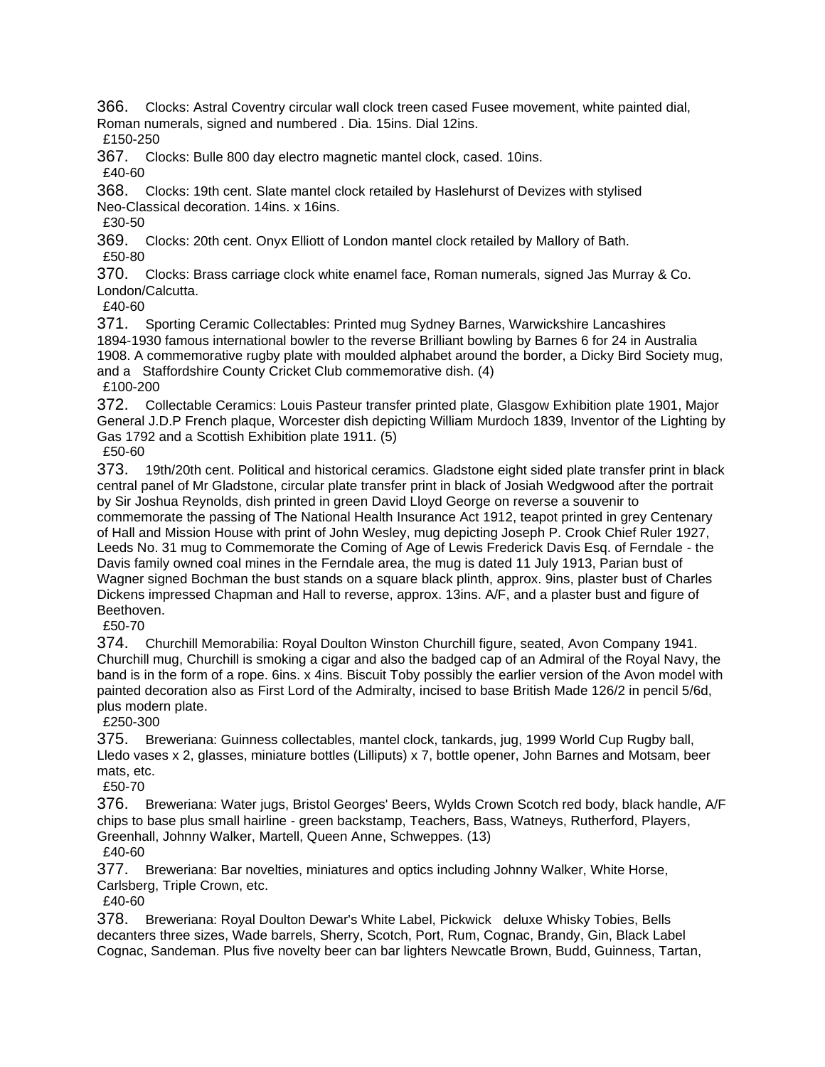366. Clocks: Astral Coventry circular wall clock treen cased Fusee movement, white painted dial, Roman numerals, signed and numbered . Dia. 15ins. Dial 12ins.
£150-250

367. Clocks: Bulle 800 day electro magnetic mantel clock, cased. 10ins.
£40-60

368. Clocks: 19th cent. Slate mantel clock retailed by Haslehurst of Devizes with stylised Neo-Classical decoration. 14ins. x 16ins.
£30-50

369. Clocks: 20th cent. Onyx Elliott of London mantel clock retailed by Mallory of Bath.
£50-80

370. Clocks: Brass carriage clock white enamel face, Roman numerals, signed Jas Murray & Co. London/Calcutta.
£40-60

371. Sporting Ceramic Collectables: Printed mug Sydney Barnes, Warwickshire Lancashires 1894-1930 famous international bowler to the reverse Brilliant bowling by Barnes 6 for 24 in Australia 1908. A commemorative rugby plate with moulded alphabet around the border, a Dicky Bird Society mug, and a Staffordshire County Cricket Club commemorative dish. (4)
£100-200

372. Collectable Ceramics: Louis Pasteur transfer printed plate, Glasgow Exhibition plate 1901, Major General J.D.P French plaque, Worcester dish depicting William Murdoch 1839, Inventor of the Lighting by Gas 1792 and a Scottish Exhibition plate 1911. (5)
£50-60

373. 19th/20th cent. Political and historical ceramics. Gladstone eight sided plate transfer print in black central panel of Mr Gladstone, circular plate transfer print in black of Josiah Wedgwood after the portrait by Sir Joshua Reynolds, dish printed in green David Lloyd George on reverse a souvenir to commemorate the passing of The National Health Insurance Act 1912, teapot printed in grey Centenary of Hall and Mission House with print of John Wesley, mug depicting Joseph P. Crook Chief Ruler 1927, Leeds No. 31 mug to Commemorate the Coming of Age of Lewis Frederick Davis Esq. of Ferndale - the Davis family owned coal mines in the Ferndale area, the mug is dated 11 July 1913, Parian bust of Wagner signed Bochman the bust stands on a square black plinth, approx. 9ins, plaster bust of Charles Dickens impressed Chapman and Hall to reverse, approx. 13ins. A/F, and a plaster bust and figure of Beethoven.
£50-70

374. Churchill Memorabilia: Royal Doulton Winston Churchill figure, seated, Avon Company 1941. Churchill mug, Churchill is smoking a cigar and also the badged cap of an Admiral of the Royal Navy, the band is in the form of a rope. 6ins. x 4ins. Biscuit Toby possibly the earlier version of the Avon model with painted decoration also as First Lord of the Admiralty, incised to base British Made 126/2 in pencil 5/6d, plus modern plate.
£250-300

375. Breweriana: Guinness collectables, mantel clock, tankards, jug, 1999 World Cup Rugby ball, Lledo vases x 2, glasses, miniature bottles (Lilliputs) x 7, bottle opener, John Barnes and Motsam, beer mats, etc.
£50-70

376. Breweriana: Water jugs, Bristol Georges' Beers, Wylds Crown Scotch red body, black handle, A/F chips to base plus small hairline - green backstamp, Teachers, Bass, Watneys, Rutherford, Players, Greenhall, Johnny Walker, Martell, Queen Anne, Schweppes. (13)
£40-60

377. Breweriana: Bar novelties, miniatures and optics including Johnny Walker, White Horse, Carlsberg, Triple Crown, etc.
£40-60

378. Breweriana: Royal Doulton Dewar's White Label, Pickwick deluxe Whisky Tobies, Bells decanters three sizes, Wade barrels, Sherry, Scotch, Port, Rum, Cognac, Brandy, Gin, Black Label Cognac, Sandeman. Plus five novelty beer can bar lighters Newcatle Brown, Budd, Guinness, Tartan,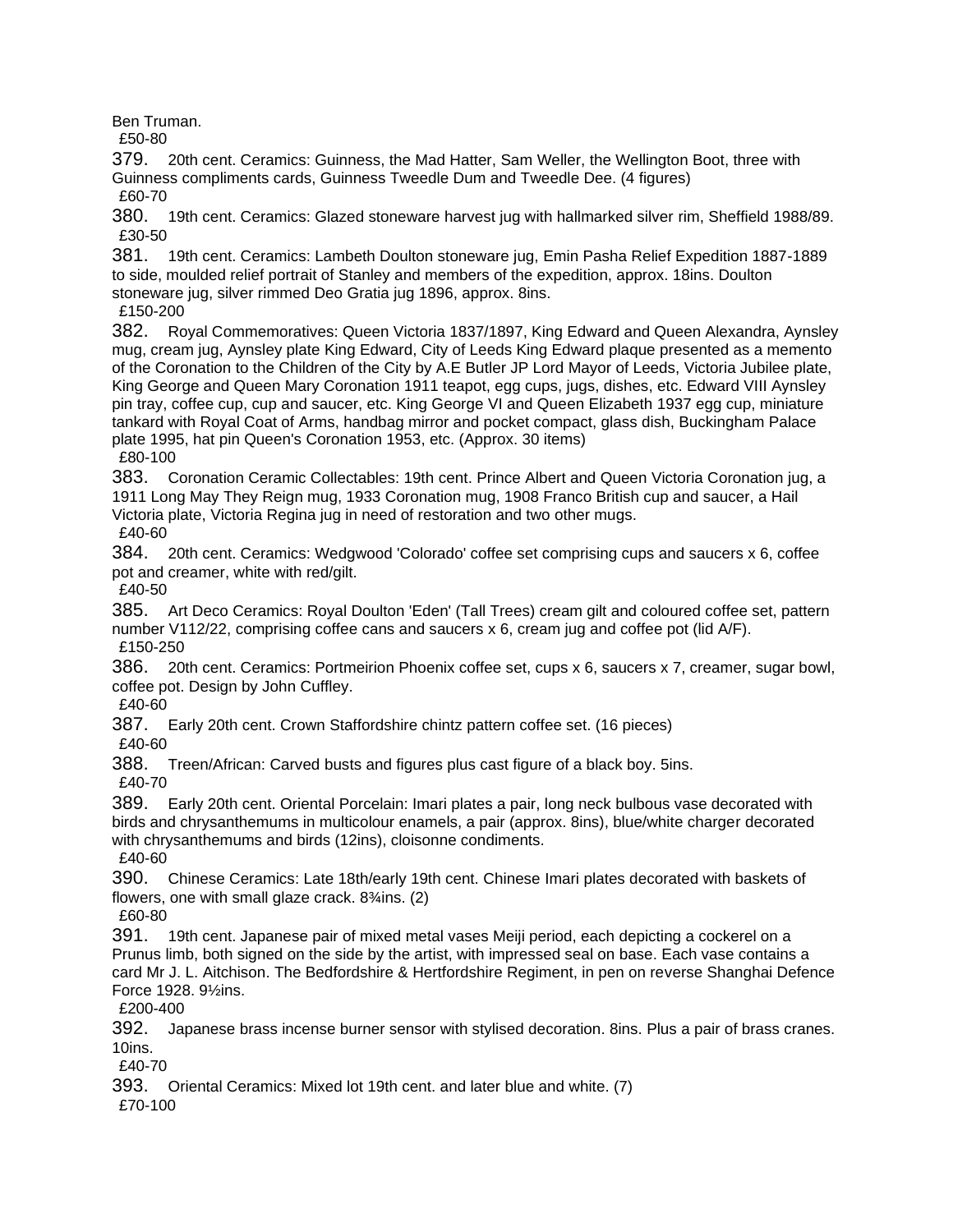Ben Truman.
£50-80

379. 20th cent. Ceramics: Guinness, the Mad Hatter, Sam Weller, the Wellington Boot, three with Guinness compliments cards, Guinness Tweedle Dum and Tweedle Dee. (4 figures)
£60-70

380. 19th cent. Ceramics: Glazed stoneware harvest jug with hallmarked silver rim, Sheffield 1988/89.
£30-50

381. 19th cent. Ceramics: Lambeth Doulton stoneware jug, Emin Pasha Relief Expedition 1887-1889 to side, moulded relief portrait of Stanley and members of the expedition, approx. 18ins. Doulton stoneware jug, silver rimmed Deo Gratia jug 1896, approx. 8ins.
£150-200

382. Royal Commemoratives: Queen Victoria 1837/1897, King Edward and Queen Alexandra, Aynsley mug, cream jug, Aynsley plate King Edward, City of Leeds King Edward plaque presented as a memento of the Coronation to the Children of the City by A.E Butler JP Lord Mayor of Leeds, Victoria Jubilee plate, King George and Queen Mary Coronation 1911 teapot, egg cups, jugs, dishes, etc. Edward VIII Aynsley pin tray, coffee cup, cup and saucer, etc. King George VI and Queen Elizabeth 1937 egg cup, miniature tankard with Royal Coat of Arms, handbag mirror and pocket compact, glass dish, Buckingham Palace plate 1995, hat pin Queen's Coronation 1953, etc. (Approx. 30 items)
£80-100

383. Coronation Ceramic Collectables: 19th cent. Prince Albert and Queen Victoria Coronation jug, a 1911 Long May They Reign mug, 1933 Coronation mug, 1908 Franco British cup and saucer, a Hail Victoria plate, Victoria Regina jug in need of restoration and two other mugs.
£40-60

384. 20th cent. Ceramics: Wedgwood 'Colorado' coffee set comprising cups and saucers x 6, coffee pot and creamer, white with red/gilt.
£40-50

385. Art Deco Ceramics: Royal Doulton 'Eden' (Tall Trees) cream gilt and coloured coffee set, pattern number V112/22, comprising coffee cans and saucers x 6, cream jug and coffee pot (lid A/F).
£150-250

386. 20th cent. Ceramics: Portmeirion Phoenix coffee set, cups x 6, saucers x 7, creamer, sugar bowl, coffee pot. Design by John Cuffley.
£40-60

387. Early 20th cent. Crown Staffordshire chintz pattern coffee set. (16 pieces)
£40-60

388. Treen/African: Carved busts and figures plus cast figure of a black boy. 5ins.
£40-70

389. Early 20th cent. Oriental Porcelain: Imari plates a pair, long neck bulbous vase decorated with birds and chrysanthemums in multicolour enamels, a pair (approx. 8ins), blue/white charger decorated with chrysanthemums and birds (12ins), cloisonne condiments.
£40-60

390. Chinese Ceramics: Late 18th/early 19th cent. Chinese Imari plates decorated with baskets of flowers, one with small glaze crack. 8¾ins. (2)
£60-80

391. 19th cent. Japanese pair of mixed metal vases Meiji period, each depicting a cockerel on a Prunus limb, both signed on the side by the artist, with impressed seal on base. Each vase contains a card Mr J. L. Aitchison. The Bedfordshire & Hertfordshire Regiment, in pen on reverse Shanghai Defence Force 1928. 9½ins.
£200-400

392. Japanese brass incense burner sensor with stylised decoration. 8ins. Plus a pair of brass cranes. 10ins.
£40-70

393. Oriental Ceramics: Mixed lot 19th cent. and later blue and white. (7)
£70-100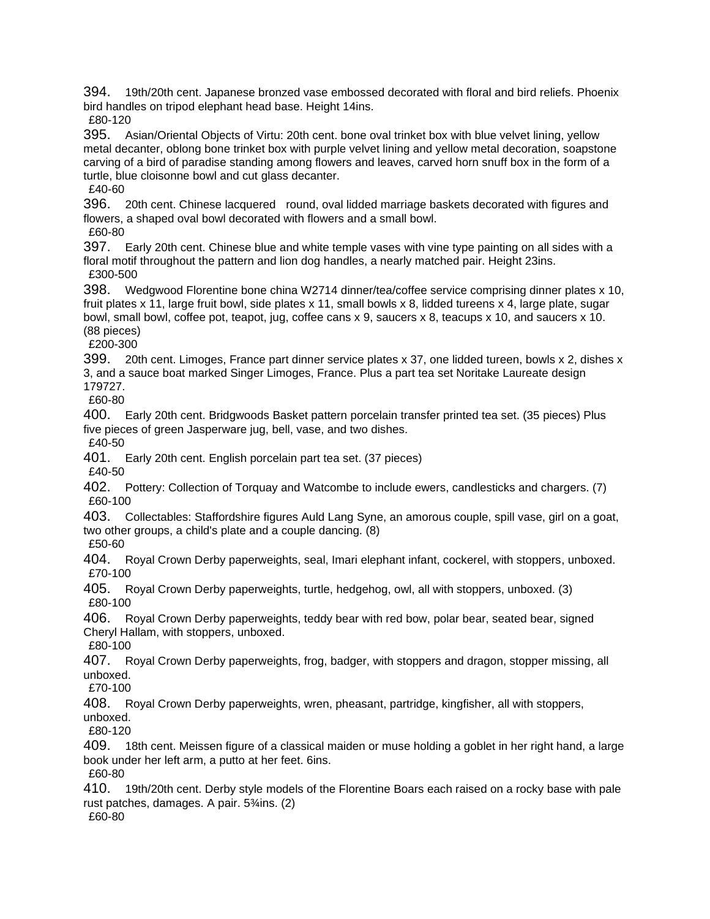394. 19th/20th cent. Japanese bronzed vase embossed decorated with floral and bird reliefs. Phoenix bird handles on tripod elephant head base. Height 14ins.
£80-120

395. Asian/Oriental Objects of Virtu: 20th cent. bone oval trinket box with blue velvet lining, yellow metal decanter, oblong bone trinket box with purple velvet lining and yellow metal decoration, soapstone carving of a bird of paradise standing among flowers and leaves, carved horn snuff box in the form of a turtle, blue cloisonne bowl and cut glass decanter.
£40-60

396. 20th cent. Chinese lacquered round, oval lidded marriage baskets decorated with figures and flowers, a shaped oval bowl decorated with flowers and a small bowl.
£60-80

397. Early 20th cent. Chinese blue and white temple vases with vine type painting on all sides with a floral motif throughout the pattern and lion dog handles, a nearly matched pair. Height 23ins.
£300-500

398. Wedgwood Florentine bone china W2714 dinner/tea/coffee service comprising dinner plates x 10, fruit plates x 11, large fruit bowl, side plates x 11, small bowls x 8, lidded tureens x 4, large plate, sugar bowl, small bowl, coffee pot, teapot, jug, coffee cans x 9, saucers x 8, teacups x 10, and saucers x 10. (88 pieces)
£200-300

399. 20th cent. Limoges, France part dinner service plates x 37, one lidded tureen, bowls x 2, dishes x 3, and a sauce boat marked Singer Limoges, France. Plus a part tea set Noritake Laureate design 179727.
£60-80

400. Early 20th cent. Bridgwoods Basket pattern porcelain transfer printed tea set. (35 pieces) Plus five pieces of green Jasperware jug, bell, vase, and two dishes.
£40-50

401. Early 20th cent. English porcelain part tea set. (37 pieces)
£40-50

402. Pottery: Collection of Torquay and Watcombe to include ewers, candlesticks and chargers. (7)
£60-100

403. Collectables: Staffordshire figures Auld Lang Syne, an amorous couple, spill vase, girl on a goat, two other groups, a child's plate and a couple dancing. (8)
£50-60

404. Royal Crown Derby paperweights, seal, Imari elephant infant, cockerel, with stoppers, unboxed.
£70-100

405. Royal Crown Derby paperweights, turtle, hedgehog, owl, all with stoppers, unboxed. (3)
£80-100

406. Royal Crown Derby paperweights, teddy bear with red bow, polar bear, seated bear, signed Cheryl Hallam, with stoppers, unboxed.
£80-100

407. Royal Crown Derby paperweights, frog, badger, with stoppers and dragon, stopper missing, all unboxed.
£70-100

408. Royal Crown Derby paperweights, wren, pheasant, partridge, kingfisher, all with stoppers, unboxed.
£80-120

409. 18th cent. Meissen figure of a classical maiden or muse holding a goblet in her right hand, a large book under her left arm, a putto at her feet. 6ins.
£60-80

410. 19th/20th cent. Derby style models of the Florentine Boars each raised on a rocky base with pale rust patches, damages. A pair. 5¾ins. (2)
£60-80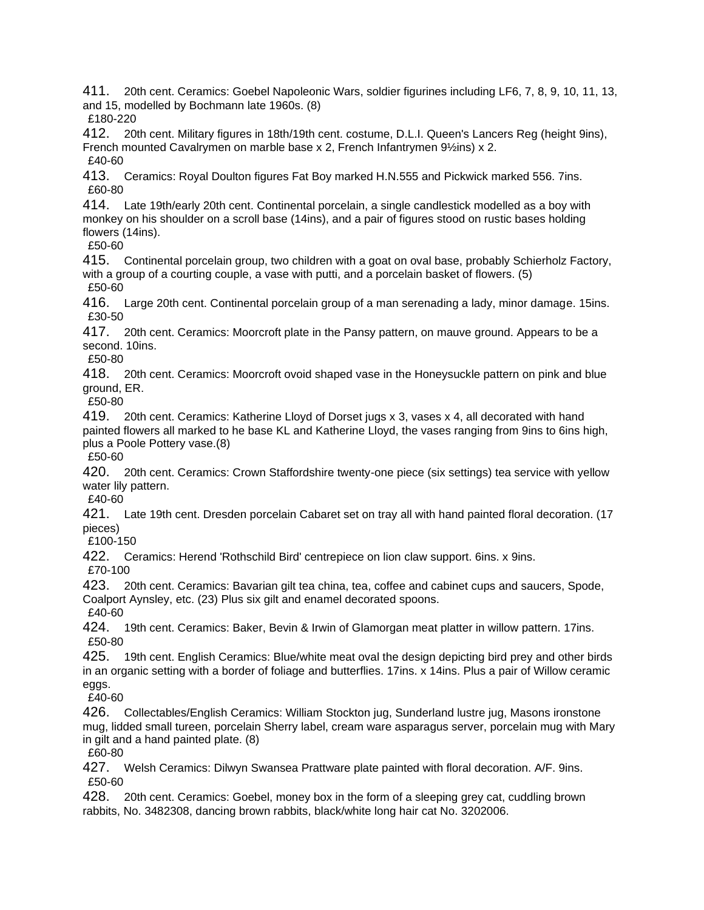411. 20th cent. Ceramics: Goebel Napoleonic Wars, soldier figurines including LF6, 7, 8, 9, 10, 11, 13, and 15, modelled by Bochmann late 1960s. (8)
£180-220

412. 20th cent. Military figures in 18th/19th cent. costume, D.L.I. Queen's Lancers Reg (height 9ins), French mounted Cavalrymen on marble base x 2, French Infantrymen 9½ins) x 2.
£40-60

413. Ceramics: Royal Doulton figures Fat Boy marked H.N.555 and Pickwick marked 556. 7ins.
£60-80

414. Late 19th/early 20th cent. Continental porcelain, a single candlestick modelled as a boy with monkey on his shoulder on a scroll base (14ins), and a pair of figures stood on rustic bases holding flowers (14ins).
£50-60

415. Continental porcelain group, two children with a goat on oval base, probably Schierholz Factory, with a group of a courting couple, a vase with putti, and a porcelain basket of flowers. (5)
£50-60

416. Large 20th cent. Continental porcelain group of a man serenading a lady, minor damage. 15ins.
£30-50

417. 20th cent. Ceramics: Moorcroft plate in the Pansy pattern, on mauve ground. Appears to be a second. 10ins.
£50-80

418. 20th cent. Ceramics: Moorcroft ovoid shaped vase in the Honeysuckle pattern on pink and blue ground, ER.
£50-80

419. 20th cent. Ceramics: Katherine Lloyd of Dorset jugs x 3, vases x 4, all decorated with hand painted flowers all marked to he base KL and Katherine Lloyd, the vases ranging from 9ins to 6ins high, plus a Poole Pottery vase.(8)
£50-60

420. 20th cent. Ceramics: Crown Staffordshire twenty-one piece (six settings) tea service with yellow water lily pattern.
£40-60

421. Late 19th cent. Dresden porcelain Cabaret set on tray all with hand painted floral decoration. (17 pieces)
£100-150

422. Ceramics: Herend 'Rothschild Bird' centrepiece on lion claw support. 6ins. x 9ins.
£70-100

423. 20th cent. Ceramics: Bavarian gilt tea china, tea, coffee and cabinet cups and saucers, Spode, Coalport Aynsley, etc. (23) Plus six gilt and enamel decorated spoons.
£40-60

424. 19th cent. Ceramics: Baker, Bevin & Irwin of Glamorgan meat platter in willow pattern. 17ins.
£50-80

425. 19th cent. English Ceramics: Blue/white meat oval the design depicting bird prey and other birds in an organic setting with a border of foliage and butterflies. 17ins. x 14ins. Plus a pair of Willow ceramic eggs.
£40-60

426. Collectables/English Ceramics: William Stockton jug, Sunderland lustre jug, Masons ironstone mug, lidded small tureen, porcelain Sherry label, cream ware asparagus server, porcelain mug with Mary in gilt and a hand painted plate. (8)
£60-80

427. Welsh Ceramics: Dilwyn Swansea Prattware plate painted with floral decoration. A/F. 9ins.
£50-60

428. 20th cent. Ceramics: Goebel, money box in the form of a sleeping grey cat, cuddling brown rabbits, No. 3482308, dancing brown rabbits, black/white long hair cat No. 3202006.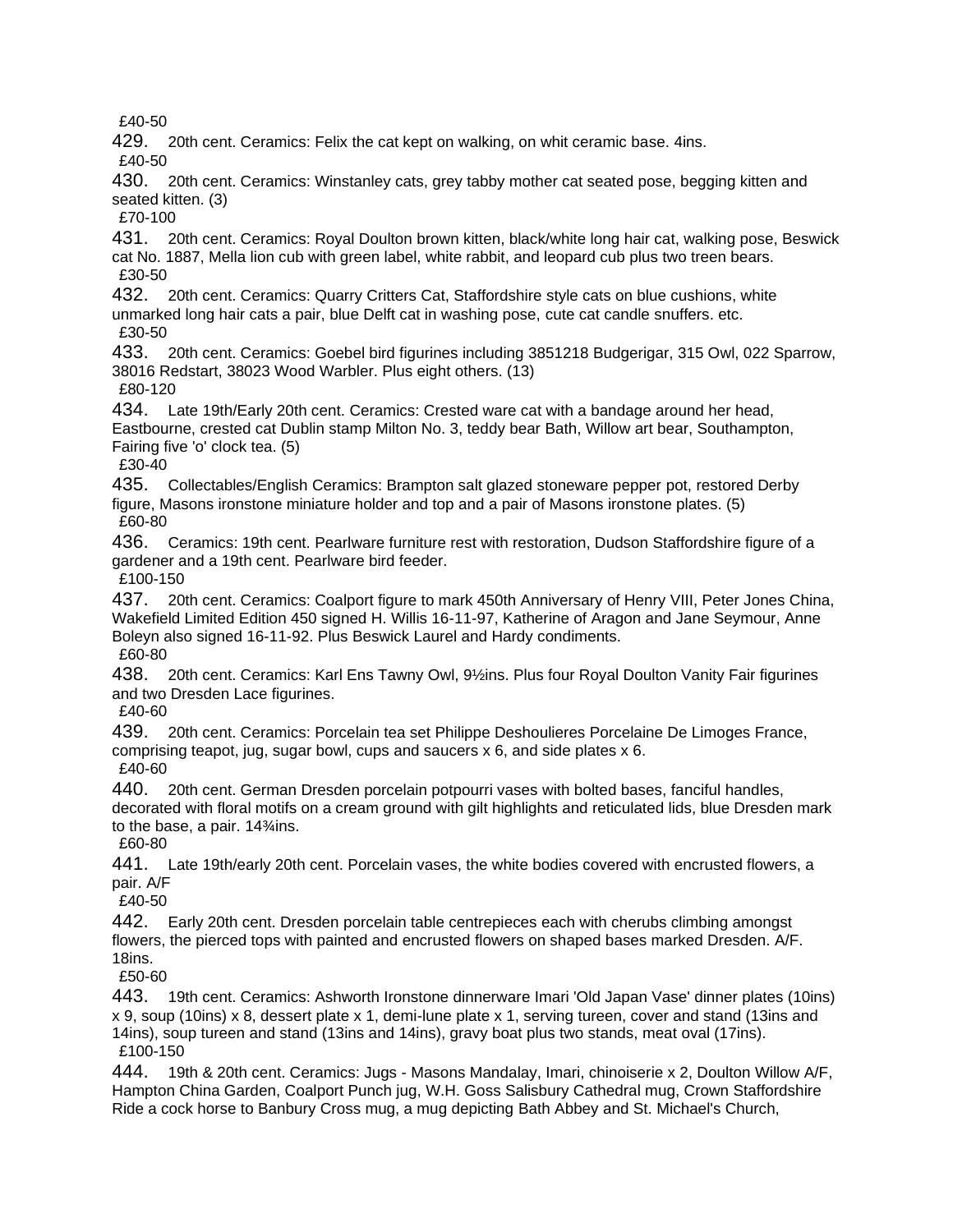£40-50

429. 20th cent. Ceramics: Felix the cat kept on walking, on whit ceramic base. 4ins.
£40-50

430. 20th cent. Ceramics: Winstanley cats, grey tabby mother cat seated pose, begging kitten and seated kitten. (3)
£70-100

431. 20th cent. Ceramics: Royal Doulton brown kitten, black/white long hair cat, walking pose, Beswick cat No. 1887, Mella lion cub with green label, white rabbit, and leopard cub plus two treen bears.
£30-50

432. 20th cent. Ceramics: Quarry Critters Cat, Staffordshire style cats on blue cushions, white unmarked long hair cats a pair, blue Delft cat in washing pose, cute cat candle snuffers. etc.
£30-50

433. 20th cent. Ceramics: Goebel bird figurines including 3851218 Budgerigar, 315 Owl, 022 Sparrow, 38016 Redstart, 38023 Wood Warbler. Plus eight others. (13)
£80-120

434. Late 19th/Early 20th cent. Ceramics: Crested ware cat with a bandage around her head, Eastbourne, crested cat Dublin stamp Milton No. 3, teddy bear Bath, Willow art bear, Southampton, Fairing five 'o' clock tea. (5)
£30-40

435. Collectables/English Ceramics: Brampton salt glazed stoneware pepper pot, restored Derby figure, Masons ironstone miniature holder and top and a pair of Masons ironstone plates. (5)
£60-80

436. Ceramics: 19th cent. Pearlware furniture rest with restoration, Dudson Staffordshire figure of a gardener and a 19th cent. Pearlware bird feeder.
£100-150

437. 20th cent. Ceramics: Coalport figure to mark 450th Anniversary of Henry VIII, Peter Jones China, Wakefield Limited Edition 450 signed H. Willis 16-11-97, Katherine of Aragon and Jane Seymour, Anne Boleyn also signed 16-11-92. Plus Beswick Laurel and Hardy condiments.
£60-80

438. 20th cent. Ceramics: Karl Ens Tawny Owl, 9½ins. Plus four Royal Doulton Vanity Fair figurines and two Dresden Lace figurines.
£40-60

439. 20th cent. Ceramics: Porcelain tea set Philippe Deshoulieres Porcelaine De Limoges France, comprising teapot, jug, sugar bowl, cups and saucers x 6, and side plates x 6.
£40-60

440. 20th cent. German Dresden porcelain potpourri vases with bolted bases, fanciful handles, decorated with floral motifs on a cream ground with gilt highlights and reticulated lids, blue Dresden mark to the base, a pair. 14¾ins.
£60-80

441. Late 19th/early 20th cent. Porcelain vases, the white bodies covered with encrusted flowers, a pair. A/F
£40-50

442. Early 20th cent. Dresden porcelain table centrepieces each with cherubs climbing amongst flowers, the pierced tops with painted and encrusted flowers on shaped bases marked Dresden. A/F. 18ins.
£50-60

443. 19th cent. Ceramics: Ashworth Ironstone dinnerware Imari 'Old Japan Vase' dinner plates (10ins) x 9, soup (10ins) x 8, dessert plate x 1, demi-lune plate x 1, serving tureen, cover and stand (13ins and 14ins), soup tureen and stand (13ins and 14ins), gravy boat plus two stands, meat oval (17ins).
£100-150

444. 19th & 20th cent. Ceramics: Jugs - Masons Mandalay, Imari, chinoiserie x 2, Doulton Willow A/F, Hampton China Garden, Coalport Punch jug, W.H. Goss Salisbury Cathedral mug, Crown Staffordshire Ride a cock horse to Banbury Cross mug, a mug depicting Bath Abbey and St. Michael's Church,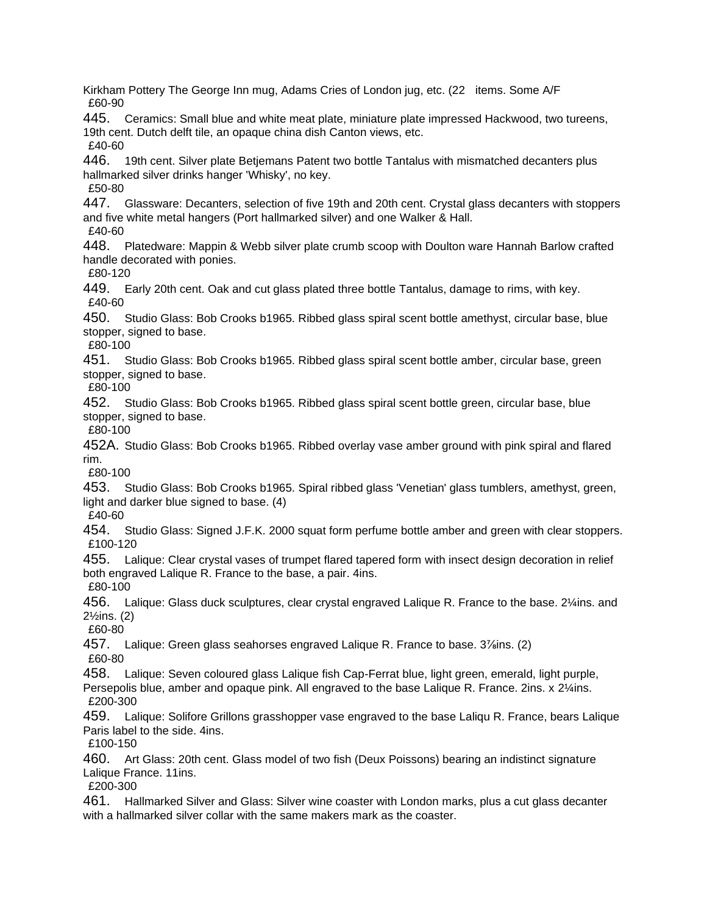Kirkham Pottery The George Inn mug, Adams Cries of London jug, etc. (22 items. Some A/F
£60-90

445. Ceramics: Small blue and white meat plate, miniature plate impressed Hackwood, two tureens, 19th cent. Dutch delft tile, an opaque china dish Canton views, etc.
£40-60

446. 19th cent. Silver plate Betjemans Patent two bottle Tantalus with mismatched decanters plus hallmarked silver drinks hanger 'Whisky', no key.
£50-80

447. Glassware: Decanters, selection of five 19th and 20th cent. Crystal glass decanters with stoppers and five white metal hangers (Port hallmarked silver) and one Walker & Hall.
£40-60

448. Platedware: Mappin & Webb silver plate crumb scoop with Doulton ware Hannah Barlow crafted handle decorated with ponies.
£80-120

449. Early 20th cent. Oak and cut glass plated three bottle Tantalus, damage to rims, with key.
£40-60

450. Studio Glass: Bob Crooks b1965. Ribbed glass spiral scent bottle amethyst, circular base, blue stopper, signed to base.
£80-100

451. Studio Glass: Bob Crooks b1965. Ribbed glass spiral scent bottle amber, circular base, green stopper, signed to base.
£80-100

452. Studio Glass: Bob Crooks b1965. Ribbed glass spiral scent bottle green, circular base, blue stopper, signed to base.
£80-100

452A. Studio Glass: Bob Crooks b1965. Ribbed overlay vase amber ground with pink spiral and flared rim.
£80-100

453. Studio Glass: Bob Crooks b1965. Spiral ribbed glass 'Venetian' glass tumblers, amethyst, green, light and darker blue signed to base. (4)
£40-60

454. Studio Glass: Signed J.F.K. 2000 squat form perfume bottle amber and green with clear stoppers.
£100-120

455. Lalique: Clear crystal vases of trumpet flared tapered form with insect design decoration in relief both engraved Lalique R. France to the base, a pair. 4ins.
£80-100

456. Lalique: Glass duck sculptures, clear crystal engraved Lalique R. France to the base. 2¼ins. and 2½ins. (2)
£60-80

457. Lalique: Green glass seahorses engraved Lalique R. France to base. 3⅞ins. (2)
£60-80

458. Lalique: Seven coloured glass Lalique fish Cap-Ferrat blue, light green, emerald, light purple, Persepolis blue, amber and opaque pink. All engraved to the base Lalique R. France. 2ins. x 2¼ins.
£200-300

459. Lalique: Solifore Grillons grasshopper vase engraved to the base Laliqu R. France, bears Lalique Paris label to the side. 4ins.
£100-150

460. Art Glass: 20th cent. Glass model of two fish (Deux Poissons) bearing an indistinct signature Lalique France. 11ins.
£200-300

461. Hallmarked Silver and Glass: Silver wine coaster with London marks, plus a cut glass decanter with a hallmarked silver collar with the same makers mark as the coaster.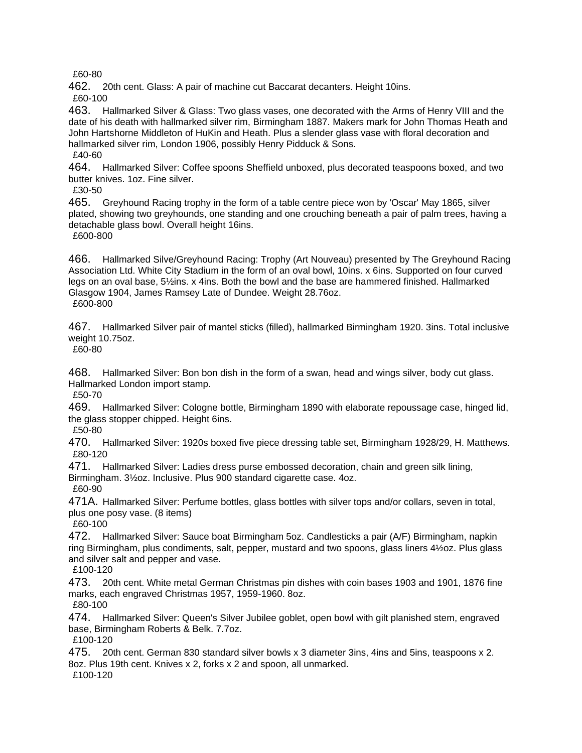£60-80

462. 20th cent. Glass: A pair of machine cut Baccarat decanters. Height 10ins.

£60-100

463. Hallmarked Silver & Glass: Two glass vases, one decorated with the Arms of Henry VIII and the date of his death with hallmarked silver rim, Birmingham 1887. Makers mark for John Thomas Heath and John Hartshorne Middleton of HuKin and Heath. Plus a slender glass vase with floral decoration and hallmarked silver rim, London 1906, possibly Henry Pidduck & Sons.

£40-60

464. Hallmarked Silver: Coffee spoons Sheffield unboxed, plus decorated teaspoons boxed, and two butter knives. 1oz. Fine silver.

£30-50

465. Greyhound Racing trophy in the form of a table centre piece won by 'Oscar' May 1865, silver plated, showing two greyhounds, one standing and one crouching beneath a pair of palm trees, having a detachable glass bowl. Overall height 16ins.

£600-800

466. Hallmarked Silve/Greyhound Racing: Trophy (Art Nouveau) presented by The Greyhound Racing Association Ltd. White City Stadium in the form of an oval bowl, 10ins. x 6ins. Supported on four curved legs on an oval base, 5½ins. x 4ins. Both the bowl and the base are hammered finished. Hallmarked Glasgow 1904, James Ramsey Late of Dundee. Weight 28.76oz.

£600-800

467. Hallmarked Silver pair of mantel sticks (filled), hallmarked Birmingham 1920. 3ins. Total inclusive weight 10.75oz.

£60-80

468. Hallmarked Silver: Bon bon dish in the form of a swan, head and wings silver, body cut glass. Hallmarked London import stamp.

£50-70

469. Hallmarked Silver: Cologne bottle, Birmingham 1890 with elaborate repoussage case, hinged lid, the glass stopper chipped. Height 6ins.

£50-80

470. Hallmarked Silver: 1920s boxed five piece dressing table set, Birmingham 1928/29, H. Matthews.

£80-120

471. Hallmarked Silver: Ladies dress purse embossed decoration, chain and green silk lining, Birmingham. 3½oz. Inclusive. Plus 900 standard cigarette case. 4oz.

£60-90

471A. Hallmarked Silver: Perfume bottles, glass bottles with silver tops and/or collars, seven in total, plus one posy vase. (8 items)

£60-100

472. Hallmarked Silver: Sauce boat Birmingham 5oz. Candlesticks a pair (A/F) Birmingham, napkin ring Birmingham, plus condiments, salt, pepper, mustard and two spoons, glass liners 4½oz. Plus glass and silver salt and pepper and vase.

£100-120

473. 20th cent. White metal German Christmas pin dishes with coin bases 1903 and 1901, 1876 fine marks, each engraved Christmas 1957, 1959-1960. 8oz.

£80-100

474. Hallmarked Silver: Queen's Silver Jubilee goblet, open bowl with gilt planished stem, engraved base, Birmingham Roberts & Belk. 7.7oz.

£100-120

475. 20th cent. German 830 standard silver bowls x 3 diameter 3ins, 4ins and 5ins, teaspoons x 2. 8oz. Plus 19th cent. Knives x 2, forks x 2 and spoon, all unmarked.

£100-120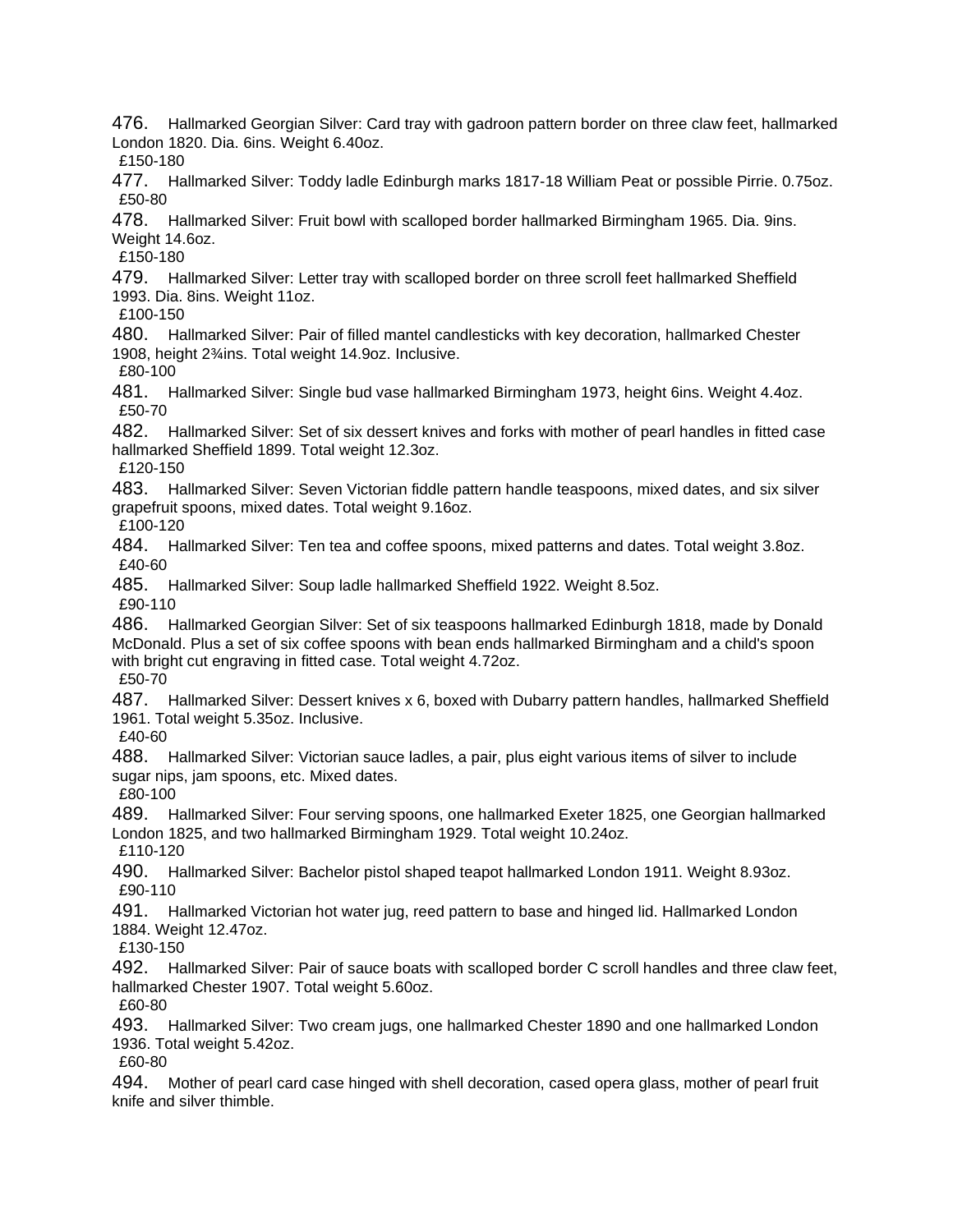476. Hallmarked Georgian Silver: Card tray with gadroon pattern border on three claw feet, hallmarked London 1820. Dia. 6ins. Weight 6.40oz.
£150-180

477. Hallmarked Silver: Toddy ladle Edinburgh marks 1817-18 William Peat or possible Pirrie. 0.75oz.
£50-80

478. Hallmarked Silver: Fruit bowl with scalloped border hallmarked Birmingham 1965. Dia. 9ins. Weight 14.6oz.
£150-180

479. Hallmarked Silver: Letter tray with scalloped border on three scroll feet hallmarked Sheffield 1993. Dia. 8ins. Weight 11oz.
£100-150

480. Hallmarked Silver: Pair of filled mantel candlesticks with key decoration, hallmarked Chester 1908, height 2¾ins. Total weight 14.9oz. Inclusive.
£80-100

481. Hallmarked Silver: Single bud vase hallmarked Birmingham 1973, height 6ins. Weight 4.4oz.
£50-70

482. Hallmarked Silver: Set of six dessert knives and forks with mother of pearl handles in fitted case hallmarked Sheffield 1899. Total weight 12.3oz.
£120-150

483. Hallmarked Silver: Seven Victorian fiddle pattern handle teaspoons, mixed dates, and six silver grapefruit spoons, mixed dates. Total weight 9.16oz.
£100-120

484. Hallmarked Silver: Ten tea and coffee spoons, mixed patterns and dates. Total weight 3.8oz.
£40-60

485. Hallmarked Silver: Soup ladle hallmarked Sheffield 1922. Weight 8.5oz.
£90-110

486. Hallmarked Georgian Silver: Set of six teaspoons hallmarked Edinburgh 1818, made by Donald McDonald. Plus a set of six coffee spoons with bean ends hallmarked Birmingham and a child's spoon with bright cut engraving in fitted case. Total weight 4.72oz.
£50-70

487. Hallmarked Silver: Dessert knives x 6, boxed with Dubarry pattern handles, hallmarked Sheffield 1961. Total weight 5.35oz. Inclusive.
£40-60

488. Hallmarked Silver: Victorian sauce ladles, a pair, plus eight various items of silver to include sugar nips, jam spoons, etc. Mixed dates.
£80-100

489. Hallmarked Silver: Four serving spoons, one hallmarked Exeter 1825, one Georgian hallmarked London 1825, and two hallmarked Birmingham 1929. Total weight 10.24oz.
£110-120

490. Hallmarked Silver: Bachelor pistol shaped teapot hallmarked London 1911. Weight 8.93oz.
£90-110

491. Hallmarked Victorian hot water jug, reed pattern to base and hinged lid. Hallmarked London 1884. Weight 12.47oz.
£130-150

492. Hallmarked Silver: Pair of sauce boats with scalloped border C scroll handles and three claw feet, hallmarked Chester 1907. Total weight 5.60oz.
£60-80

493. Hallmarked Silver: Two cream jugs, one hallmarked Chester 1890 and one hallmarked London 1936. Total weight 5.42oz.
£60-80

494. Mother of pearl card case hinged with shell decoration, cased opera glass, mother of pearl fruit knife and silver thimble.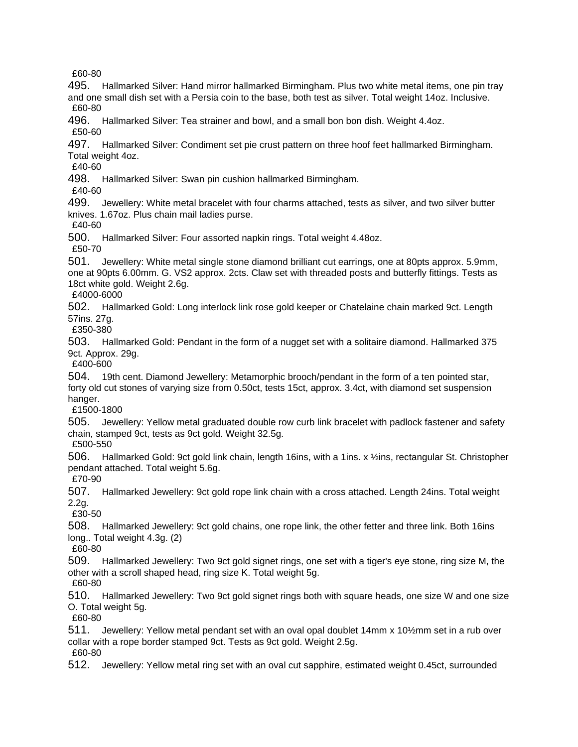£60-80

495. Hallmarked Silver: Hand mirror hallmarked Birmingham. Plus two white metal items, one pin tray and one small dish set with a Persia coin to the base, both test as silver. Total weight 14oz. Inclusive.
£60-80

496. Hallmarked Silver: Tea strainer and bowl, and a small bon bon dish. Weight 4.4oz.
£50-60

497. Hallmarked Silver: Condiment set pie crust pattern on three hoof feet hallmarked Birmingham. Total weight 4oz.
£40-60

498. Hallmarked Silver: Swan pin cushion hallmarked Birmingham.
£40-60

499. Jewellery: White metal bracelet with four charms attached, tests as silver, and two silver butter knives. 1.67oz. Plus chain mail ladies purse.
£40-60

500. Hallmarked Silver: Four assorted napkin rings. Total weight 4.48oz.
£50-70

501. Jewellery: White metal single stone diamond brilliant cut earrings, one at 80pts approx. 5.9mm, one at 90pts 6.00mm. G. VS2 approx. 2cts. Claw set with threaded posts and butterfly fittings. Tests as 18ct white gold. Weight 2.6g.
£4000-6000

502. Hallmarked Gold: Long interlock link rose gold keeper or Chatelaine chain marked 9ct. Length 57ins. 27g.
£350-380

503. Hallmarked Gold: Pendant in the form of a nugget set with a solitaire diamond. Hallmarked 375 9ct. Approx. 29g.
£400-600

504. 19th cent. Diamond Jewellery: Metamorphic brooch/pendant in the form of a ten pointed star, forty old cut stones of varying size from 0.50ct, tests 15ct, approx. 3.4ct, with diamond set suspension hanger.
£1500-1800

505. Jewellery: Yellow metal graduated double row curb link bracelet with padlock fastener and safety chain, stamped 9ct, tests as 9ct gold. Weight 32.5g.
£500-550

506. Hallmarked Gold: 9ct gold link chain, length 16ins, with a 1ins. x ½ins, rectangular St. Christopher pendant attached. Total weight 5.6g.
£70-90

507. Hallmarked Jewellery: 9ct gold rope link chain with a cross attached. Length 24ins. Total weight 2.2g.
£30-50

508. Hallmarked Jewellery: 9ct gold chains, one rope link, the other fetter and three link. Both 16ins long.. Total weight 4.3g. (2)
£60-80

509. Hallmarked Jewellery: Two 9ct gold signet rings, one set with a tiger's eye stone, ring size M, the other with a scroll shaped head, ring size K. Total weight 5g.
£60-80

510. Hallmarked Jewellery: Two 9ct gold signet rings both with square heads, one size W and one size O. Total weight 5g.
£60-80

511. Jewellery: Yellow metal pendant set with an oval opal doublet 14mm x 10½mm set in a rub over collar with a rope border stamped 9ct. Tests as 9ct gold. Weight 2.5g.
£60-80

512. Jewellery: Yellow metal ring set with an oval cut sapphire, estimated weight 0.45ct, surrounded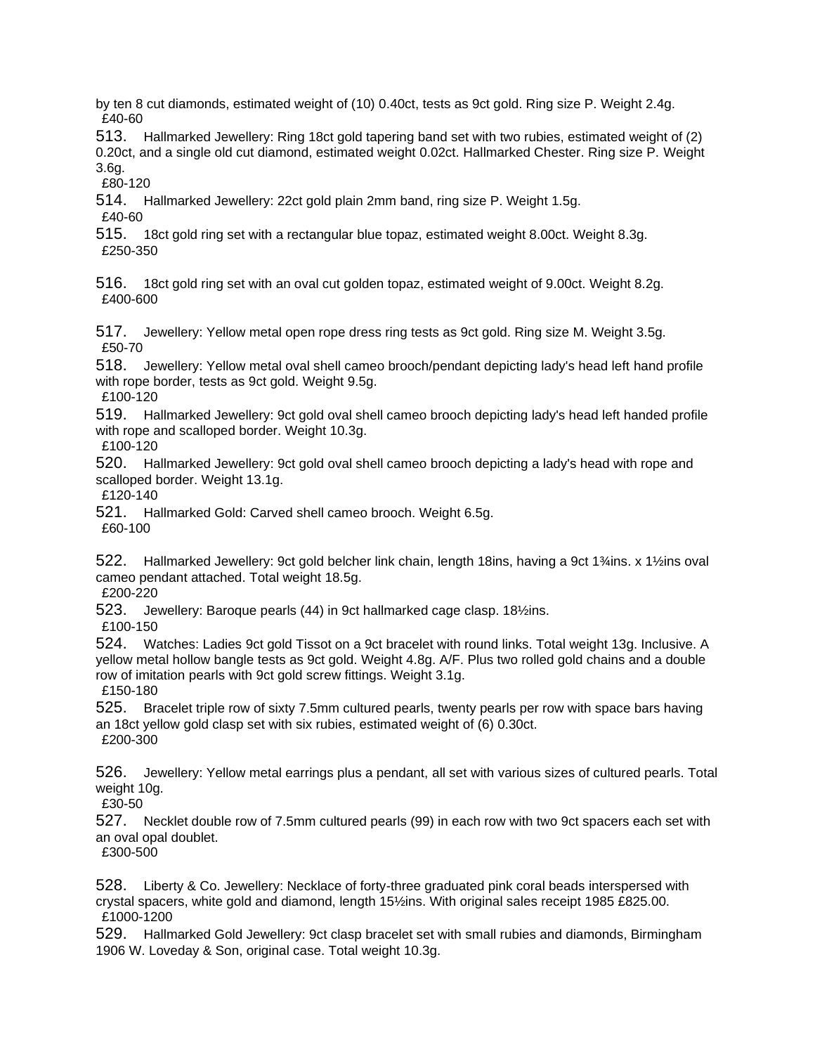by ten 8 cut diamonds, estimated weight of (10) 0.40ct, tests as 9ct gold. Ring size P. Weight 2.4g.
£40-60

513. Hallmarked Jewellery: Ring 18ct gold tapering band set with two rubies, estimated weight of (2) 0.20ct, and a single old cut diamond, estimated weight 0.02ct. Hallmarked Chester. Ring size P. Weight 3.6g.
£80-120

514. Hallmarked Jewellery: 22ct gold plain 2mm band, ring size P. Weight 1.5g.
£40-60

515. 18ct gold ring set with a rectangular blue topaz, estimated weight 8.00ct. Weight 8.3g.
£250-350

516. 18ct gold ring set with an oval cut golden topaz, estimated weight of 9.00ct. Weight 8.2g.
£400-600

517. Jewellery: Yellow metal open rope dress ring tests as 9ct gold. Ring size M. Weight 3.5g.
£50-70

518. Jewellery: Yellow metal oval shell cameo brooch/pendant depicting lady's head left hand profile with rope border, tests as 9ct gold. Weight 9.5g.
£100-120

519. Hallmarked Jewellery: 9ct gold oval shell cameo brooch depicting lady's head left handed profile with rope and scalloped border. Weight 10.3g.
£100-120

520. Hallmarked Jewellery: 9ct gold oval shell cameo brooch depicting a lady's head with rope and scalloped border. Weight 13.1g.
£120-140

521. Hallmarked Gold: Carved shell cameo brooch. Weight 6.5g.
£60-100

522. Hallmarked Jewellery: 9ct gold belcher link chain, length 18ins, having a 9ct 1¾ins. x 1½ins oval cameo pendant attached. Total weight 18.5g.
£200-220

523. Jewellery: Baroque pearls (44) in 9ct hallmarked cage clasp. 18½ins.
£100-150

524. Watches: Ladies 9ct gold Tissot on a 9ct bracelet with round links. Total weight 13g. Inclusive. A yellow metal hollow bangle tests as 9ct gold. Weight 4.8g. A/F. Plus two rolled gold chains and a double row of imitation pearls with 9ct gold screw fittings. Weight 3.1g.
£150-180

525. Bracelet triple row of sixty 7.5mm cultured pearls, twenty pearls per row with space bars having an 18ct yellow gold clasp set with six rubies, estimated weight of (6) 0.30ct.
£200-300

526. Jewellery: Yellow metal earrings plus a pendant, all set with various sizes of cultured pearls. Total weight 10g.
£30-50

527. Necklet double row of 7.5mm cultured pearls (99) in each row with two 9ct spacers each set with an oval opal doublet.
£300-500

528. Liberty & Co. Jewellery: Necklace of forty-three graduated pink coral beads interspersed with crystal spacers, white gold and diamond, length 15½ins. With original sales receipt 1985 £825.00.
£1000-1200

529. Hallmarked Gold Jewellery: 9ct clasp bracelet set with small rubies and diamonds, Birmingham 1906 W. Loveday & Son, original case. Total weight 10.3g.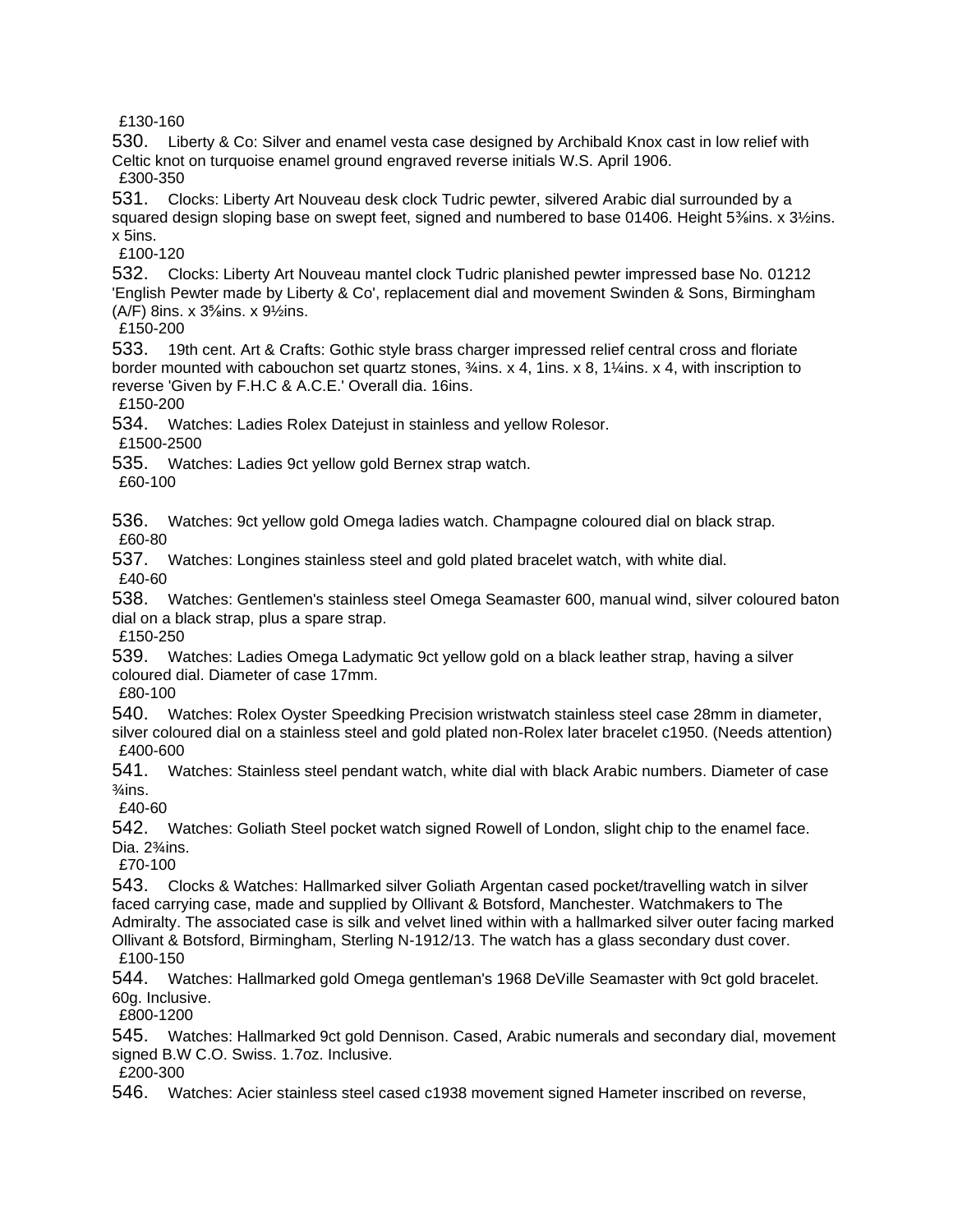£130-160

530. Liberty & Co: Silver and enamel vesta case designed by Archibald Knox cast in low relief with Celtic knot on turquoise enamel ground engraved reverse initials W.S. April 1906.
£300-350

531. Clocks: Liberty Art Nouveau desk clock Tudric pewter, silvered Arabic dial surrounded by a squared design sloping base on swept feet, signed and numbered to base 01406. Height 5⅜ins. x 3½ins. x 5ins.
£100-120

532. Clocks: Liberty Art Nouveau mantel clock Tudric planished pewter impressed base No. 01212 'English Pewter made by Liberty & Co', replacement dial and movement Swinden & Sons, Birmingham (A/F) 8ins. x 3⅝ins. x 9½ins.
£150-200

533. 19th cent. Art & Crafts: Gothic style brass charger impressed relief central cross and floriate border mounted with cabouchon set quartz stones, ¾ins. x 4, 1ins. x 8, 1¼ins. x 4, with inscription to reverse 'Given by F.H.C & A.C.E.' Overall dia. 16ins.
£150-200

534. Watches: Ladies Rolex Datejust in stainless and yellow Rolesor.
£1500-2500

535. Watches: Ladies 9ct yellow gold Bernex strap watch.
£60-100

536. Watches: 9ct yellow gold Omega ladies watch. Champagne coloured dial on black strap.
£60-80

537. Watches: Longines stainless steel and gold plated bracelet watch, with white dial.
£40-60

538. Watches: Gentlemen's stainless steel Omega Seamaster 600, manual wind, silver coloured baton dial on a black strap, plus a spare strap.
£150-250

539. Watches: Ladies Omega Ladymatic 9ct yellow gold on a black leather strap, having a silver coloured dial. Diameter of case 17mm.
£80-100

540. Watches: Rolex Oyster Speedking Precision wristwatch stainless steel case 28mm in diameter, silver coloured dial on a stainless steel and gold plated non-Rolex later bracelet c1950. (Needs attention)
£400-600

541. Watches: Stainless steel pendant watch, white dial with black Arabic numbers. Diameter of case ¾ins.
£40-60

542. Watches: Goliath Steel pocket watch signed Rowell of London, slight chip to the enamel face. Dia. 2¾ins.
£70-100

543. Clocks & Watches: Hallmarked silver Goliath Argentan cased pocket/travelling watch in silver faced carrying case, made and supplied by Ollivant & Botsford, Manchester. Watchmakers to The Admiralty. The associated case is silk and velvet lined within with a hallmarked silver outer facing marked Ollivant & Botsford, Birmingham, Sterling N-1912/13. The watch has a glass secondary dust cover.
£100-150

544. Watches: Hallmarked gold Omega gentleman's 1968 DeVille Seamaster with 9ct gold bracelet. 60g. Inclusive.
£800-1200

545. Watches: Hallmarked 9ct gold Dennison. Cased, Arabic numerals and secondary dial, movement signed B.W C.O. Swiss. 1.7oz. Inclusive.
£200-300

546. Watches: Acier stainless steel cased c1938 movement signed Hameter inscribed on reverse,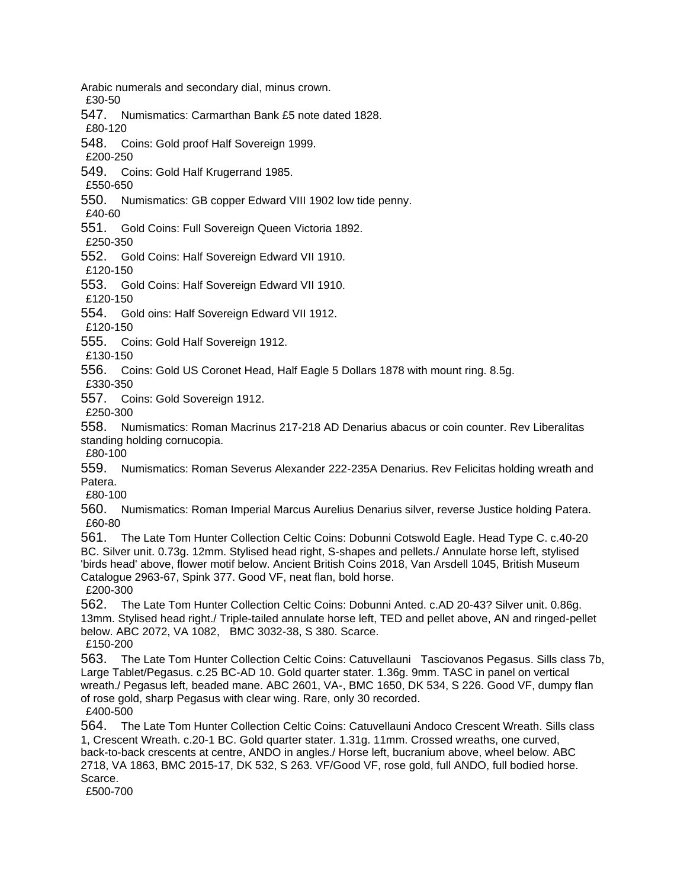Arabic numerals and secondary dial, minus crown.
£30-50

547. Numismatics: Carmarthan Bank £5 note dated 1828.
£80-120

548. Coins: Gold proof Half Sovereign 1999.
£200-250

549. Coins: Gold Half Krugerrand 1985.
£550-650

550. Numismatics: GB copper Edward VIII 1902 low tide penny.
£40-60

551. Gold Coins: Full Sovereign Queen Victoria 1892.
£250-350

552. Gold Coins: Half Sovereign Edward VII 1910.
£120-150

553. Gold Coins: Half Sovereign Edward VII 1910.
£120-150

554. Gold oins: Half Sovereign Edward VII 1912.
£120-150

555. Coins: Gold Half Sovereign 1912.
£130-150

556. Coins: Gold US Coronet Head, Half Eagle 5 Dollars 1878 with mount ring. 8.5g.
£330-350

557. Coins: Gold Sovereign 1912.
£250-300

558. Numismatics: Roman Macrinus 217-218 AD Denarius abacus or coin counter. Rev Liberalitas standing holding cornucopia.
£80-100

559. Numismatics: Roman Severus Alexander 222-235A Denarius. Rev Felicitas holding wreath and Patera.
£80-100

560. Numismatics: Roman Imperial Marcus Aurelius Denarius silver, reverse Justice holding Patera.
£60-80

561. The Late Tom Hunter Collection Celtic Coins: Dobunni Cotswold Eagle. Head Type C. c.40-20 BC. Silver unit. 0.73g. 12mm. Stylised head right, S-shapes and pellets./ Annulate horse left, stylised 'birds head' above, flower motif below. Ancient British Coins 2018, Van Arsdell 1045, British Museum Catalogue 2963-67, Spink 377. Good VF, neat flan, bold horse.
£200-300

562. The Late Tom Hunter Collection Celtic Coins: Dobunni Anted. c.AD 20-43? Silver unit. 0.86g. 13mm. Stylised head right./ Triple-tailed annulate horse left, TED and pellet above, AN and ringed-pellet below. ABC 2072, VA 1082, BMC 3032-38, S 380. Scarce.
£150-200

563. The Late Tom Hunter Collection Celtic Coins: Catuvellauni Tasciovanos Pegasus. Sills class 7b, Large Tablet/Pegasus. c.25 BC-AD 10. Gold quarter stater. 1.36g. 9mm. TASC in panel on vertical wreath./ Pegasus left, beaded mane. ABC 2601, VA-, BMC 1650, DK 534, S 226. Good VF, dumpy flan of rose gold, sharp Pegasus with clear wing. Rare, only 30 recorded.
£400-500

564. The Late Tom Hunter Collection Celtic Coins: Catuvellauni Andoco Crescent Wreath. Sills class 1, Crescent Wreath. c.20-1 BC. Gold quarter stater. 1.31g. 11mm. Crossed wreaths, one curved, back-to-back crescents at centre, ANDO in angles./ Horse left, bucranium above, wheel below. ABC 2718, VA 1863, BMC 2015-17, DK 532, S 263. VF/Good VF, rose gold, full ANDO, full bodied horse. Scarce.
£500-700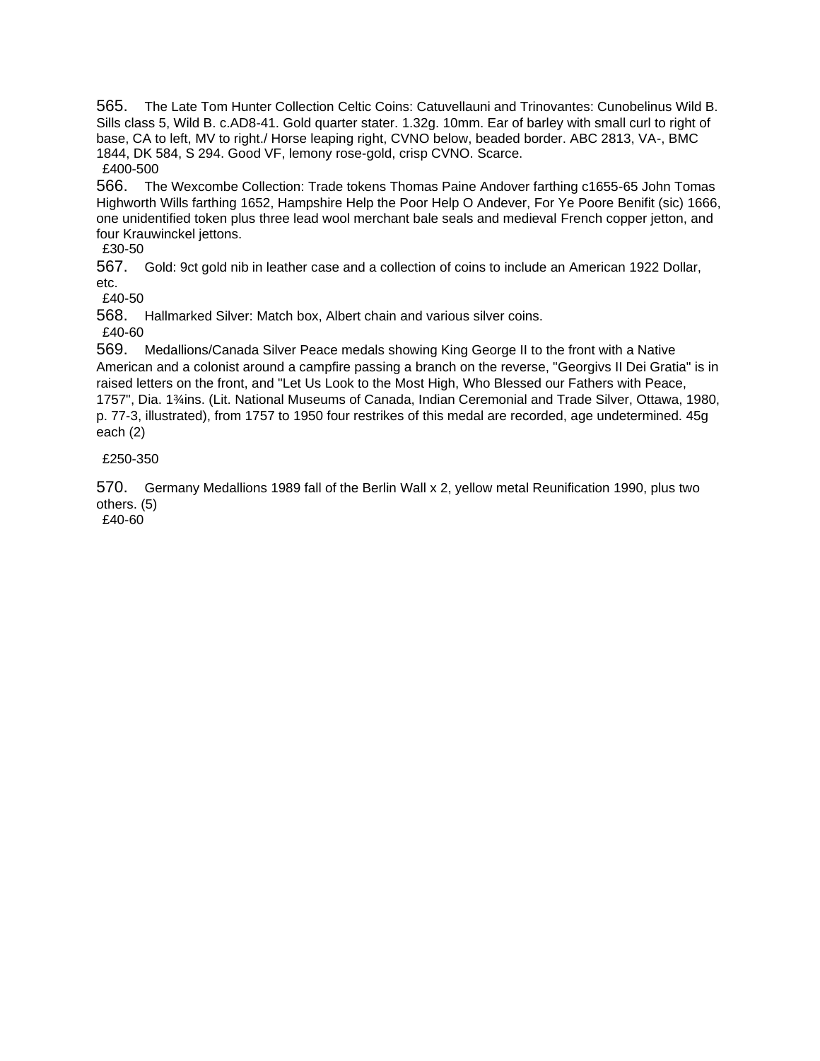565. The Late Tom Hunter Collection Celtic Coins: Catuvellauni and Trinovantes: Cunobelinus Wild B. Sills class 5, Wild B. c.AD8-41. Gold quarter stater. 1.32g. 10mm. Ear of barley with small curl to right of base, CA to left, MV to right./ Horse leaping right, CVNO below, beaded border. ABC 2813, VA-, BMC 1844, DK 584, S 294. Good VF, lemony rose-gold, crisp CVNO. Scarce.
£400-500

566. The Wexcombe Collection: Trade tokens Thomas Paine Andover farthing c1655-65 John Tomas Highworth Wills farthing 1652, Hampshire Help the Poor Help O Andever, For Ye Poore Benifit (sic) 1666, one unidentified token plus three lead wool merchant bale seals and medieval French copper jetton, and four Krauwinckel jettons.
£30-50

567. Gold: 9ct gold nib in leather case and a collection of coins to include an American 1922 Dollar, etc.
£40-50

568. Hallmarked Silver: Match box, Albert chain and various silver coins.
£40-60

569. Medallions/Canada Silver Peace medals showing King George II to the front with a Native American and a colonist around a campfire passing a branch on the reverse, "Georgivs II Dei Gratia" is in raised letters on the front, and "Let Us Look to the Most High, Who Blessed our Fathers with Peace, 1757", Dia. 1¾ins. (Lit. National Museums of Canada, Indian Ceremonial and Trade Silver, Ottawa, 1980, p. 77-3, illustrated), from 1757 to 1950 four restrikes of this medal are recorded, age undetermined. 45g each (2)

£250-350

570. Germany Medallions 1989 fall of the Berlin Wall x 2, yellow metal Reunification 1990, plus two others. (5)
£40-60